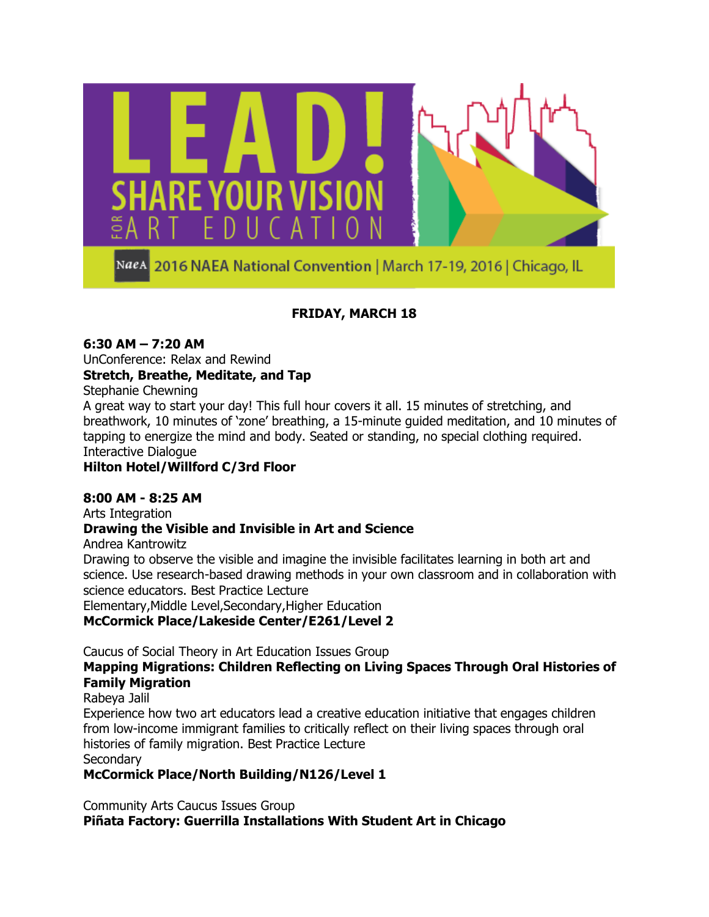# LEAD! SHARE YOUR VISION FOR ART EDUCATION

NAEA 2016 NAEA National Convention | March 17-19, 2016 | Chicago, IL

## FRIDAY, MARCH 18

**6:30 AM – 7:20 AM**

UnConference: Relax and Rewind

**Stretch, Breathe, Meditate, and Tap**

Stephanie Chewning

A great way to start your day! This full hour covers it all. 15 minutes of stretching, and breathwork, 10 minutes of 'zone' breathing, a 15-minute guided meditation, and 10 minutes of tapping to energize the mind and body. Seated or standing, no special clothing required.

Interactive Dialogue

**Hilton Hotel/Willford C/3rd Floor**

**8:00 AM - 8:25 AM**

Arts Integration

**Drawing the Visible and Invisible in Art and Science**

Andrea Kantrowitz

Drawing to observe the visible and imagine the invisible facilitates learning in both art and science. Use research-based drawing methods in your own classroom and in collaboration with science educators. Best Practice Lecture

Elementary,Middle Level,Secondary,Higher Education

**McCormick Place/Lakeside Center/E261/Level 2**

Caucus of Social Theory in Art Education Issues Group

**Mapping Migrations: Children Reflecting on Living Spaces Through Oral Histories of Family Migration**

Rabeya Jalil

Experience how two art educators lead a creative education initiative that engages children from low-income immigrant families to critically reflect on their living spaces through oral histories of family migration. Best Practice Lecture

Secondary

**McCormick Place/North Building/N126/Level 1**

Community Arts Caucus Issues Group

**Piñata Factory: Guerrilla Installations With Student Art in Chicago**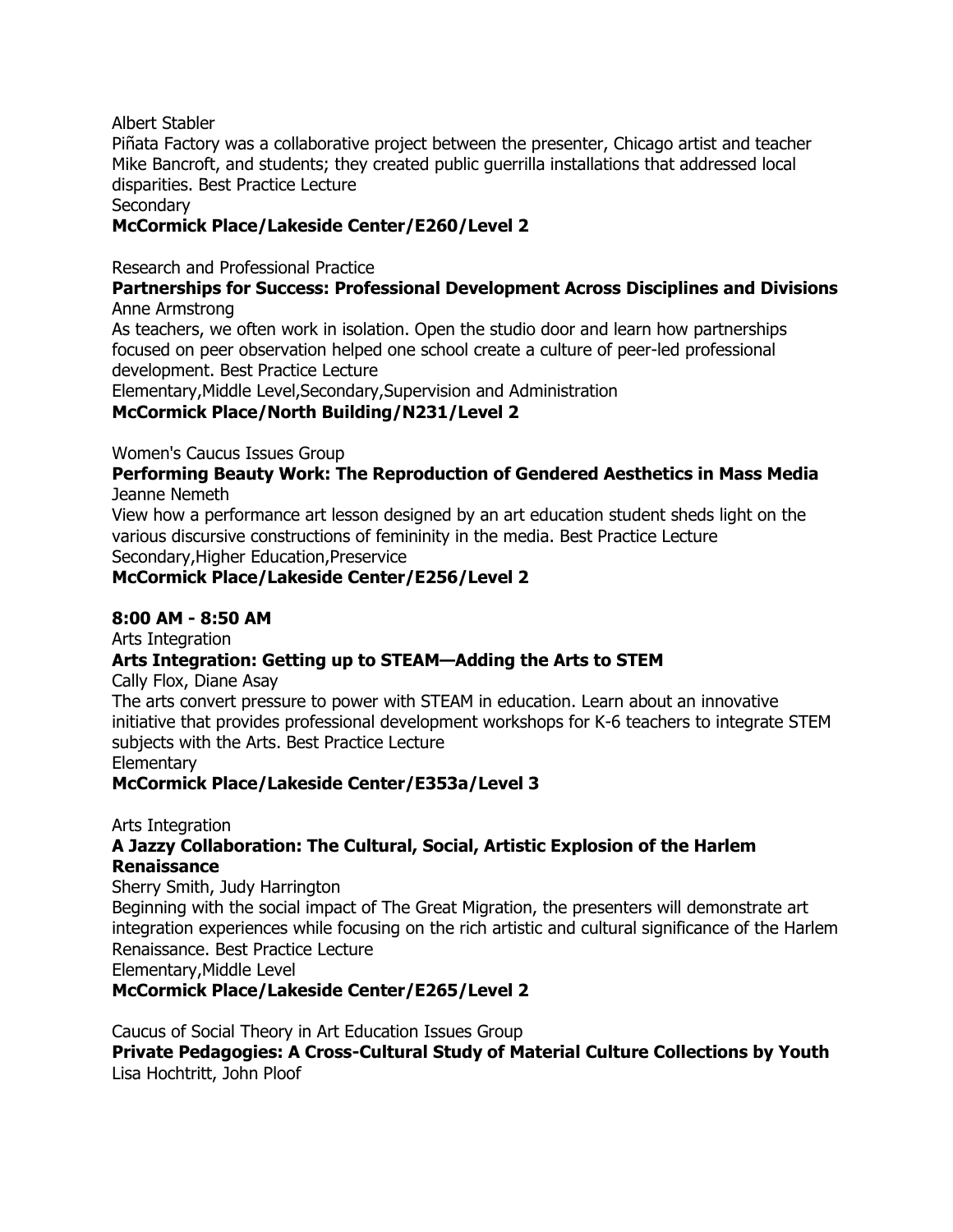Albert Stabler

Piñata Factory was a collaborative project between the presenter, Chicago artist and teacher Mike Bancroft, and students; they created public guerrilla installations that addressed local disparities. Best Practice Lecture

Secondary

**McCormick Place/Lakeside Center/E260/Level 2**

Research and Professional Practice

**Partnerships for Success: Professional Development Across Disciplines and Divisions**

Anne Armstrong

As teachers, we often work in isolation. Open the studio door and learn how partnerships focused on peer observation helped one school create a culture of peer-led professional development. Best Practice Lecture

Elementary,Middle Level,Secondary,Supervision and Administration

**McCormick Place/North Building/N231/Level 2**

Women's Caucus Issues Group

**Performing Beauty Work: The Reproduction of Gendered Aesthetics in Mass Media**

Jeanne Nemeth

View how a performance art lesson designed by an art education student sheds light on the various discursive constructions of femininity in the media. Best Practice Lecture

Secondary,Higher Education,Preservice

**McCormick Place/Lakeside Center/E256/Level 2**

**8:00 AM - 8:50 AM**

Arts Integration

**Arts Integration: Getting up to STEAM—Adding the Arts to STEM**

Cally Flox, Diane Asay

The arts convert pressure to power with STEAM in education. Learn about an innovative initiative that provides professional development workshops for K-6 teachers to integrate STEM subjects with the Arts. Best Practice Lecture

Elementary

**McCormick Place/Lakeside Center/E353a/Level 3**

Arts Integration

**A Jazzy Collaboration: The Cultural, Social, Artistic Explosion of the Harlem Renaissance**

Sherry Smith, Judy Harrington

Beginning with the social impact of The Great Migration, the presenters will demonstrate art integration experiences while focusing on the rich artistic and cultural significance of the Harlem Renaissance. Best Practice Lecture

Elementary,Middle Level

**McCormick Place/Lakeside Center/E265/Level 2**

Caucus of Social Theory in Art Education Issues Group

**Private Pedagogies: A Cross-Cultural Study of Material Culture Collections by Youth**

Lisa Hochtritt, John Ploof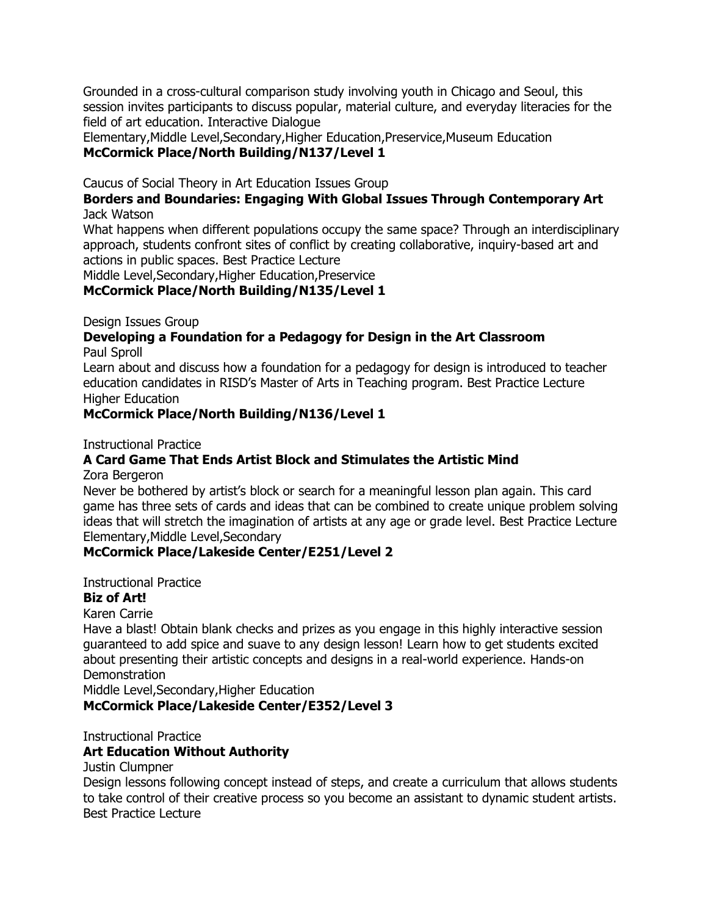Grounded in a cross-cultural comparison study involving youth in Chicago and Seoul, this session invites participants to discuss popular, material culture, and everyday literacies for the field of art education. Interactive Dialogue

Elementary,Middle Level,Secondary,Higher Education,Preservice,Museum Education

**McCormick Place/North Building/N137/Level 1**

Caucus of Social Theory in Art Education Issues Group

**Borders and Boundaries: Engaging With Global Issues Through Contemporary Art**

Jack Watson

What happens when different populations occupy the same space? Through an interdisciplinary approach, students confront sites of conflict by creating collaborative, inquiry-based art and actions in public spaces. Best Practice Lecture

Middle Level,Secondary,Higher Education,Preservice

**McCormick Place/North Building/N135/Level 1**

Design Issues Group

**Developing a Foundation for a Pedagogy for Design in the Art Classroom**

Paul Sproll

Learn about and discuss how a foundation for a pedagogy for design is introduced to teacher education candidates in RISD's Master of Arts in Teaching program. Best Practice Lecture

Higher Education

**McCormick Place/North Building/N136/Level 1**

Instructional Practice

**A Card Game That Ends Artist Block and Stimulates the Artistic Mind**

Zora Bergeron

Never be bothered by artist's block or search for a meaningful lesson plan again. This card game has three sets of cards and ideas that can be combined to create unique problem solving ideas that will stretch the imagination of artists at any age or grade level. Best Practice Lecture

Elementary,Middle Level,Secondary

**McCormick Place/Lakeside Center/E251/Level 2**

Instructional Practice

**Biz of Art!**

Karen Carrie

Have a blast! Obtain blank checks and prizes as you engage in this highly interactive session guaranteed to add spice and suave to any design lesson! Learn how to get students excited about presenting their artistic concepts and designs in a real-world experience. Hands-on Demonstration

Middle Level,Secondary,Higher Education

**McCormick Place/Lakeside Center/E352/Level 3**

Instructional Practice

**Art Education Without Authority**

Justin Clumpner

Design lessons following concept instead of steps, and create a curriculum that allows students to take control of their creative process so you become an assistant to dynamic student artists. Best Practice Lecture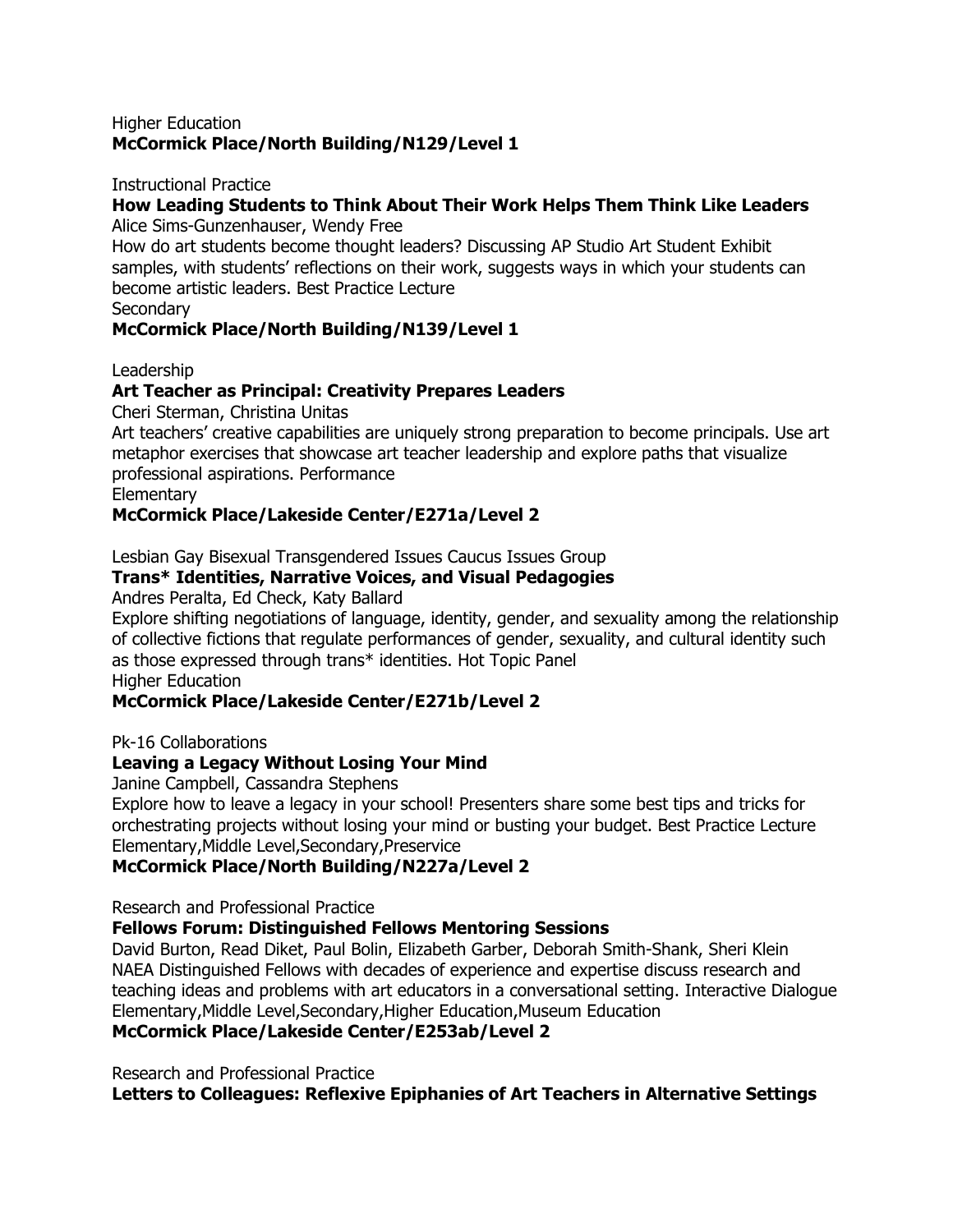Higher Education
**McCormick Place/North Building/N129/Level 1**

Instructional Practice
**How Leading Students to Think About Their Work Helps Them Think Like Leaders**
Alice Sims-Gunzenhauser, Wendy Free
How do art students become thought leaders? Discussing AP Studio Art Student Exhibit samples, with students' reflections on their work, suggests ways in which your students can become artistic leaders. Best Practice Lecture
Secondary
**McCormick Place/North Building/N139/Level 1**

Leadership
**Art Teacher as Principal: Creativity Prepares Leaders**
Cheri Sterman, Christina Unitas
Art teachers' creative capabilities are uniquely strong preparation to become principals. Use art metaphor exercises that showcase art teacher leadership and explore paths that visualize professional aspirations. Performance
Elementary
**McCormick Place/Lakeside Center/E271a/Level 2**

Lesbian Gay Bisexual Transgendered Issues Caucus Issues Group
**Trans* Identities, Narrative Voices, and Visual Pedagogies**
Andres Peralta, Ed Check, Katy Ballard
Explore shifting negotiations of language, identity, gender, and sexuality among the relationship of collective fictions that regulate performances of gender, sexuality, and cultural identity such as those expressed through trans* identities. Hot Topic Panel
Higher Education
**McCormick Place/Lakeside Center/E271b/Level 2**

Pk-16 Collaborations
**Leaving a Legacy Without Losing Your Mind**
Janine Campbell, Cassandra Stephens
Explore how to leave a legacy in your school! Presenters share some best tips and tricks for orchestrating projects without losing your mind or busting your budget. Best Practice Lecture
Elementary,Middle Level,Secondary,Preservice
**McCormick Place/North Building/N227a/Level 2**

Research and Professional Practice
**Fellows Forum: Distinguished Fellows Mentoring Sessions**
David Burton, Read Diket, Paul Bolin, Elizabeth Garber, Deborah Smith-Shank, Sheri Klein
NAEA Distinguished Fellows with decades of experience and expertise discuss research and teaching ideas and problems with art educators in a conversational setting. Interactive Dialogue
Elementary,Middle Level,Secondary,Higher Education,Museum Education
**McCormick Place/Lakeside Center/E253ab/Level 2**

Research and Professional Practice
**Letters to Colleagues: Reflexive Epiphanies of Art Teachers in Alternative Settings**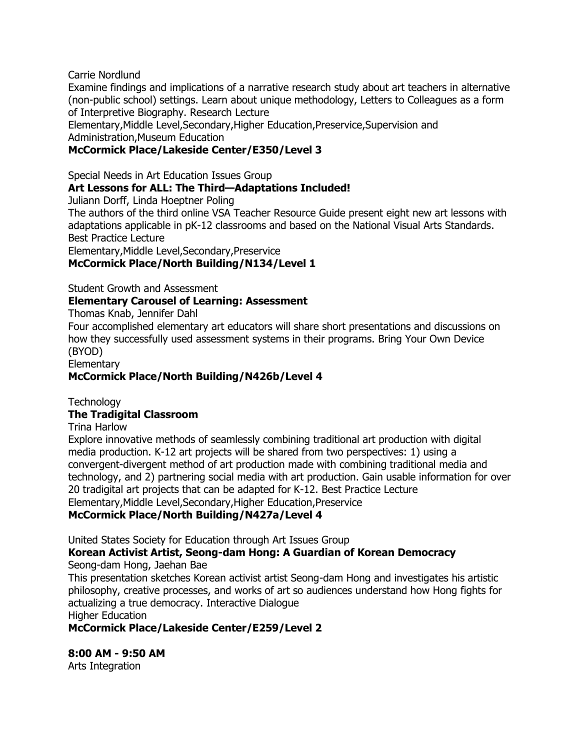Carrie Nordlund

Examine findings and implications of a narrative research study about art teachers in alternative (non-public school) settings. Learn about unique methodology, Letters to Colleagues as a form of Interpretive Biography. Research Lecture

Elementary,Middle Level,Secondary,Higher Education,Preservice,Supervision and Administration,Museum Education

**McCormick Place/Lakeside Center/E350/Level 3**

Special Needs in Art Education Issues Group

**Art Lessons for ALL: The Third—Adaptations Included!**

Juliann Dorff, Linda Hoeptner Poling

The authors of the third online VSA Teacher Resource Guide present eight new art lessons with adaptations applicable in pK-12 classrooms and based on the National Visual Arts Standards. Best Practice Lecture

Elementary,Middle Level,Secondary,Preservice

**McCormick Place/North Building/N134/Level 1**

Student Growth and Assessment

**Elementary Carousel of Learning: Assessment**

Thomas Knab, Jennifer Dahl

Four accomplished elementary art educators will share short presentations and discussions on how they successfully used assessment systems in their programs. Bring Your Own Device (BYOD)

Elementary

**McCormick Place/North Building/N426b/Level 4**

Technology

**The Tradigital Classroom**

Trina Harlow

Explore innovative methods of seamlessly combining traditional art production with digital media production. K-12 art projects will be shared from two perspectives: 1) using a convergent-divergent method of art production made with combining traditional media and technology, and 2) partnering social media with art production. Gain usable information for over 20 tradigital art projects that can be adapted for K-12. Best Practice Lecture

Elementary,Middle Level,Secondary,Higher Education,Preservice

**McCormick Place/North Building/N427a/Level 4**

United States Society for Education through Art Issues Group

**Korean Activist Artist, Seong-dam Hong: A Guardian of Korean Democracy**

Seong-dam Hong, Jaehan Bae

This presentation sketches Korean activist artist Seong-dam Hong and investigates his artistic philosophy, creative processes, and works of art so audiences understand how Hong fights for actualizing a true democracy. Interactive Dialogue

Higher Education

**McCormick Place/Lakeside Center/E259/Level 2**

**8:00 AM - 9:50 AM**

Arts Integration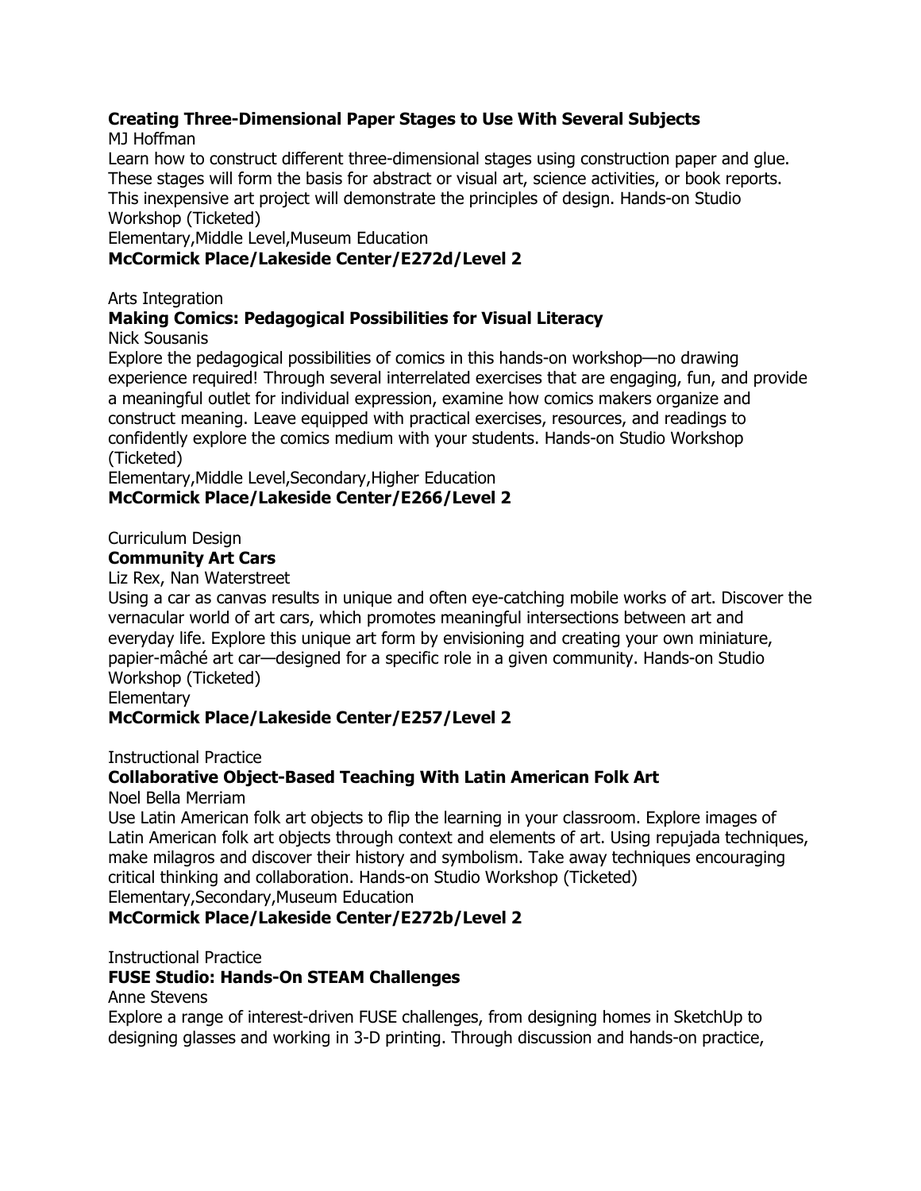**Creating Three-Dimensional Paper Stages to Use With Several Subjects**

MJ Hoffman

Learn how to construct different three-dimensional stages using construction paper and glue. These stages will form the basis for abstract or visual art, science activities, or book reports. This inexpensive art project will demonstrate the principles of design. Hands-on Studio Workshop (Ticketed)

Elementary,Middle Level,Museum Education

**McCormick Place/Lakeside Center/E272d/Level 2**

Arts Integration

**Making Comics: Pedagogical Possibilities for Visual Literacy**

Nick Sousanis

Explore the pedagogical possibilities of comics in this hands-on workshop—no drawing experience required! Through several interrelated exercises that are engaging, fun, and provide a meaningful outlet for individual expression, examine how comics makers organize and construct meaning. Leave equipped with practical exercises, resources, and readings to confidently explore the comics medium with your students. Hands-on Studio Workshop (Ticketed)

Elementary,Middle Level,Secondary,Higher Education

**McCormick Place/Lakeside Center/E266/Level 2**

Curriculum Design

**Community Art Cars**

Liz Rex, Nan Waterstreet

Using a car as canvas results in unique and often eye-catching mobile works of art. Discover the vernacular world of art cars, which promotes meaningful intersections between art and everyday life. Explore this unique art form by envisioning and creating your own miniature, papier-mâché art car—designed for a specific role in a given community. Hands-on Studio Workshop (Ticketed)

Elementary

**McCormick Place/Lakeside Center/E257/Level 2**

Instructional Practice

**Collaborative Object-Based Teaching With Latin American Folk Art**

Noel Bella Merriam

Use Latin American folk art objects to flip the learning in your classroom. Explore images of Latin American folk art objects through context and elements of art. Using repujada techniques, make milagros and discover their history and symbolism. Take away techniques encouraging critical thinking and collaboration. Hands-on Studio Workshop (Ticketed)

Elementary,Secondary,Museum Education

**McCormick Place/Lakeside Center/E272b/Level 2**

Instructional Practice

**FUSE Studio: Hands-On STEAM Challenges**

Anne Stevens

Explore a range of interest-driven FUSE challenges, from designing homes in SketchUp to designing glasses and working in 3-D printing. Through discussion and hands-on practice,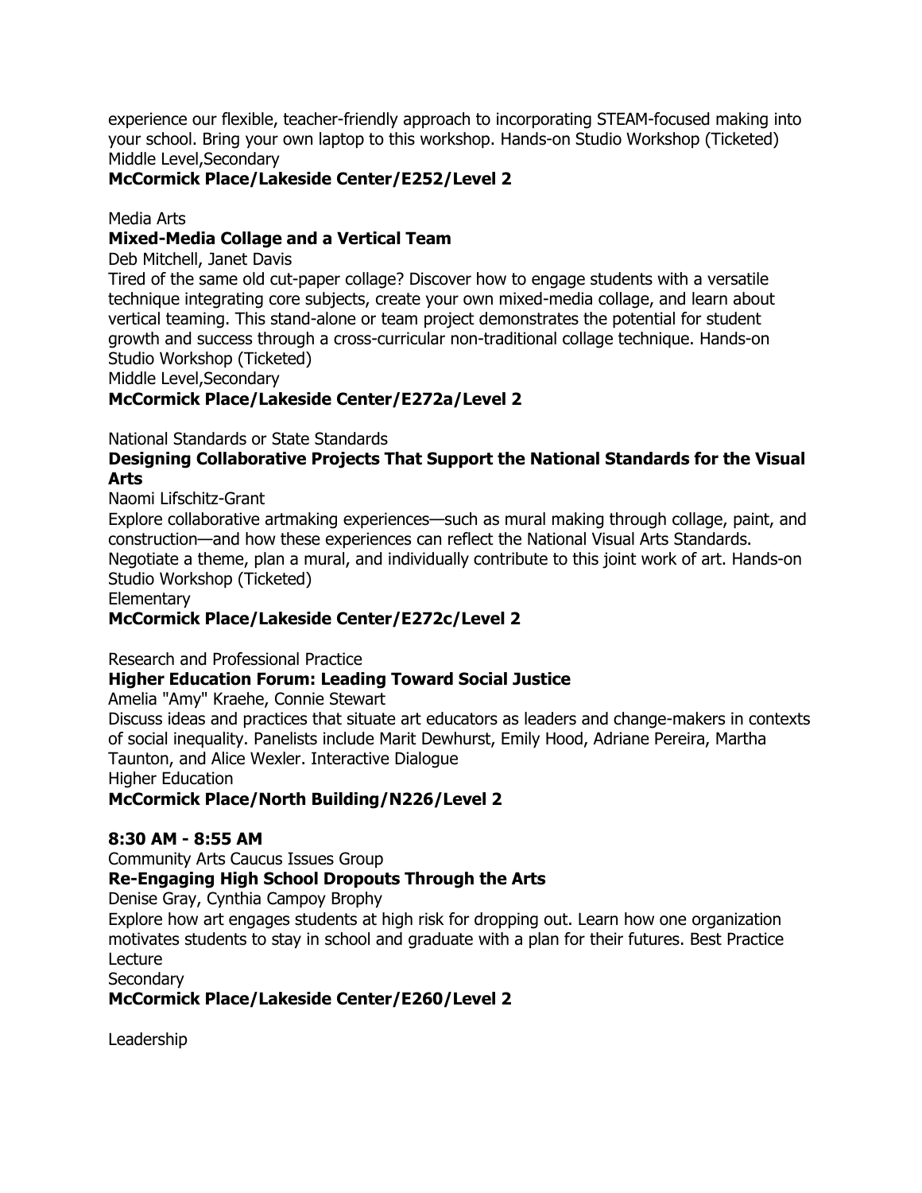experience our flexible, teacher-friendly approach to incorporating STEAM-focused making into your school. Bring your own laptop to this workshop. Hands-on Studio Workshop (Ticketed)
Middle Level,Secondary

**McCormick Place/Lakeside Center/E252/Level 2**

Media Arts

**Mixed-Media Collage and a Vertical Team**

Deb Mitchell, Janet Davis

Tired of the same old cut-paper collage? Discover how to engage students with a versatile technique integrating core subjects, create your own mixed-media collage, and learn about vertical teaming. This stand-alone or team project demonstrates the potential for student growth and success through a cross-curricular non-traditional collage technique. Hands-on Studio Workshop (Ticketed)

Middle Level,Secondary

**McCormick Place/Lakeside Center/E272a/Level 2**

National Standards or State Standards

**Designing Collaborative Projects That Support the National Standards for the Visual Arts**

Naomi Lifschitz-Grant

Explore collaborative artmaking experiences—such as mural making through collage, paint, and construction—and how these experiences can reflect the National Visual Arts Standards. Negotiate a theme, plan a mural, and individually contribute to this joint work of art. Hands-on Studio Workshop (Ticketed)

Elementary

**McCormick Place/Lakeside Center/E272c/Level 2**

Research and Professional Practice

**Higher Education Forum: Leading Toward Social Justice**

Amelia "Amy" Kraehe, Connie Stewart

Discuss ideas and practices that situate art educators as leaders and change-makers in contexts of social inequality. Panelists include Marit Dewhurst, Emily Hood, Adriane Pereira, Martha Taunton, and Alice Wexler. Interactive Dialogue

Higher Education

**McCormick Place/North Building/N226/Level 2**

**8:30 AM - 8:55 AM**

Community Arts Caucus Issues Group

**Re-Engaging High School Dropouts Through the Arts**

Denise Gray, Cynthia Campoy Brophy

Explore how art engages students at high risk for dropping out. Learn how one organization motivates students to stay in school and graduate with a plan for their futures. Best Practice Lecture

Secondary

**McCormick Place/Lakeside Center/E260/Level 2**

Leadership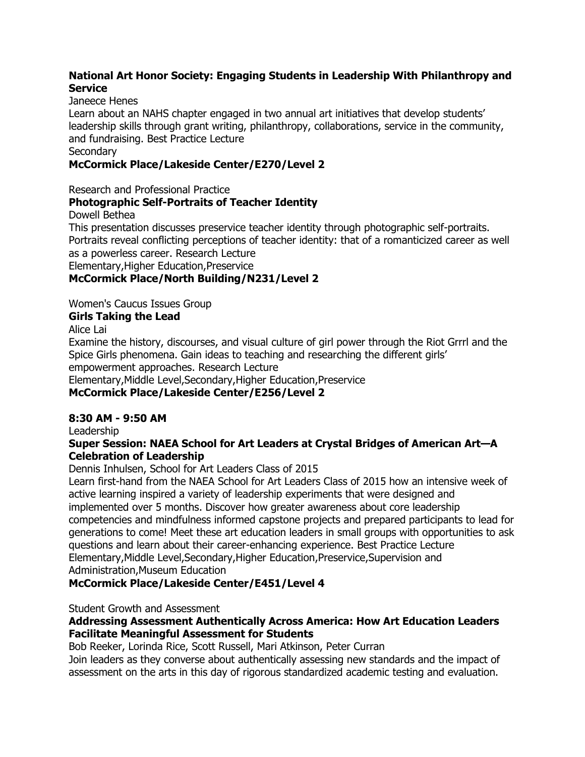**National Art Honor Society: Engaging Students in Leadership With Philanthropy and Service**

Janeece Henes

Learn about an NAHS chapter engaged in two annual art initiatives that develop students' leadership skills through grant writing, philanthropy, collaborations, service in the community, and fundraising. Best Practice Lecture

Secondary

**McCormick Place/Lakeside Center/E270/Level 2**

Research and Professional Practice

**Photographic Self-Portraits of Teacher Identity**

Dowell Bethea

This presentation discusses preservice teacher identity through photographic self-portraits. Portraits reveal conflicting perceptions of teacher identity: that of a romanticized career as well as a powerless career. Research Lecture

Elementary,Higher Education,Preservice

**McCormick Place/North Building/N231/Level 2**

Women's Caucus Issues Group

**Girls Taking the Lead**

Alice Lai

Examine the history, discourses, and visual culture of girl power through the Riot Grrrl and the Spice Girls phenomena. Gain ideas to teaching and researching the different girls' empowerment approaches. Research Lecture

Elementary,Middle Level,Secondary,Higher Education,Preservice

**McCormick Place/Lakeside Center/E256/Level 2**

**8:30 AM - 9:50 AM**

Leadership

**Super Session: NAEA School for Art Leaders at Crystal Bridges of American Art—A Celebration of Leadership**

Dennis Inhulsen, School for Art Leaders Class of 2015

Learn first-hand from the NAEA School for Art Leaders Class of 2015 how an intensive week of active learning inspired a variety of leadership experiments that were designed and implemented over 5 months. Discover how greater awareness about core leadership competencies and mindfulness informed capstone projects and prepared participants to lead for generations to come! Meet these art education leaders in small groups with opportunities to ask questions and learn about their career-enhancing experience. Best Practice Lecture

Elementary,Middle Level,Secondary,Higher Education,Preservice,Supervision and Administration,Museum Education

**McCormick Place/Lakeside Center/E451/Level 4**

Student Growth and Assessment

**Addressing Assessment Authentically Across America: How Art Education Leaders Facilitate Meaningful Assessment for Students**

Bob Reeker, Lorinda Rice, Scott Russell, Mari Atkinson, Peter Curran

Join leaders as they converse about authentically assessing new standards and the impact of assessment on the arts in this day of rigorous standardized academic testing and evaluation.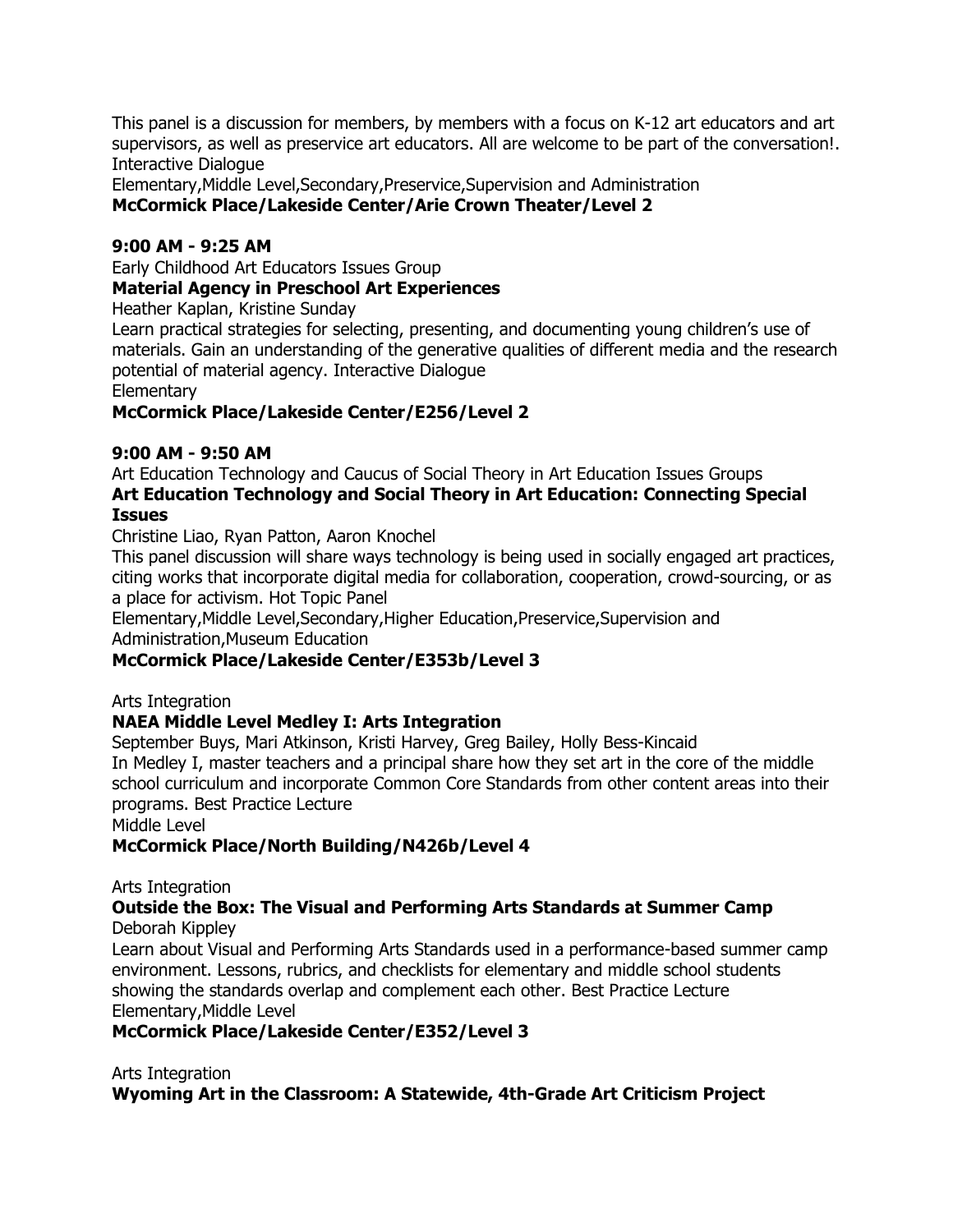This panel is a discussion for members, by members with a focus on K-12 art educators and art supervisors, as well as preservice art educators. All are welcome to be part of the conversation!. Interactive Dialogue
Elementary,Middle Level,Secondary,Preservice,Supervision and Administration
**McCormick Place/Lakeside Center/Arie Crown Theater/Level 2**

**9:00 AM - 9:25 AM**
Early Childhood Art Educators Issues Group
**Material Agency in Preschool Art Experiences**
Heather Kaplan, Kristine Sunday
Learn practical strategies for selecting, presenting, and documenting young children's use of materials. Gain an understanding of the generative qualities of different media and the research potential of material agency. Interactive Dialogue
Elementary
**McCormick Place/Lakeside Center/E256/Level 2**

**9:00 AM - 9:50 AM**
Art Education Technology and Caucus of Social Theory in Art Education Issues Groups
**Art Education Technology and Social Theory in Art Education: Connecting Special Issues**
Christine Liao, Ryan Patton, Aaron Knochel
This panel discussion will share ways technology is being used in socially engaged art practices, citing works that incorporate digital media for collaboration, cooperation, crowd-sourcing, or as a place for activism. Hot Topic Panel
Elementary,Middle Level,Secondary,Higher Education,Preservice,Supervision and Administration,Museum Education
**McCormick Place/Lakeside Center/E353b/Level 3**

Arts Integration
**NAEA Middle Level Medley I: Arts Integration**
September Buys, Mari Atkinson, Kristi Harvey, Greg Bailey, Holly Bess-Kincaid
In Medley I, master teachers and a principal share how they set art in the core of the middle school curriculum and incorporate Common Core Standards from other content areas into their programs. Best Practice Lecture
Middle Level
**McCormick Place/North Building/N426b/Level 4**

Arts Integration
**Outside the Box: The Visual and Performing Arts Standards at Summer Camp**
Deborah Kippley
Learn about Visual and Performing Arts Standards used in a performance-based summer camp environment. Lessons, rubrics, and checklists for elementary and middle school students showing the standards overlap and complement each other. Best Practice Lecture
Elementary,Middle Level
**McCormick Place/Lakeside Center/E352/Level 3**

Arts Integration
**Wyoming Art in the Classroom: A Statewide, 4th-Grade Art Criticism Project**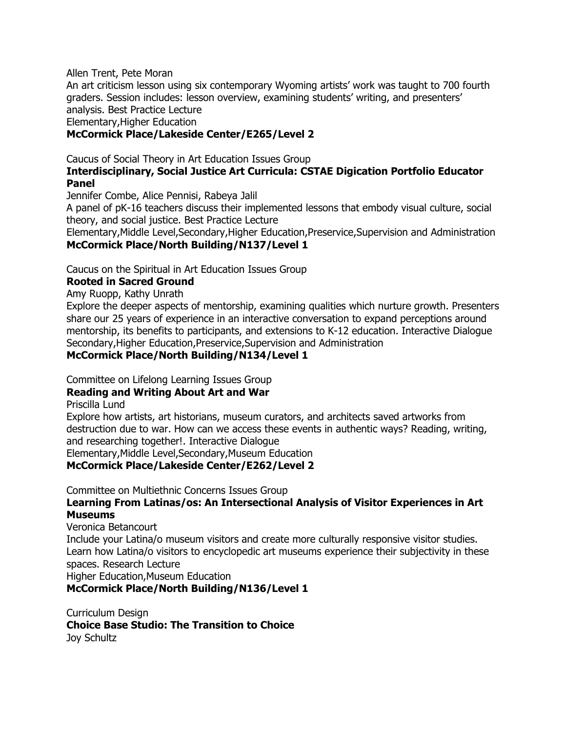Allen Trent, Pete Moran
An art criticism lesson using six contemporary Wyoming artists' work was taught to 700 fourth graders. Session includes: lesson overview, examining students' writing, and presenters' analysis. Best Practice Lecture
Elementary,Higher Education
**McCormick Place/Lakeside Center/E265/Level 2**

Caucus of Social Theory in Art Education Issues Group
**Interdisciplinary, Social Justice Art Curricula: CSTAE Digication Portfolio Educator Panel**
Jennifer Combe, Alice Pennisi, Rabeya Jalil
A panel of pK-16 teachers discuss their implemented lessons that embody visual culture, social theory, and social justice. Best Practice Lecture
Elementary,Middle Level,Secondary,Higher Education,Preservice,Supervision and Administration
**McCormick Place/North Building/N137/Level 1**

Caucus on the Spiritual in Art Education Issues Group
**Rooted in Sacred Ground**
Amy Ruopp, Kathy Unrath
Explore the deeper aspects of mentorship, examining qualities which nurture growth. Presenters share our 25 years of experience in an interactive conversation to expand perceptions around mentorship, its benefits to participants, and extensions to K-12 education. Interactive Dialogue
Secondary,Higher Education,Preservice,Supervision and Administration
**McCormick Place/North Building/N134/Level 1**

Committee on Lifelong Learning Issues Group
**Reading and Writing About Art and War**
Priscilla Lund
Explore how artists, art historians, museum curators, and architects saved artworks from destruction due to war. How can we access these events in authentic ways? Reading, writing, and researching together!. Interactive Dialogue
Elementary,Middle Level,Secondary,Museum Education
**McCormick Place/Lakeside Center/E262/Level 2**

Committee on Multiethnic Concerns Issues Group
**Learning From Latinas/os: An Intersectional Analysis of Visitor Experiences in Art Museums**
Veronica Betancourt
Include your Latina/o museum visitors and create more culturally responsive visitor studies. Learn how Latina/o visitors to encyclopedic art museums experience their subjectivity in these spaces. Research Lecture
Higher Education,Museum Education
**McCormick Place/North Building/N136/Level 1**

Curriculum Design
**Choice Base Studio: The Transition to Choice**
Joy Schultz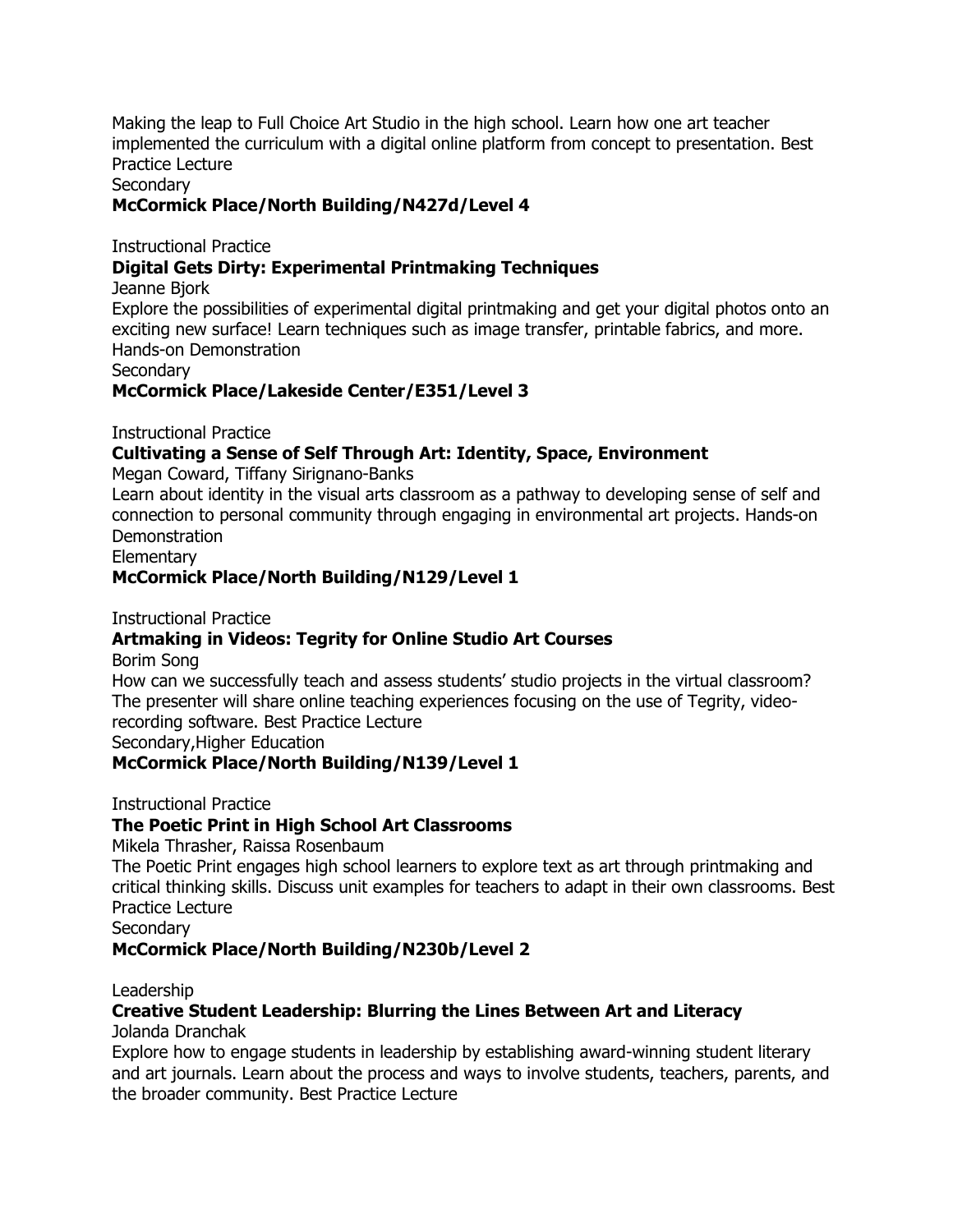Making the leap to Full Choice Art Studio in the high school. Learn how one art teacher implemented the curriculum with a digital online platform from concept to presentation. Best Practice Lecture

Secondary

**McCormick Place/North Building/N427d/Level 4**

Instructional Practice

**Digital Gets Dirty: Experimental Printmaking Techniques**

Jeanne Bjork

Explore the possibilities of experimental digital printmaking and get your digital photos onto an exciting new surface! Learn techniques such as image transfer, printable fabrics, and more. Hands-on Demonstration

Secondary

**McCormick Place/Lakeside Center/E351/Level 3**

Instructional Practice

**Cultivating a Sense of Self Through Art: Identity, Space, Environment**

Megan Coward, Tiffany Sirignano-Banks

Learn about identity in the visual arts classroom as a pathway to developing sense of self and connection to personal community through engaging in environmental art projects. Hands-on Demonstration

Elementary

**McCormick Place/North Building/N129/Level 1**

Instructional Practice

**Artmaking in Videos: Tegrity for Online Studio Art Courses**

Borim Song

How can we successfully teach and assess students' studio projects in the virtual classroom? The presenter will share online teaching experiences focusing on the use of Tegrity, video-recording software. Best Practice Lecture

Secondary,Higher Education

**McCormick Place/North Building/N139/Level 1**

Instructional Practice

**The Poetic Print in High School Art Classrooms**

Mikela Thrasher, Raissa Rosenbaum

The Poetic Print engages high school learners to explore text as art through printmaking and critical thinking skills. Discuss unit examples for teachers to adapt in their own classrooms. Best Practice Lecture

Secondary

**McCormick Place/North Building/N230b/Level 2**

Leadership

**Creative Student Leadership: Blurring the Lines Between Art and Literacy**

Jolanda Dranchak

Explore how to engage students in leadership by establishing award-winning student literary and art journals. Learn about the process and ways to involve students, teachers, parents, and the broader community. Best Practice Lecture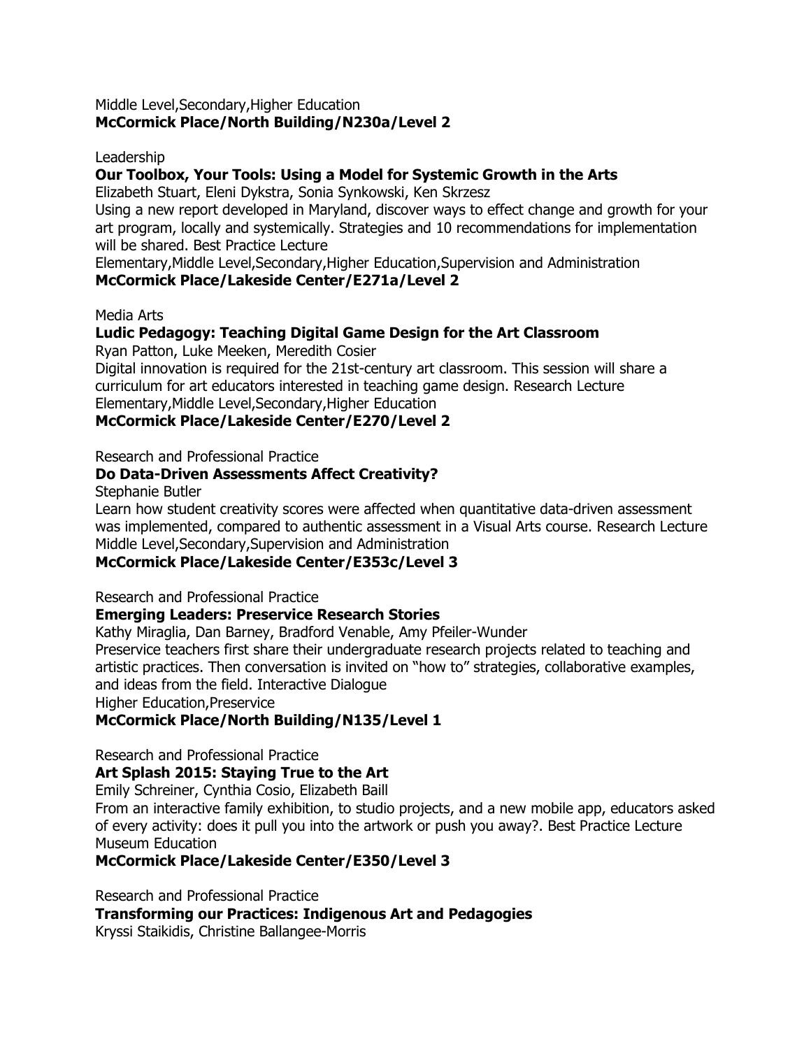Middle Level,Secondary,Higher Education
**McCormick Place/North Building/N230a/Level 2**

Leadership
**Our Toolbox, Your Tools: Using a Model for Systemic Growth in the Arts**
Elizabeth Stuart, Eleni Dykstra, Sonia Synkowski, Ken Skrzesz
Using a new report developed in Maryland, discover ways to effect change and growth for your art program, locally and systemically. Strategies and 10 recommendations for implementation will be shared. Best Practice Lecture
Elementary,Middle Level,Secondary,Higher Education,Supervision and Administration
**McCormick Place/Lakeside Center/E271a/Level 2**

Media Arts
**Ludic Pedagogy: Teaching Digital Game Design for the Art Classroom**
Ryan Patton, Luke Meeken, Meredith Cosier
Digital innovation is required for the 21st-century art classroom. This session will share a curriculum for art educators interested in teaching game design. Research Lecture
Elementary,Middle Level,Secondary,Higher Education
**McCormick Place/Lakeside Center/E270/Level 2**

Research and Professional Practice
**Do Data-Driven Assessments Affect Creativity?**
Stephanie Butler
Learn how student creativity scores were affected when quantitative data-driven assessment was implemented, compared to authentic assessment in a Visual Arts course. Research Lecture
Middle Level,Secondary,Supervision and Administration
**McCormick Place/Lakeside Center/E353c/Level 3**

Research and Professional Practice
**Emerging Leaders: Preservice Research Stories**
Kathy Miraglia, Dan Barney, Bradford Venable, Amy Pfeiler-Wunder
Preservice teachers first share their undergraduate research projects related to teaching and artistic practices. Then conversation is invited on "how to" strategies, collaborative examples, and ideas from the field. Interactive Dialogue
Higher Education,Preservice
**McCormick Place/North Building/N135/Level 1**

Research and Professional Practice
**Art Splash 2015: Staying True to the Art**
Emily Schreiner, Cynthia Cosio, Elizabeth Baill
From an interactive family exhibition, to studio projects, and a new mobile app, educators asked of every activity: does it pull you into the artwork or push you away?. Best Practice Lecture
Museum Education
**McCormick Place/Lakeside Center/E350/Level 3**

Research and Professional Practice
**Transforming our Practices: Indigenous Art and Pedagogies**
Kryssi Staikidis, Christine Ballangee-Morris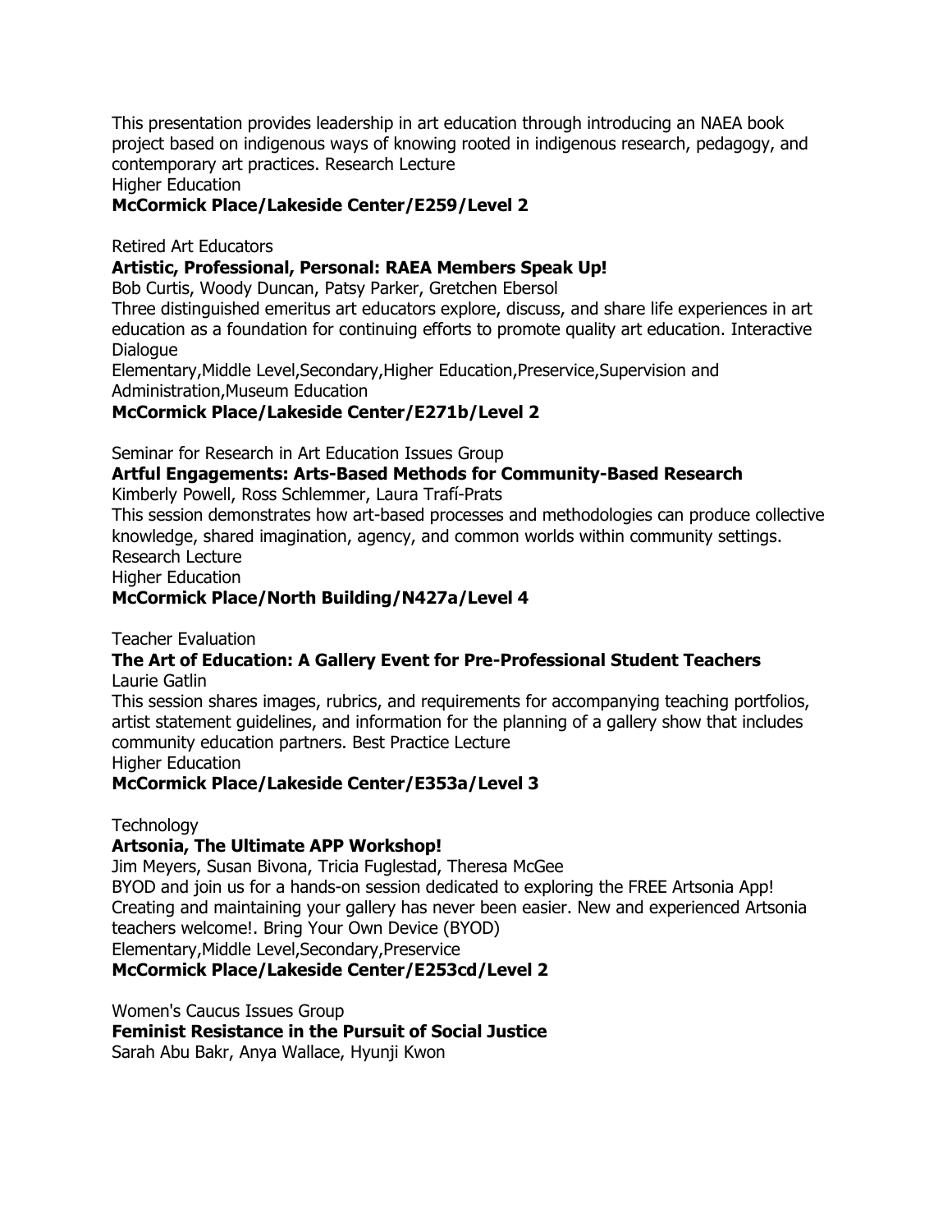This presentation provides leadership in art education through introducing an NAEA book project based on indigenous ways of knowing rooted in indigenous research, pedagogy, and contemporary art practices. Research Lecture
Higher Education
**McCormick Place/Lakeside Center/E259/Level 2**

Retired Art Educators
**Artistic, Professional, Personal: RAEA Members Speak Up!**
Bob Curtis, Woody Duncan, Patsy Parker, Gretchen Ebersol
Three distinguished emeritus art educators explore, discuss, and share life experiences in art education as a foundation for continuing efforts to promote quality art education. Interactive Dialogue
Elementary,Middle Level,Secondary,Higher Education,Preservice,Supervision and Administration,Museum Education
**McCormick Place/Lakeside Center/E271b/Level 2**

Seminar for Research in Art Education Issues Group
**Artful Engagements: Arts-Based Methods for Community-Based Research**
Kimberly Powell, Ross Schlemmer, Laura Trafí-Prats
This session demonstrates how art-based processes and methodologies can produce collective knowledge, shared imagination, agency, and common worlds within community settings. Research Lecture
Higher Education
**McCormick Place/North Building/N427a/Level 4**

Teacher Evaluation
**The Art of Education: A Gallery Event for Pre-Professional Student Teachers**
Laurie Gatlin
This session shares images, rubrics, and requirements for accompanying teaching portfolios, artist statement guidelines, and information for the planning of a gallery show that includes community education partners. Best Practice Lecture
Higher Education
**McCormick Place/Lakeside Center/E353a/Level 3**

Technology
**Artsonia, The Ultimate APP Workshop!**
Jim Meyers, Susan Bivona, Tricia Fuglestad, Theresa McGee
BYOD and join us for a hands-on session dedicated to exploring the FREE Artsonia App! Creating and maintaining your gallery has never been easier. New and experienced Artsonia teachers welcome!. Bring Your Own Device (BYOD)
Elementary,Middle Level,Secondary,Preservice
**McCormick Place/Lakeside Center/E253cd/Level 2**

Women's Caucus Issues Group
**Feminist Resistance in the Pursuit of Social Justice**
Sarah Abu Bakr, Anya Wallace, Hyunji Kwon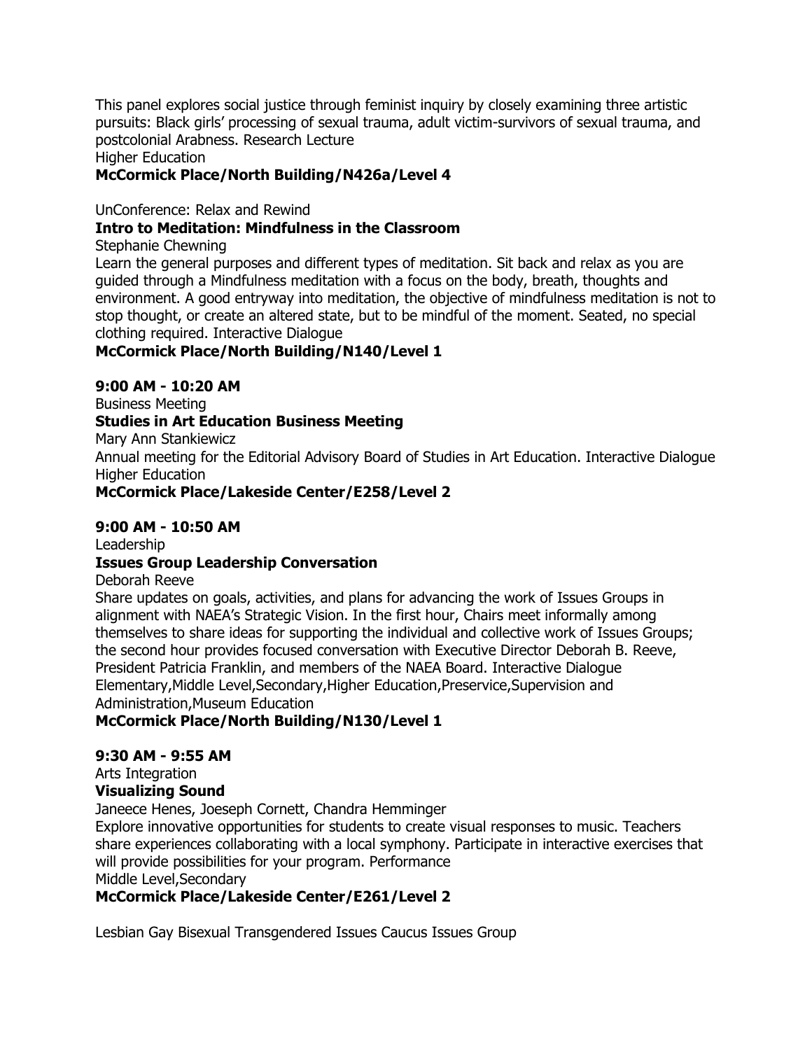This panel explores social justice through feminist inquiry by closely examining three artistic pursuits: Black girls' processing of sexual trauma, adult victim-survivors of sexual trauma, and postcolonial Arabness. Research Lecture
Higher Education
**McCormick Place/North Building/N426a/Level 4**

UnConference: Relax and Rewind
**Intro to Meditation: Mindfulness in the Classroom**
Stephanie Chewning
Learn the general purposes and different types of meditation. Sit back and relax as you are guided through a Mindfulness meditation with a focus on the body, breath, thoughts and environment. A good entryway into meditation, the objective of mindfulness meditation is not to stop thought, or create an altered state, but to be mindful of the moment. Seated, no special clothing required. Interactive Dialogue
**McCormick Place/North Building/N140/Level 1**

**9:00 AM - 10:20 AM**
Business Meeting
**Studies in Art Education Business Meeting**
Mary Ann Stankiewicz
Annual meeting for the Editorial Advisory Board of Studies in Art Education. Interactive Dialogue
Higher Education
**McCormick Place/Lakeside Center/E258/Level 2**

**9:00 AM - 10:50 AM**
Leadership
**Issues Group Leadership Conversation**
Deborah Reeve
Share updates on goals, activities, and plans for advancing the work of Issues Groups in alignment with NAEA's Strategic Vision. In the first hour, Chairs meet informally among themselves to share ideas for supporting the individual and collective work of Issues Groups; the second hour provides focused conversation with Executive Director Deborah B. Reeve, President Patricia Franklin, and members of the NAEA Board. Interactive Dialogue
Elementary,Middle Level,Secondary,Higher Education,Preservice,Supervision and Administration,Museum Education
**McCormick Place/North Building/N130/Level 1**

**9:30 AM - 9:55 AM**
Arts Integration
**Visualizing Sound**
Janeece Henes, Joeseph Cornett, Chandra Hemminger
Explore innovative opportunities for students to create visual responses to music. Teachers share experiences collaborating with a local symphony. Participate in interactive exercises that will provide possibilities for your program. Performance
Middle Level,Secondary
**McCormick Place/Lakeside Center/E261/Level 2**

Lesbian Gay Bisexual Transgendered Issues Caucus Issues Group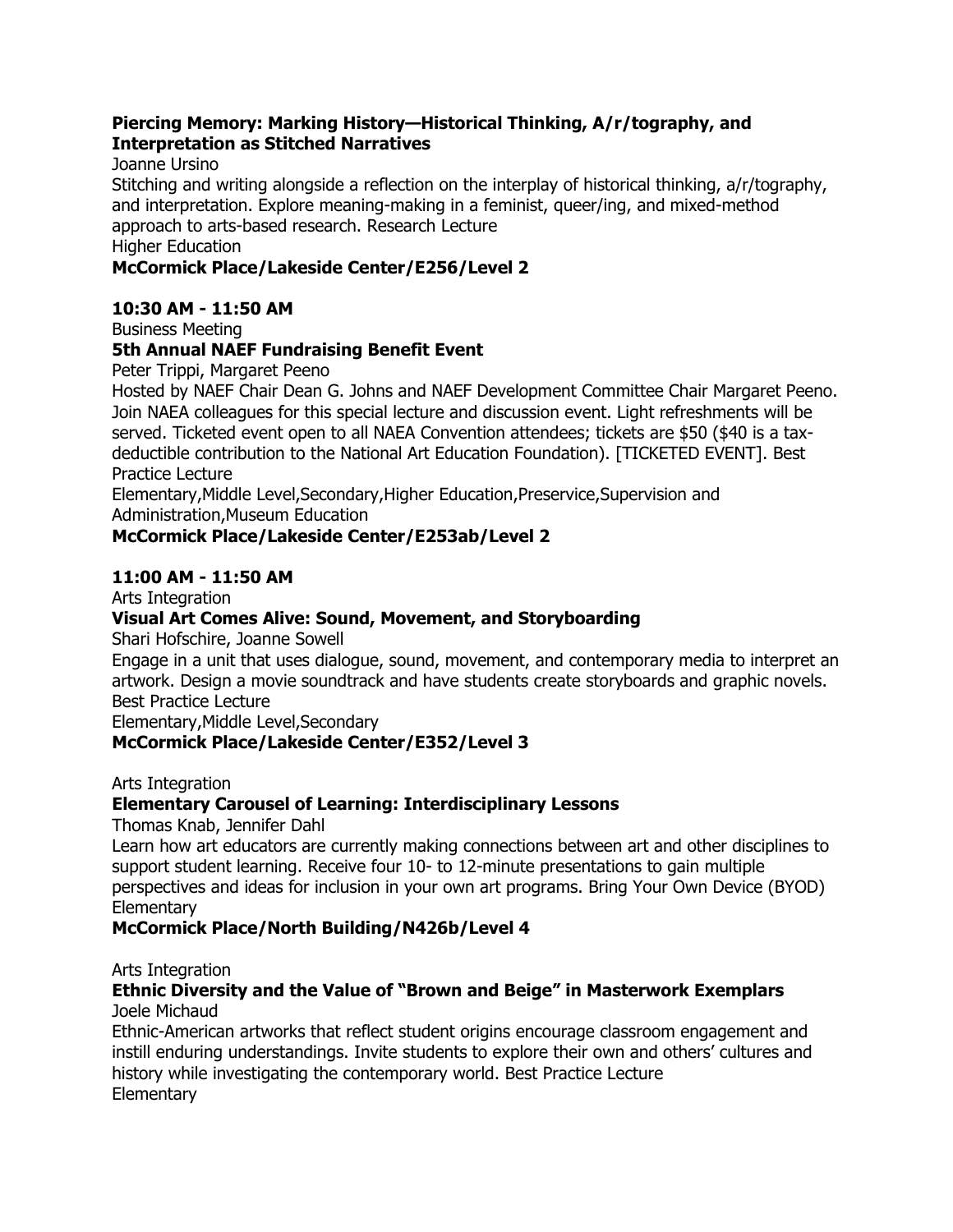**Piercing Memory: Marking History—Historical Thinking, A/r/tography, and Interpretation as Stitched Narratives**
Joanne Ursino
Stitching and writing alongside a reflection on the interplay of historical thinking, a/r/tography, and interpretation. Explore meaning-making in a feminist, queer/ing, and mixed-method approach to arts-based research. Research Lecture
Higher Education
**McCormick Place/Lakeside Center/E256/Level 2**

**10:30 AM - 11:50 AM**
Business Meeting
**5th Annual NAEF Fundraising Benefit Event**
Peter Trippi, Margaret Peeno
Hosted by NAEF Chair Dean G. Johns and NAEF Development Committee Chair Margaret Peeno. Join NAEA colleagues for this special lecture and discussion event. Light refreshments will be served. Ticketed event open to all NAEA Convention attendees; tickets are $50 ($40 is a tax-deductible contribution to the National Art Education Foundation). [TICKETED EVENT]. Best Practice Lecture
Elementary,Middle Level,Secondary,Higher Education,Preservice,Supervision and Administration,Museum Education
**McCormick Place/Lakeside Center/E253ab/Level 2**

**11:00 AM - 11:50 AM**
Arts Integration
**Visual Art Comes Alive: Sound, Movement, and Storyboarding**
Shari Hofschire, Joanne Sowell
Engage in a unit that uses dialogue, sound, movement, and contemporary media to interpret an artwork. Design a movie soundtrack and have students create storyboards and graphic novels. Best Practice Lecture
Elementary,Middle Level,Secondary
**McCormick Place/Lakeside Center/E352/Level 3**

Arts Integration
**Elementary Carousel of Learning: Interdisciplinary Lessons**
Thomas Knab, Jennifer Dahl
Learn how art educators are currently making connections between art and other disciplines to support student learning. Receive four 10- to 12-minute presentations to gain multiple perspectives and ideas for inclusion in your own art programs. Bring Your Own Device (BYOD)
Elementary
**McCormick Place/North Building/N426b/Level 4**

Arts Integration
**Ethnic Diversity and the Value of "Brown and Beige" in Masterwork Exemplars**
Joele Michaud
Ethnic-American artworks that reflect student origins encourage classroom engagement and instill enduring understandings. Invite students to explore their own and others' cultures and history while investigating the contemporary world. Best Practice Lecture
Elementary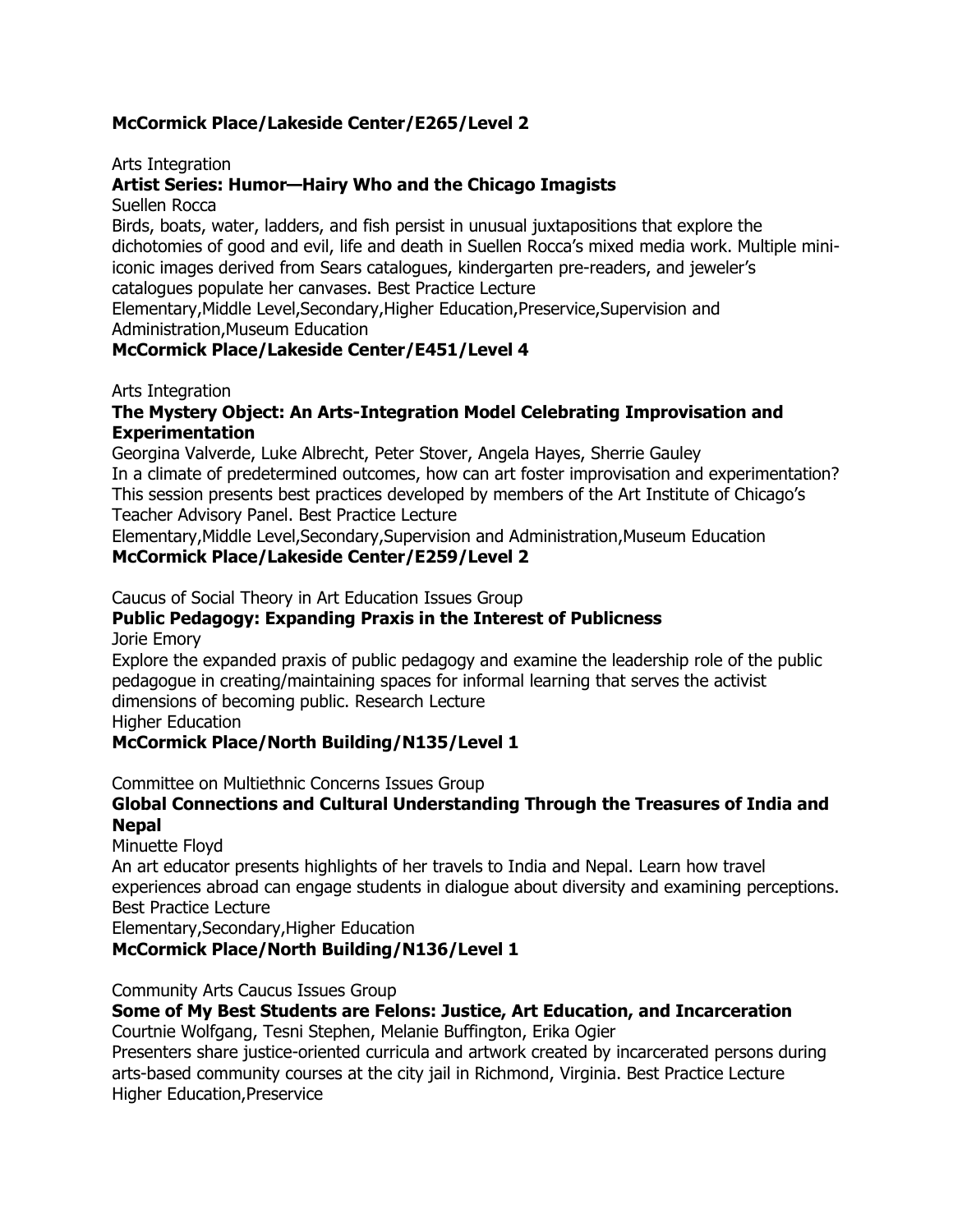**McCormick Place/Lakeside Center/E265/Level 2**

Arts Integration

**Artist Series: Humor—Hairy Who and the Chicago Imagists**

Suellen Rocca

Birds, boats, water, ladders, and fish persist in unusual juxtapositions that explore the dichotomies of good and evil, life and death in Suellen Rocca's mixed media work. Multiple mini-iconic images derived from Sears catalogues, kindergarten pre-readers, and jeweler's catalogues populate her canvases. Best Practice Lecture

Elementary,Middle Level,Secondary,Higher Education,Preservice,Supervision and Administration,Museum Education

**McCormick Place/Lakeside Center/E451/Level 4**

Arts Integration

**The Mystery Object: An Arts-Integration Model Celebrating Improvisation and Experimentation**

Georgina Valverde, Luke Albrecht, Peter Stover, Angela Hayes, Sherrie Gauley

In a climate of predetermined outcomes, how can art foster improvisation and experimentation? This session presents best practices developed by members of the Art Institute of Chicago's Teacher Advisory Panel. Best Practice Lecture

Elementary,Middle Level,Secondary,Supervision and Administration,Museum Education

**McCormick Place/Lakeside Center/E259/Level 2**

Caucus of Social Theory in Art Education Issues Group

**Public Pedagogy: Expanding Praxis in the Interest of Publicness**

Jorie Emory

Explore the expanded praxis of public pedagogy and examine the leadership role of the public pedagogue in creating/maintaining spaces for informal learning that serves the activist dimensions of becoming public. Research Lecture

Higher Education

**McCormick Place/North Building/N135/Level 1**

Committee on Multiethnic Concerns Issues Group

**Global Connections and Cultural Understanding Through the Treasures of India and Nepal**

Minuette Floyd

An art educator presents highlights of her travels to India and Nepal. Learn how travel experiences abroad can engage students in dialogue about diversity and examining perceptions. Best Practice Lecture

Elementary,Secondary,Higher Education

**McCormick Place/North Building/N136/Level 1**

Community Arts Caucus Issues Group

**Some of My Best Students are Felons: Justice, Art Education, and Incarceration**

Courtnie Wolfgang, Tesni Stephen, Melanie Buffington, Erika Ogier

Presenters share justice-oriented curricula and artwork created by incarcerated persons during arts-based community courses at the city jail in Richmond, Virginia. Best Practice Lecture

Higher Education,Preservice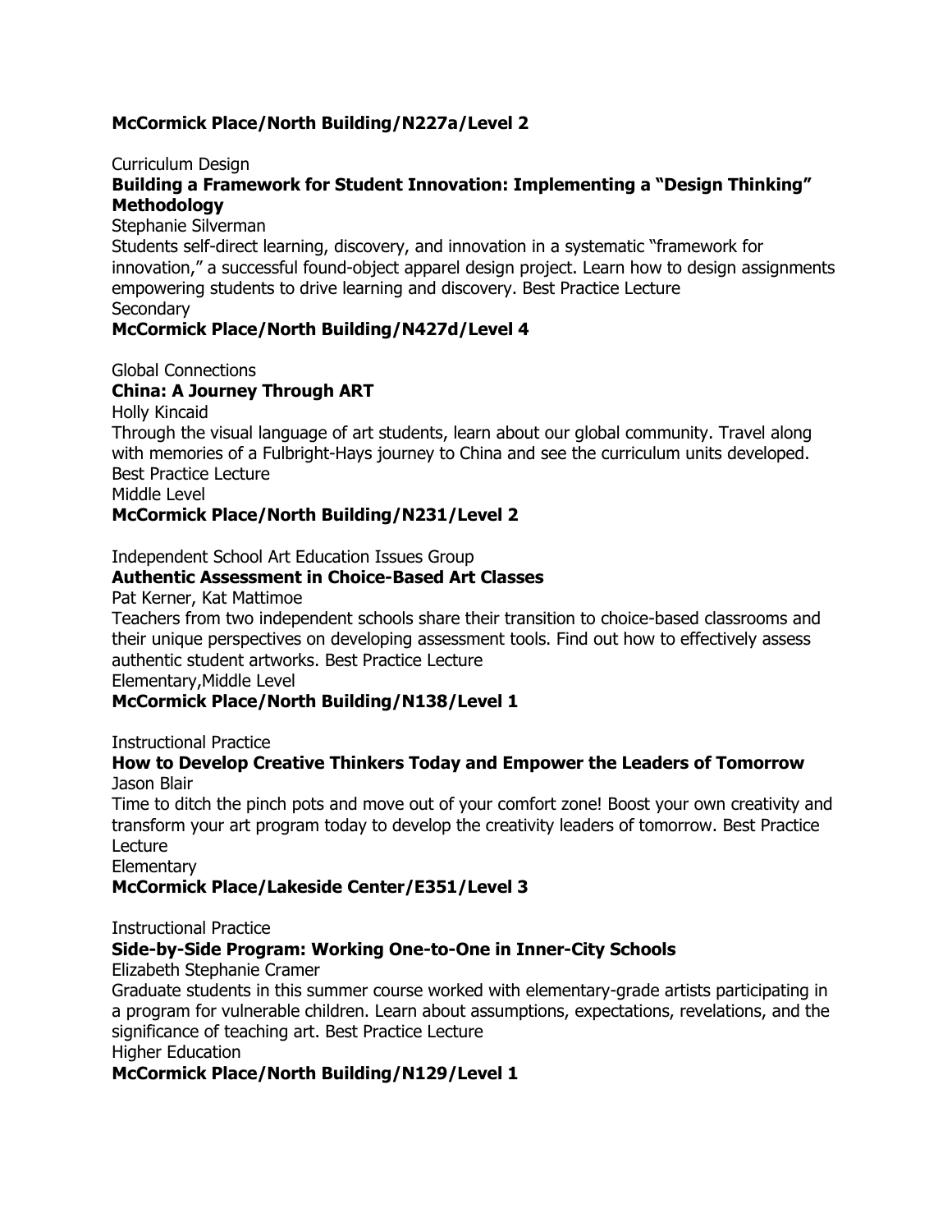**McCormick Place/North Building/N227a/Level 2**

Curriculum Design

**Building a Framework for Student Innovation: Implementing a "Design Thinking" Methodology**

Stephanie Silverman

Students self-direct learning, discovery, and innovation in a systematic "framework for innovation," a successful found-object apparel design project. Learn how to design assignments empowering students to drive learning and discovery. Best Practice Lecture

Secondary

**McCormick Place/North Building/N427d/Level 4**

Global Connections

**China: A Journey Through ART**

Holly Kincaid

Through the visual language of art students, learn about our global community. Travel along with memories of a Fulbright-Hays journey to China and see the curriculum units developed. Best Practice Lecture

Middle Level

**McCormick Place/North Building/N231/Level 2**

Independent School Art Education Issues Group

**Authentic Assessment in Choice-Based Art Classes**

Pat Kerner, Kat Mattimoe

Teachers from two independent schools share their transition to choice-based classrooms and their unique perspectives on developing assessment tools. Find out how to effectively assess authentic student artworks. Best Practice Lecture

Elementary,Middle Level

**McCormick Place/North Building/N138/Level 1**

Instructional Practice

**How to Develop Creative Thinkers Today and Empower the Leaders of Tomorrow**

Jason Blair

Time to ditch the pinch pots and move out of your comfort zone! Boost your own creativity and transform your art program today to develop the creativity leaders of tomorrow. Best Practice Lecture

Elementary

**McCormick Place/Lakeside Center/E351/Level 3**

Instructional Practice

**Side-by-Side Program: Working One-to-One in Inner-City Schools**

Elizabeth Stephanie Cramer

Graduate students in this summer course worked with elementary-grade artists participating in a program for vulnerable children. Learn about assumptions, expectations, revelations, and the significance of teaching art. Best Practice Lecture

Higher Education

**McCormick Place/North Building/N129/Level 1**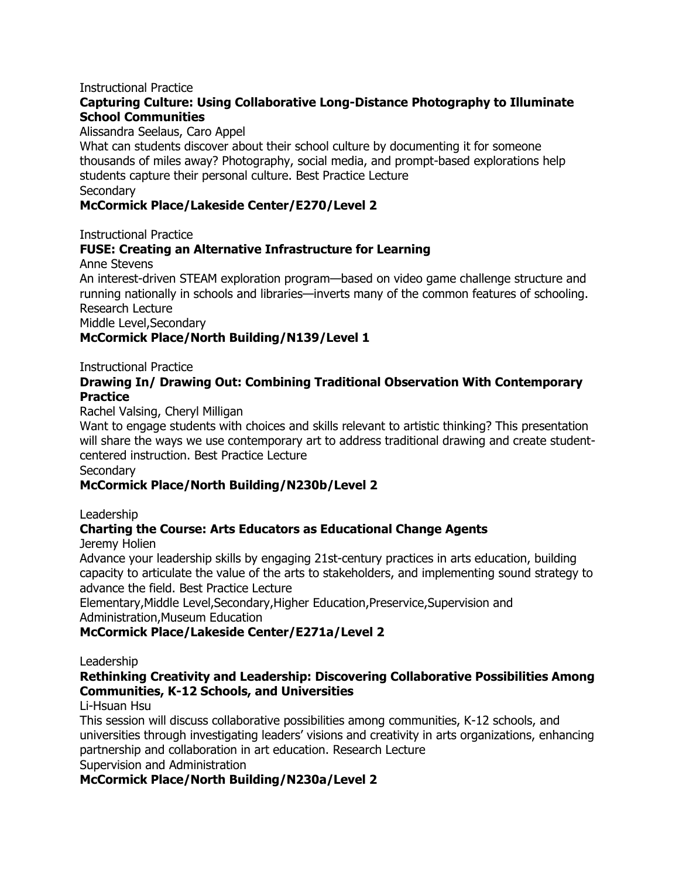Instructional Practice

**Capturing Culture: Using Collaborative Long-Distance Photography to Illuminate School Communities**

Alissandra Seelaus, Caro Appel

What can students discover about their school culture by documenting it for someone thousands of miles away? Photography, social media, and prompt-based explorations help students capture their personal culture. Best Practice Lecture

Secondary

**McCormick Place/Lakeside Center/E270/Level 2**

Instructional Practice

**FUSE: Creating an Alternative Infrastructure for Learning**

Anne Stevens

An interest-driven STEAM exploration program—based on video game challenge structure and running nationally in schools and libraries—inverts many of the common features of schooling. Research Lecture

Middle Level,Secondary

**McCormick Place/North Building/N139/Level 1**

Instructional Practice

**Drawing In/ Drawing Out: Combining Traditional Observation With Contemporary Practice**

Rachel Valsing, Cheryl Milligan

Want to engage students with choices and skills relevant to artistic thinking? This presentation will share the ways we use contemporary art to address traditional drawing and create student-centered instruction. Best Practice Lecture

Secondary

**McCormick Place/North Building/N230b/Level 2**

Leadership

**Charting the Course: Arts Educators as Educational Change Agents**

Jeremy Holien

Advance your leadership skills by engaging 21st-century practices in arts education, building capacity to articulate the value of the arts to stakeholders, and implementing sound strategy to advance the field. Best Practice Lecture

Elementary,Middle Level,Secondary,Higher Education,Preservice,Supervision and Administration,Museum Education

**McCormick Place/Lakeside Center/E271a/Level 2**

Leadership

**Rethinking Creativity and Leadership: Discovering Collaborative Possibilities Among Communities, K-12 Schools, and Universities**

Li-Hsuan Hsu

This session will discuss collaborative possibilities among communities, K-12 schools, and universities through investigating leaders' visions and creativity in arts organizations, enhancing partnership and collaboration in art education. Research Lecture

Supervision and Administration

**McCormick Place/North Building/N230a/Level 2**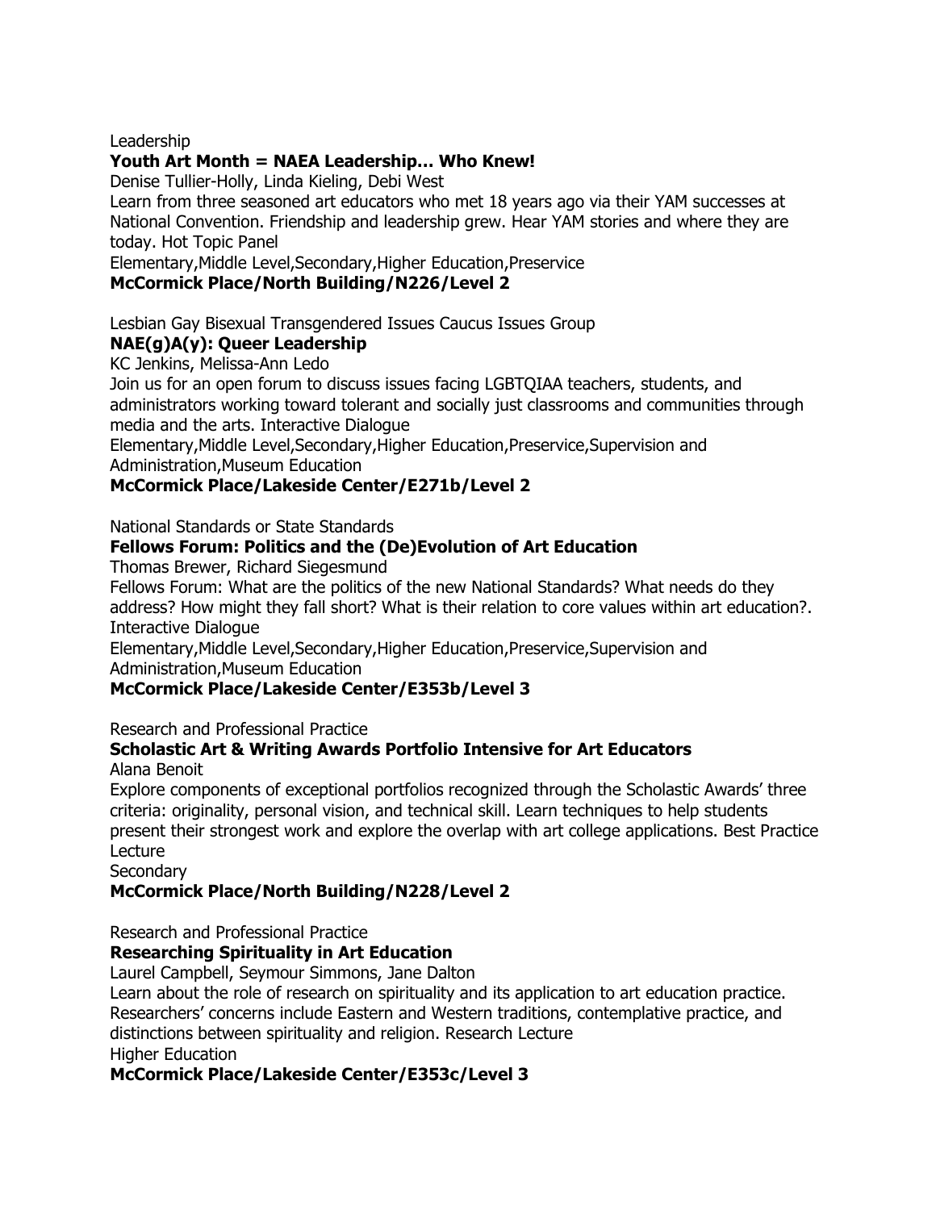Leadership

**Youth Art Month = NAEA Leadership… Who Knew!**

Denise Tullier-Holly, Linda Kieling, Debi West

Learn from three seasoned art educators who met 18 years ago via their YAM successes at National Convention. Friendship and leadership grew. Hear YAM stories and where they are today. Hot Topic Panel

Elementary,Middle Level,Secondary,Higher Education,Preservice

**McCormick Place/North Building/N226/Level 2**

Lesbian Gay Bisexual Transgendered Issues Caucus Issues Group

**NAE(g)A(y): Queer Leadership**

KC Jenkins, Melissa-Ann Ledo

Join us for an open forum to discuss issues facing LGBTQIAA teachers, students, and administrators working toward tolerant and socially just classrooms and communities through media and the arts. Interactive Dialogue

Elementary,Middle Level,Secondary,Higher Education,Preservice,Supervision and Administration,Museum Education

**McCormick Place/Lakeside Center/E271b/Level 2**

National Standards or State Standards

**Fellows Forum: Politics and the (De)Evolution of Art Education**

Thomas Brewer, Richard Siegesmund

Fellows Forum: What are the politics of the new National Standards? What needs do they address? How might they fall short? What is their relation to core values within art education?. Interactive Dialogue

Elementary,Middle Level,Secondary,Higher Education,Preservice,Supervision and Administration,Museum Education

**McCormick Place/Lakeside Center/E353b/Level 3**

Research and Professional Practice

**Scholastic Art & Writing Awards Portfolio Intensive for Art Educators**

Alana Benoit

Explore components of exceptional portfolios recognized through the Scholastic Awards' three criteria: originality, personal vision, and technical skill. Learn techniques to help students present their strongest work and explore the overlap with art college applications. Best Practice Lecture

Secondary

**McCormick Place/North Building/N228/Level 2**

Research and Professional Practice

**Researching Spirituality in Art Education**

Laurel Campbell, Seymour Simmons, Jane Dalton

Learn about the role of research on spirituality and its application to art education practice. Researchers' concerns include Eastern and Western traditions, contemplative practice, and distinctions between spirituality and religion. Research Lecture

Higher Education

**McCormick Place/Lakeside Center/E353c/Level 3**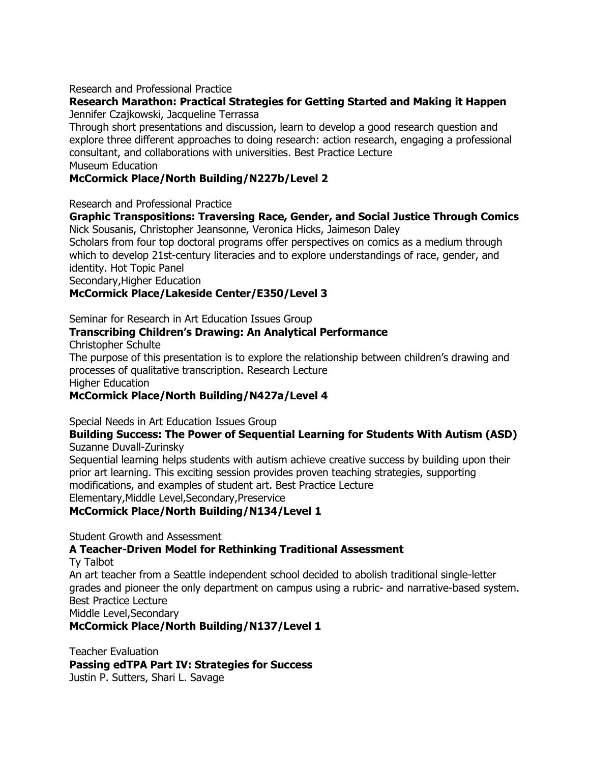Research and Professional Practice

**Research Marathon: Practical Strategies for Getting Started and Making it Happen**

Jennifer Czajkowski, Jacqueline Terrassa

Through short presentations and discussion, learn to develop a good research question and explore three different approaches to doing research: action research, engaging a professional consultant, and collaborations with universities. Best Practice Lecture

Museum Education

**McCormick Place/North Building/N227b/Level 2**

Research and Professional Practice

**Graphic Transpositions: Traversing Race, Gender, and Social Justice Through Comics**

Nick Sousanis, Christopher Jeansonne, Veronica Hicks, Jaimeson Daley

Scholars from four top doctoral programs offer perspectives on comics as a medium through which to develop 21st-century literacies and to explore understandings of race, gender, and identity. Hot Topic Panel

Secondary,Higher Education

**McCormick Place/Lakeside Center/E350/Level 3**

Seminar for Research in Art Education Issues Group

**Transcribing Children's Drawing: An Analytical Performance**

Christopher Schulte

The purpose of this presentation is to explore the relationship between children's drawing and processes of qualitative transcription. Research Lecture

Higher Education

**McCormick Place/North Building/N427a/Level 4**

Special Needs in Art Education Issues Group

**Building Success: The Power of Sequential Learning for Students With Autism (ASD)**

Suzanne Duvall-Zurinsky

Sequential learning helps students with autism achieve creative success by building upon their prior art learning. This exciting session provides proven teaching strategies, supporting modifications, and examples of student art. Best Practice Lecture

Elementary,Middle Level,Secondary,Preservice

**McCormick Place/North Building/N134/Level 1**

Student Growth and Assessment

**A Teacher-Driven Model for Rethinking Traditional Assessment**

Ty Talbot

An art teacher from a Seattle independent school decided to abolish traditional single-letter grades and pioneer the only department on campus using a rubric- and narrative-based system. Best Practice Lecture

Middle Level,Secondary

**McCormick Place/North Building/N137/Level 1**

Teacher Evaluation

**Passing edTPA Part IV: Strategies for Success**

Justin P. Sutters, Shari L. Savage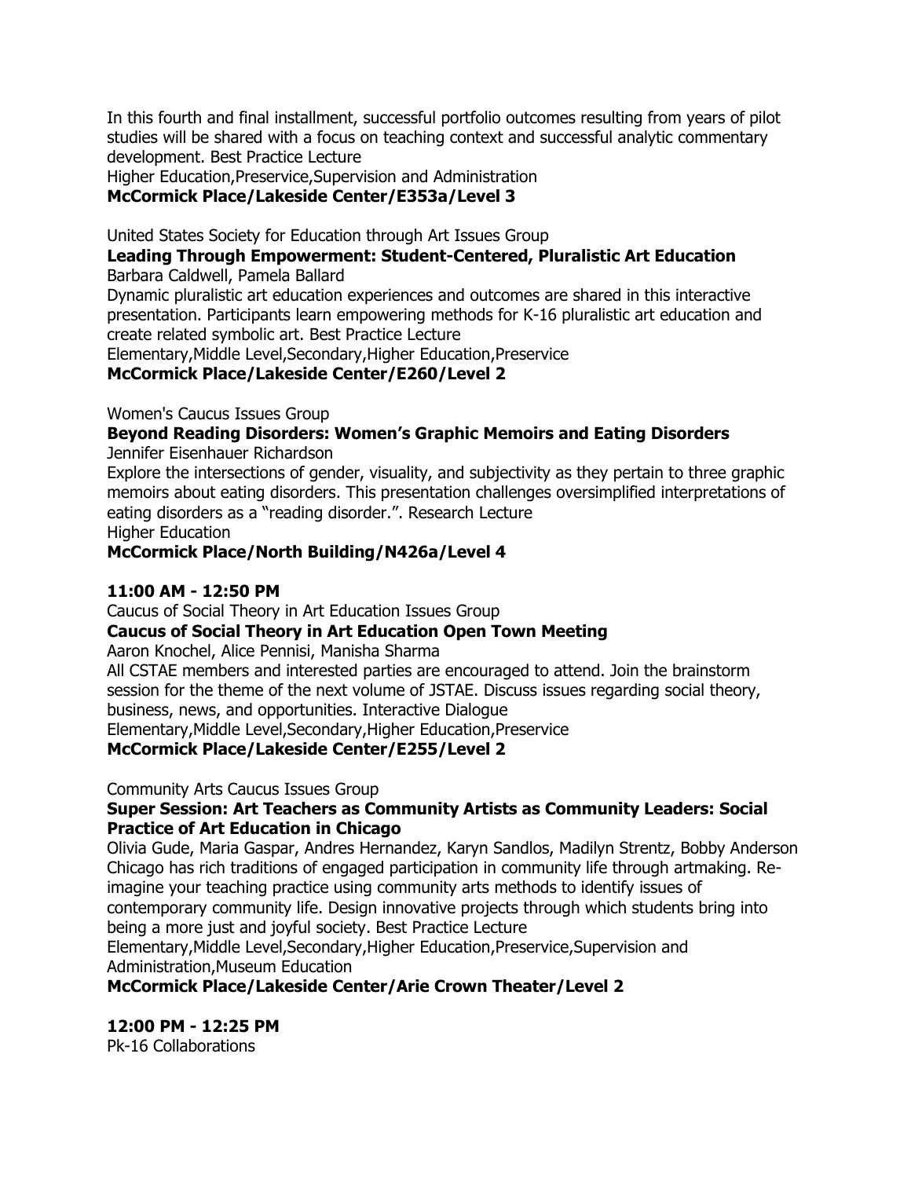In this fourth and final installment, successful portfolio outcomes resulting from years of pilot studies will be shared with a focus on teaching context and successful analytic commentary development. Best Practice Lecture
Higher Education,Preservice,Supervision and Administration
**McCormick Place/Lakeside Center/E353a/Level 3**

United States Society for Education through Art Issues Group
**Leading Through Empowerment: Student-Centered, Pluralistic Art Education**
Barbara Caldwell, Pamela Ballard
Dynamic pluralistic art education experiences and outcomes are shared in this interactive presentation. Participants learn empowering methods for K-16 pluralistic art education and create related symbolic art. Best Practice Lecture
Elementary,Middle Level,Secondary,Higher Education,Preservice
**McCormick Place/Lakeside Center/E260/Level 2**

Women's Caucus Issues Group
**Beyond Reading Disorders: Women's Graphic Memoirs and Eating Disorders**
Jennifer Eisenhauer Richardson
Explore the intersections of gender, visuality, and subjectivity as they pertain to three graphic memoirs about eating disorders. This presentation challenges oversimplified interpretations of eating disorders as a "reading disorder.". Research Lecture
Higher Education
**McCormick Place/North Building/N426a/Level 4**

**11:00 AM - 12:50 PM**
Caucus of Social Theory in Art Education Issues Group
**Caucus of Social Theory in Art Education Open Town Meeting**
Aaron Knochel, Alice Pennisi, Manisha Sharma
All CSTAE members and interested parties are encouraged to attend. Join the brainstorm session for the theme of the next volume of JSTAE. Discuss issues regarding social theory, business, news, and opportunities. Interactive Dialogue
Elementary,Middle Level,Secondary,Higher Education,Preservice
**McCormick Place/Lakeside Center/E255/Level 2**

Community Arts Caucus Issues Group
**Super Session: Art Teachers as Community Artists as Community Leaders: Social Practice of Art Education in Chicago**
Olivia Gude, Maria Gaspar, Andres Hernandez, Karyn Sandlos, Madilyn Strentz, Bobby Anderson
Chicago has rich traditions of engaged participation in community life through artmaking. Re-imagine your teaching practice using community arts methods to identify issues of contemporary community life. Design innovative projects through which students bring into being a more just and joyful society. Best Practice Lecture
Elementary,Middle Level,Secondary,Higher Education,Preservice,Supervision and Administration,Museum Education
**McCormick Place/Lakeside Center/Arie Crown Theater/Level 2**

**12:00 PM - 12:25 PM**
Pk-16 Collaborations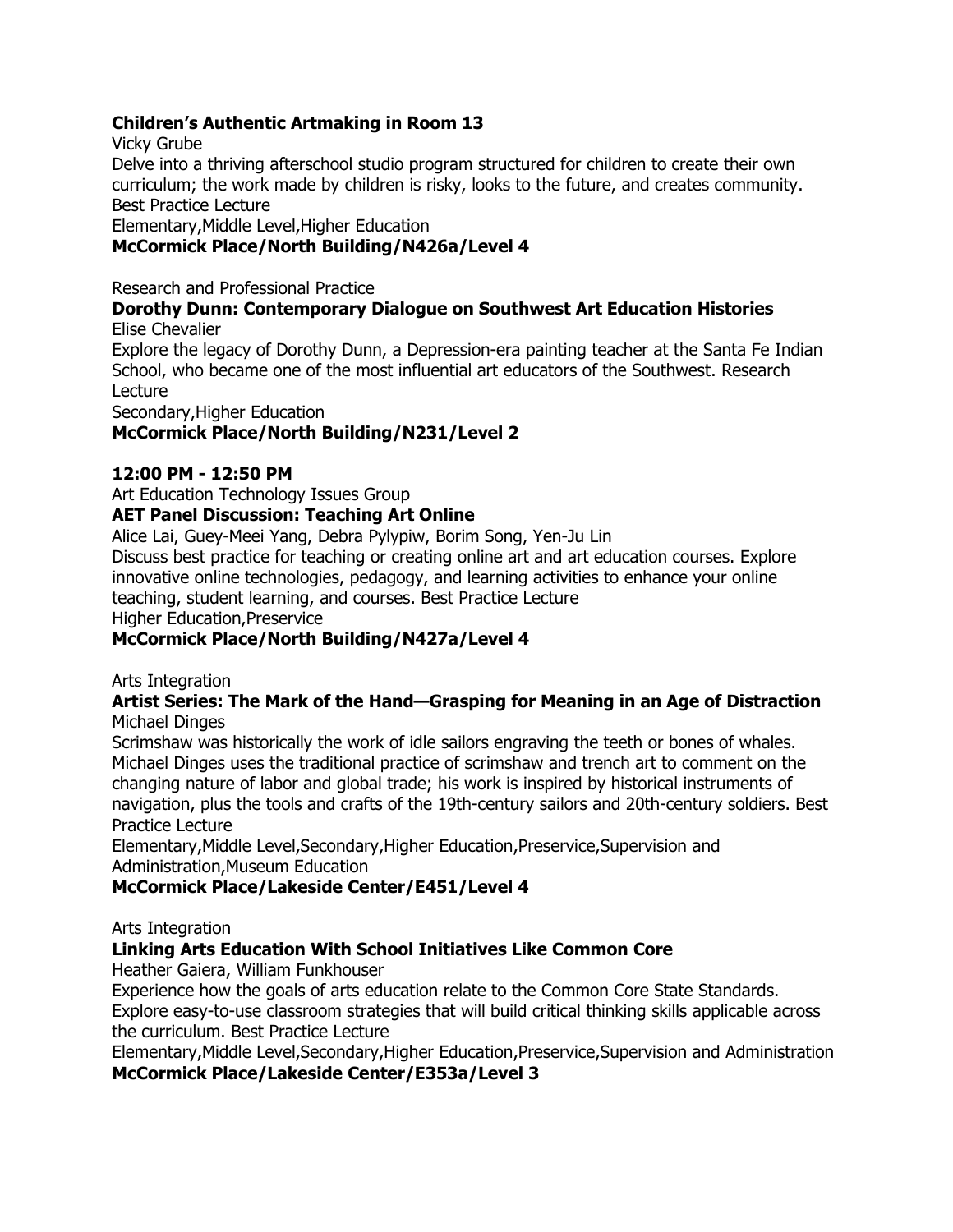**Children's Authentic Artmaking in Room 13**
Vicky Grube
Delve into a thriving afterschool studio program structured for children to create their own curriculum; the work made by children is risky, looks to the future, and creates community. Best Practice Lecture
Elementary,Middle Level,Higher Education
**McCormick Place/North Building/N426a/Level 4**

Research and Professional Practice
**Dorothy Dunn: Contemporary Dialogue on Southwest Art Education Histories**
Elise Chevalier
Explore the legacy of Dorothy Dunn, a Depression-era painting teacher at the Santa Fe Indian School, who became one of the most influential art educators of the Southwest. Research Lecture
Secondary,Higher Education
**McCormick Place/North Building/N231/Level 2**

**12:00 PM - 12:50 PM**

Art Education Technology Issues Group
**AET Panel Discussion: Teaching Art Online**
Alice Lai, Guey-Meei Yang, Debra Pylypiw, Borim Song, Yen-Ju Lin
Discuss best practice for teaching or creating online art and art education courses. Explore innovative online technologies, pedagogy, and learning activities to enhance your online teaching, student learning, and courses. Best Practice Lecture
Higher Education,Preservice
**McCormick Place/North Building/N427a/Level 4**

Arts Integration
**Artist Series: The Mark of the Hand—Grasping for Meaning in an Age of Distraction**
Michael Dinges
Scrimshaw was historically the work of idle sailors engraving the teeth or bones of whales. Michael Dinges uses the traditional practice of scrimshaw and trench art to comment on the changing nature of labor and global trade; his work is inspired by historical instruments of navigation, plus the tools and crafts of the 19th-century sailors and 20th-century soldiers. Best Practice Lecture
Elementary,Middle Level,Secondary,Higher Education,Preservice,Supervision and Administration,Museum Education
**McCormick Place/Lakeside Center/E451/Level 4**

Arts Integration
**Linking Arts Education With School Initiatives Like Common Core**
Heather Gaiera, William Funkhouser
Experience how the goals of arts education relate to the Common Core State Standards. Explore easy-to-use classroom strategies that will build critical thinking skills applicable across the curriculum. Best Practice Lecture
Elementary,Middle Level,Secondary,Higher Education,Preservice,Supervision and Administration
**McCormick Place/Lakeside Center/E353a/Level 3**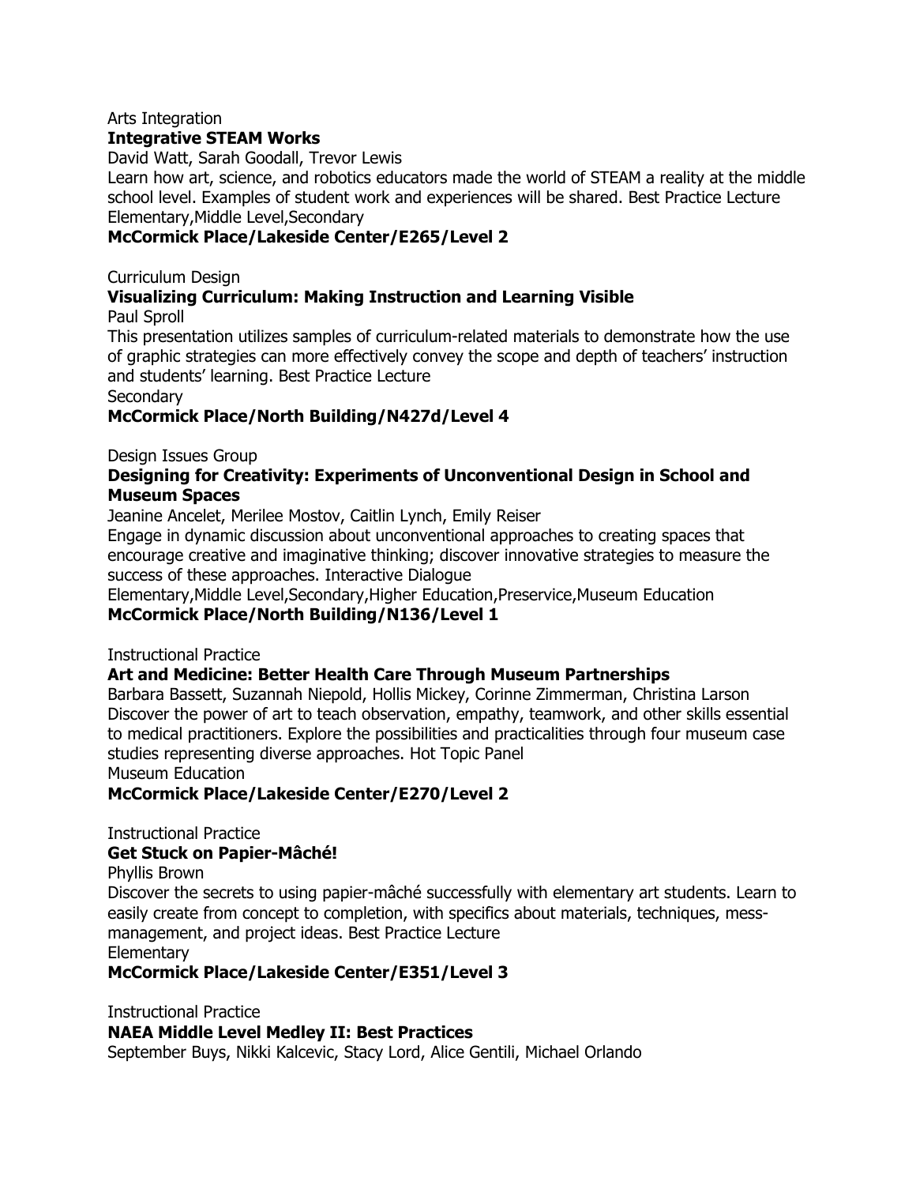Arts Integration

**Integrative STEAM Works**

David Watt, Sarah Goodall, Trevor Lewis

Learn how art, science, and robotics educators made the world of STEAM a reality at the middle school level. Examples of student work and experiences will be shared. Best Practice Lecture

Elementary,Middle Level,Secondary

**McCormick Place/Lakeside Center/E265/Level 2**

Curriculum Design

**Visualizing Curriculum: Making Instruction and Learning Visible**

Paul Sproll

This presentation utilizes samples of curriculum-related materials to demonstrate how the use of graphic strategies can more effectively convey the scope and depth of teachers' instruction and students' learning. Best Practice Lecture

Secondary

**McCormick Place/North Building/N427d/Level 4**

Design Issues Group

**Designing for Creativity: Experiments of Unconventional Design in School and Museum Spaces**

Jeanine Ancelet, Merilee Mostov, Caitlin Lynch, Emily Reiser

Engage in dynamic discussion about unconventional approaches to creating spaces that encourage creative and imaginative thinking; discover innovative strategies to measure the success of these approaches. Interactive Dialogue

Elementary,Middle Level,Secondary,Higher Education,Preservice,Museum Education

**McCormick Place/North Building/N136/Level 1**

Instructional Practice

**Art and Medicine: Better Health Care Through Museum Partnerships**

Barbara Bassett, Suzannah Niepold, Hollis Mickey, Corinne Zimmerman, Christina Larson

Discover the power of art to teach observation, empathy, teamwork, and other skills essential to medical practitioners. Explore the possibilities and practicalities through four museum case studies representing diverse approaches. Hot Topic Panel

Museum Education

**McCormick Place/Lakeside Center/E270/Level 2**

Instructional Practice

**Get Stuck on Papier-Mâché!**

Phyllis Brown

Discover the secrets to using papier-mâché successfully with elementary art students. Learn to easily create from concept to completion, with specifics about materials, techniques, mess-management, and project ideas. Best Practice Lecture

Elementary

**McCormick Place/Lakeside Center/E351/Level 3**

Instructional Practice

**NAEA Middle Level Medley II: Best Practices**

September Buys, Nikki Kalcevic, Stacy Lord, Alice Gentili, Michael Orlando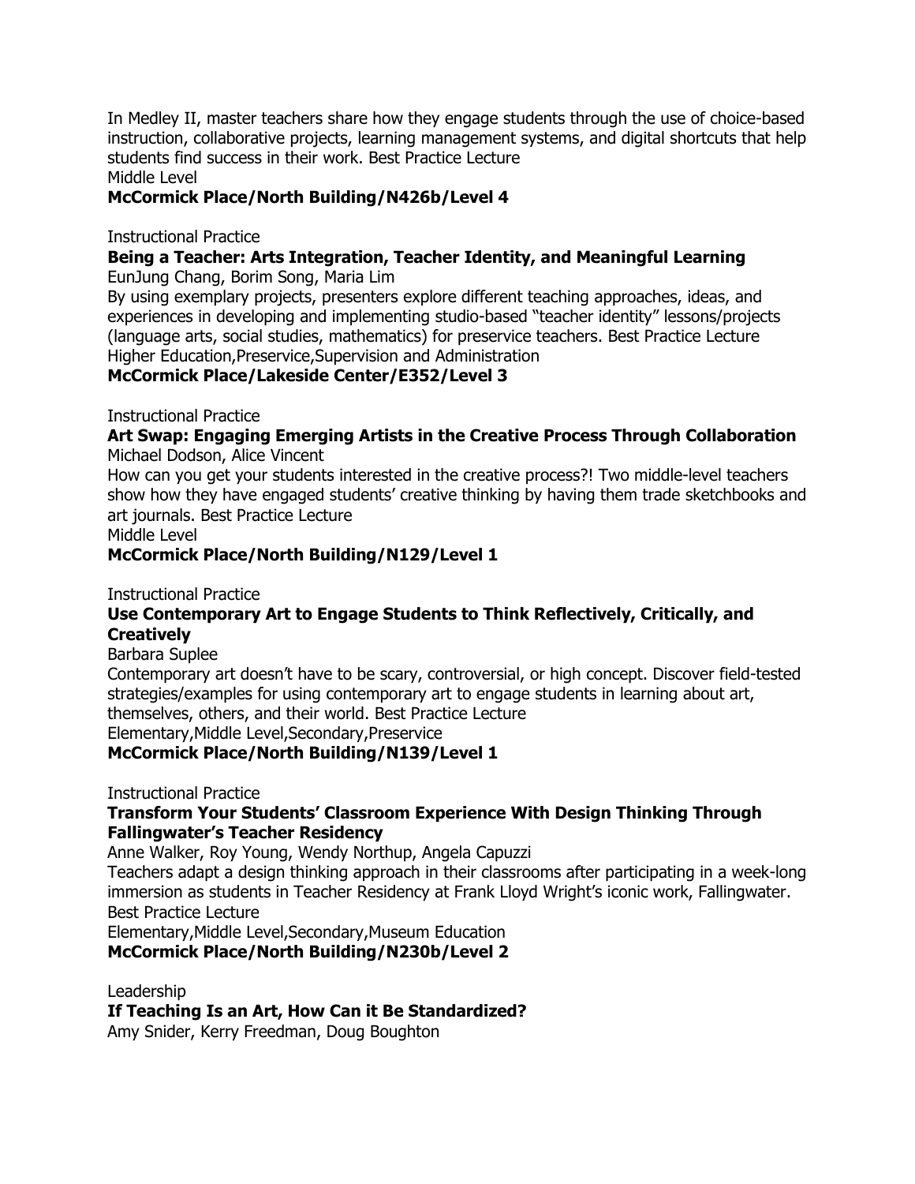In Medley II, master teachers share how they engage students through the use of choice-based instruction, collaborative projects, learning management systems, and digital shortcuts that help students find success in their work. Best Practice Lecture
Middle Level
**McCormick Place/North Building/N426b/Level 4**

Instructional Practice
**Being a Teacher: Arts Integration, Teacher Identity, and Meaningful Learning**
EunJung Chang, Borim Song, Maria Lim
By using exemplary projects, presenters explore different teaching approaches, ideas, and experiences in developing and implementing studio-based "teacher identity" lessons/projects (language arts, social studies, mathematics) for preservice teachers. Best Practice Lecture
Higher Education,Preservice,Supervision and Administration
**McCormick Place/Lakeside Center/E352/Level 3**

Instructional Practice
**Art Swap: Engaging Emerging Artists in the Creative Process Through Collaboration**
Michael Dodson, Alice Vincent
How can you get your students interested in the creative process?! Two middle-level teachers show how they have engaged students' creative thinking by having them trade sketchbooks and art journals. Best Practice Lecture
Middle Level
**McCormick Place/North Building/N129/Level 1**

Instructional Practice
**Use Contemporary Art to Engage Students to Think Reflectively, Critically, and Creatively**
Barbara Suplee
Contemporary art doesn't have to be scary, controversial, or high concept. Discover field-tested strategies/examples for using contemporary art to engage students in learning about art, themselves, others, and their world. Best Practice Lecture
Elementary,Middle Level,Secondary,Preservice
**McCormick Place/North Building/N139/Level 1**

Instructional Practice
**Transform Your Students' Classroom Experience With Design Thinking Through Fallingwater's Teacher Residency**
Anne Walker, Roy Young, Wendy Northup, Angela Capuzzi
Teachers adapt a design thinking approach in their classrooms after participating in a week-long immersion as students in Teacher Residency at Frank Lloyd Wright's iconic work, Fallingwater. Best Practice Lecture
Elementary,Middle Level,Secondary,Museum Education
**McCormick Place/North Building/N230b/Level 2**

Leadership
**If Teaching Is an Art, How Can it Be Standardized?**
Amy Snider, Kerry Freedman, Doug Boughton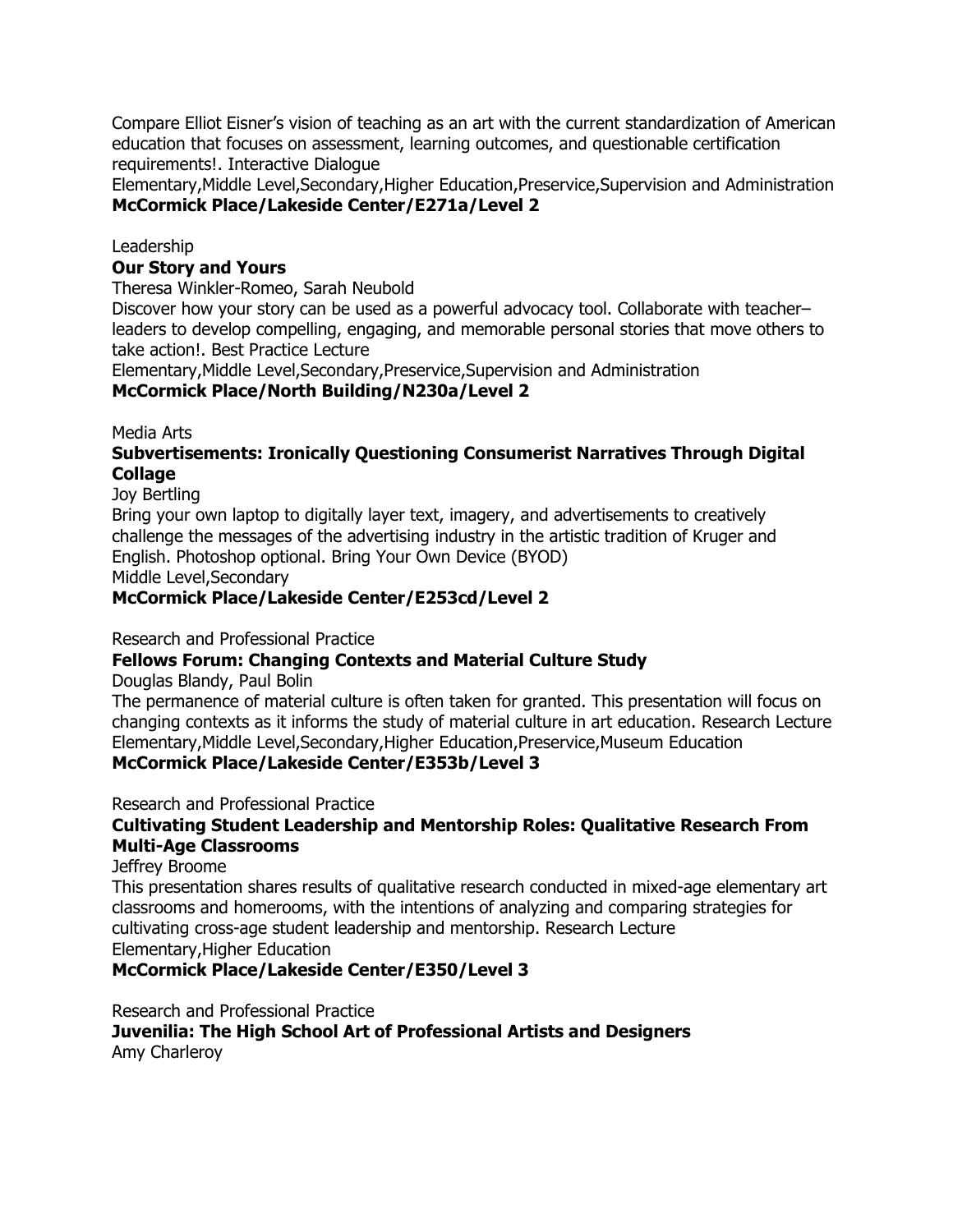Compare Elliot Eisner's vision of teaching as an art with the current standardization of American education that focuses on assessment, learning outcomes, and questionable certification requirements!. Interactive Dialogue
Elementary,Middle Level,Secondary,Higher Education,Preservice,Supervision and Administration
**McCormick Place/Lakeside Center/E271a/Level 2**

Leadership
**Our Story and Yours**
Theresa Winkler-Romeo, Sarah Neubold
Discover how your story can be used as a powerful advocacy tool. Collaborate with teacher–leaders to develop compelling, engaging, and memorable personal stories that move others to take action!. Best Practice Lecture
Elementary,Middle Level,Secondary,Preservice,Supervision and Administration
**McCormick Place/North Building/N230a/Level 2**

Media Arts
**Subvertisements: Ironically Questioning Consumerist Narratives Through Digital Collage**
Joy Bertling
Bring your own laptop to digitally layer text, imagery, and advertisements to creatively challenge the messages of the advertising industry in the artistic tradition of Kruger and English. Photoshop optional. Bring Your Own Device (BYOD)
Middle Level,Secondary
**McCormick Place/Lakeside Center/E253cd/Level 2**

Research and Professional Practice
**Fellows Forum: Changing Contexts and Material Culture Study**
Douglas Blandy, Paul Bolin
The permanence of material culture is often taken for granted. This presentation will focus on changing contexts as it informs the study of material culture in art education. Research Lecture
Elementary,Middle Level,Secondary,Higher Education,Preservice,Museum Education
**McCormick Place/Lakeside Center/E353b/Level 3**

Research and Professional Practice
**Cultivating Student Leadership and Mentorship Roles: Qualitative Research From Multi-Age Classrooms**
Jeffrey Broome
This presentation shares results of qualitative research conducted in mixed-age elementary art classrooms and homerooms, with the intentions of analyzing and comparing strategies for cultivating cross-age student leadership and mentorship. Research Lecture
Elementary,Higher Education
**McCormick Place/Lakeside Center/E350/Level 3**

Research and Professional Practice
**Juvenilia: The High School Art of Professional Artists and Designers**
Amy Charleroy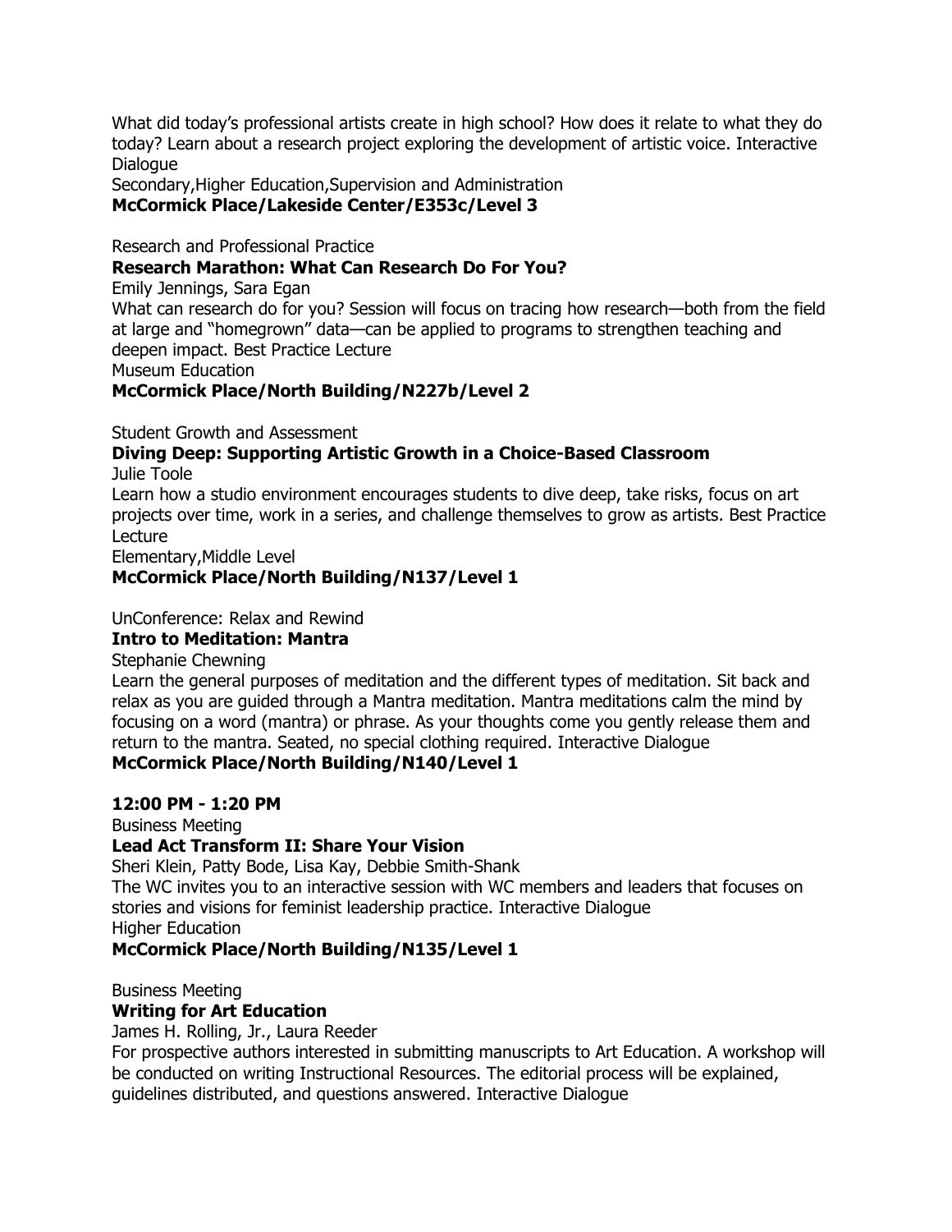What did today's professional artists create in high school? How does it relate to what they do today? Learn about a research project exploring the development of artistic voice. Interactive Dialogue

Secondary,Higher Education,Supervision and Administration

**McCormick Place/Lakeside Center/E353c/Level 3**

Research and Professional Practice

**Research Marathon: What Can Research Do For You?**

Emily Jennings, Sara Egan

What can research do for you? Session will focus on tracing how research—both from the field at large and "homegrown" data—can be applied to programs to strengthen teaching and deepen impact. Best Practice Lecture

Museum Education

**McCormick Place/North Building/N227b/Level 2**

Student Growth and Assessment

**Diving Deep: Supporting Artistic Growth in a Choice-Based Classroom**

Julie Toole

Learn how a studio environment encourages students to dive deep, take risks, focus on art projects over time, work in a series, and challenge themselves to grow as artists. Best Practice Lecture

Elementary,Middle Level

**McCormick Place/North Building/N137/Level 1**

UnConference: Relax and Rewind

**Intro to Meditation: Mantra**

Stephanie Chewning

Learn the general purposes of meditation and the different types of meditation. Sit back and relax as you are guided through a Mantra meditation. Mantra meditations calm the mind by focusing on a word (mantra) or phrase. As your thoughts come you gently release them and return to the mantra. Seated, no special clothing required. Interactive Dialogue

**McCormick Place/North Building/N140/Level 1**

**12:00 PM - 1:20 PM**

Business Meeting

**Lead Act Transform II: Share Your Vision**

Sheri Klein, Patty Bode, Lisa Kay, Debbie Smith-Shank

The WC invites you to an interactive session with WC members and leaders that focuses on stories and visions for feminist leadership practice. Interactive Dialogue

Higher Education

**McCormick Place/North Building/N135/Level 1**

Business Meeting

**Writing for Art Education**

James H. Rolling, Jr., Laura Reeder

For prospective authors interested in submitting manuscripts to Art Education. A workshop will be conducted on writing Instructional Resources. The editorial process will be explained, guidelines distributed, and questions answered. Interactive Dialogue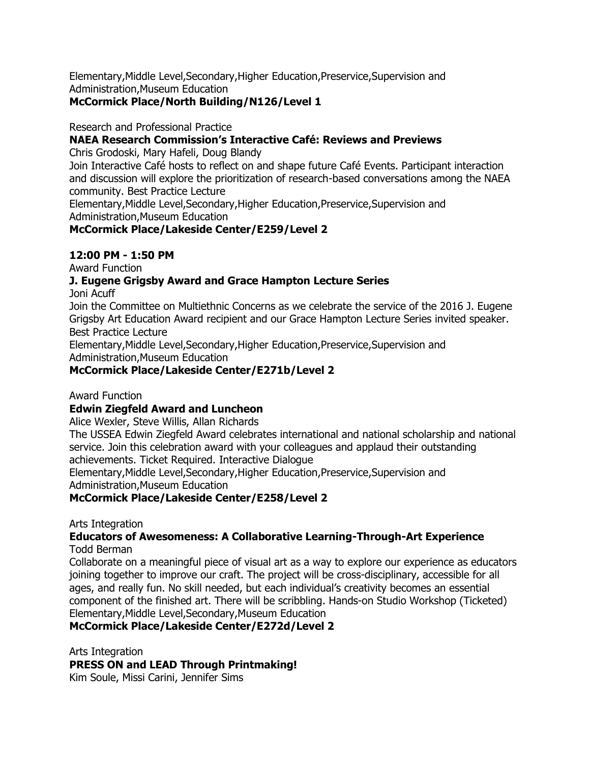Elementary,Middle Level,Secondary,Higher Education,Preservice,Supervision and Administration,Museum Education
**McCormick Place/North Building/N126/Level 1**

Research and Professional Practice
**NAEA Research Commission's Interactive Café: Reviews and Previews**
Chris Grodoski, Mary Hafeli, Doug Blandy
Join Interactive Café hosts to reflect on and shape future Café Events. Participant interaction and discussion will explore the prioritization of research-based conversations among the NAEA community. Best Practice Lecture
Elementary,Middle Level,Secondary,Higher Education,Preservice,Supervision and Administration,Museum Education
**McCormick Place/Lakeside Center/E259/Level 2**

**12:00 PM - 1:50 PM**
Award Function
**J. Eugene Grigsby Award and Grace Hampton Lecture Series**
Joni Acuff
Join the Committee on Multiethnic Concerns as we celebrate the service of the 2016 J. Eugene Grigsby Art Education Award recipient and our Grace Hampton Lecture Series invited speaker. Best Practice Lecture
Elementary,Middle Level,Secondary,Higher Education,Preservice,Supervision and Administration,Museum Education
**McCormick Place/Lakeside Center/E271b/Level 2**

Award Function
**Edwin Ziegfeld Award and Luncheon**
Alice Wexler, Steve Willis, Allan Richards
The USSEA Edwin Ziegfeld Award celebrates international and national scholarship and national service. Join this celebration award with your colleagues and applaud their outstanding achievements. Ticket Required. Interactive Dialogue
Elementary,Middle Level,Secondary,Higher Education,Preservice,Supervision and Administration,Museum Education
**McCormick Place/Lakeside Center/E258/Level 2**

Arts Integration
**Educators of Awesomeness: A Collaborative Learning-Through-Art Experience**
Todd Berman
Collaborate on a meaningful piece of visual art as a way to explore our experience as educators joining together to improve our craft. The project will be cross-disciplinary, accessible for all ages, and really fun. No skill needed, but each individual's creativity becomes an essential component of the finished art. There will be scribbling. Hands-on Studio Workshop (Ticketed)
Elementary,Middle Level,Secondary,Museum Education
**McCormick Place/Lakeside Center/E272d/Level 2**

Arts Integration
**PRESS ON and LEAD Through Printmaking!**
Kim Soule, Missi Carini, Jennifer Sims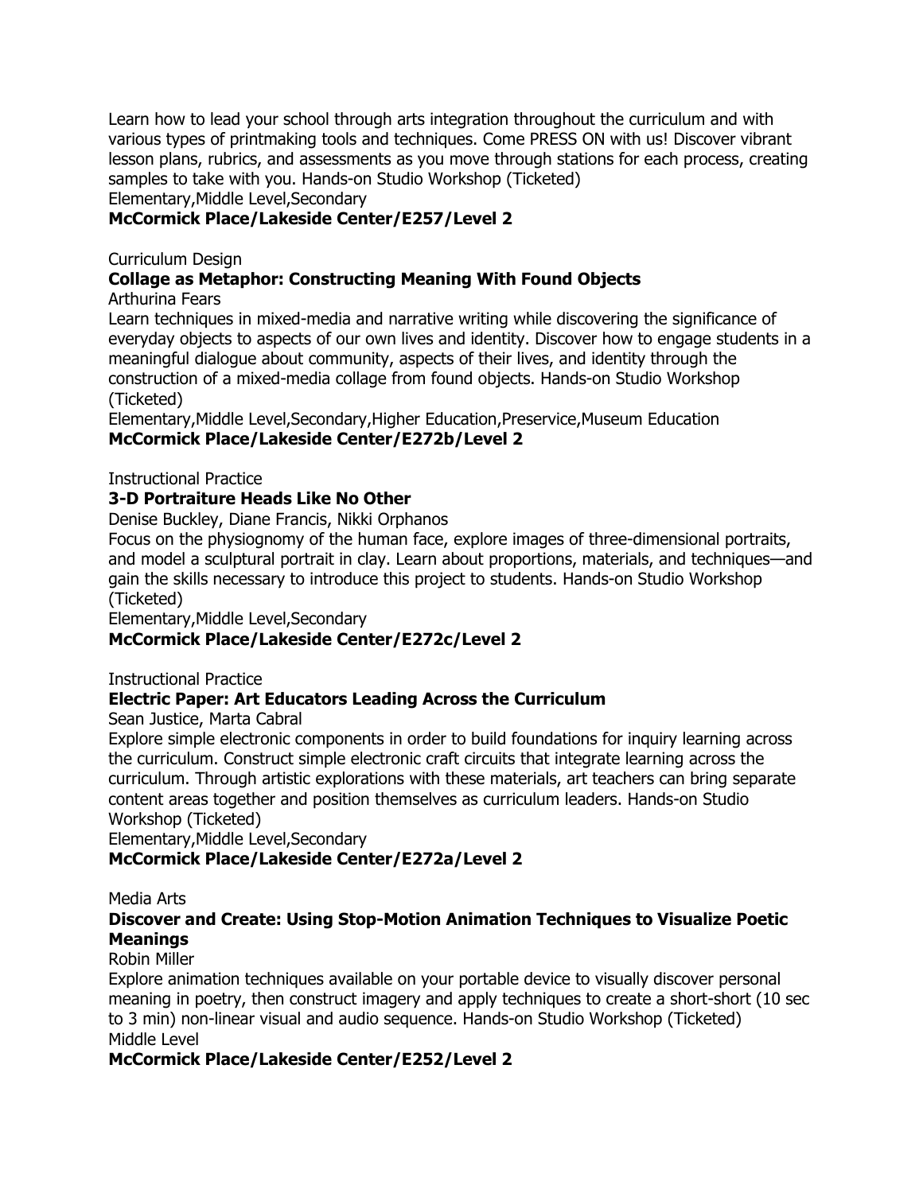Learn how to lead your school through arts integration throughout the curriculum and with various types of printmaking tools and techniques. Come PRESS ON with us! Discover vibrant lesson plans, rubrics, and assessments as you move through stations for each process, creating samples to take with you. Hands-on Studio Workshop (Ticketed)
Elementary,Middle Level,Secondary
**McCormick Place/Lakeside Center/E257/Level 2**

Curriculum Design
**Collage as Metaphor: Constructing Meaning With Found Objects**
Arthurina Fears
Learn techniques in mixed-media and narrative writing while discovering the significance of everyday objects to aspects of our own lives and identity. Discover how to engage students in a meaningful dialogue about community, aspects of their lives, and identity through the construction of a mixed-media collage from found objects. Hands-on Studio Workshop (Ticketed)
Elementary,Middle Level,Secondary,Higher Education,Preservice,Museum Education
**McCormick Place/Lakeside Center/E272b/Level 2**

Instructional Practice
**3-D Portraiture Heads Like No Other**
Denise Buckley, Diane Francis, Nikki Orphanos
Focus on the physiognomy of the human face, explore images of three-dimensional portraits, and model a sculptural portrait in clay. Learn about proportions, materials, and techniques—and gain the skills necessary to introduce this project to students. Hands-on Studio Workshop (Ticketed)
Elementary,Middle Level,Secondary
**McCormick Place/Lakeside Center/E272c/Level 2**

Instructional Practice
**Electric Paper: Art Educators Leading Across the Curriculum**
Sean Justice, Marta Cabral
Explore simple electronic components in order to build foundations for inquiry learning across the curriculum. Construct simple electronic craft circuits that integrate learning across the curriculum. Through artistic explorations with these materials, art teachers can bring separate content areas together and position themselves as curriculum leaders. Hands-on Studio Workshop (Ticketed)
Elementary,Middle Level,Secondary
**McCormick Place/Lakeside Center/E272a/Level 2**

Media Arts
**Discover and Create: Using Stop-Motion Animation Techniques to Visualize Poetic Meanings**
Robin Miller
Explore animation techniques available on your portable device to visually discover personal meaning in poetry, then construct imagery and apply techniques to create a short-short (10 sec to 3 min) non-linear visual and audio sequence. Hands-on Studio Workshop (Ticketed)
Middle Level
**McCormick Place/Lakeside Center/E252/Level 2**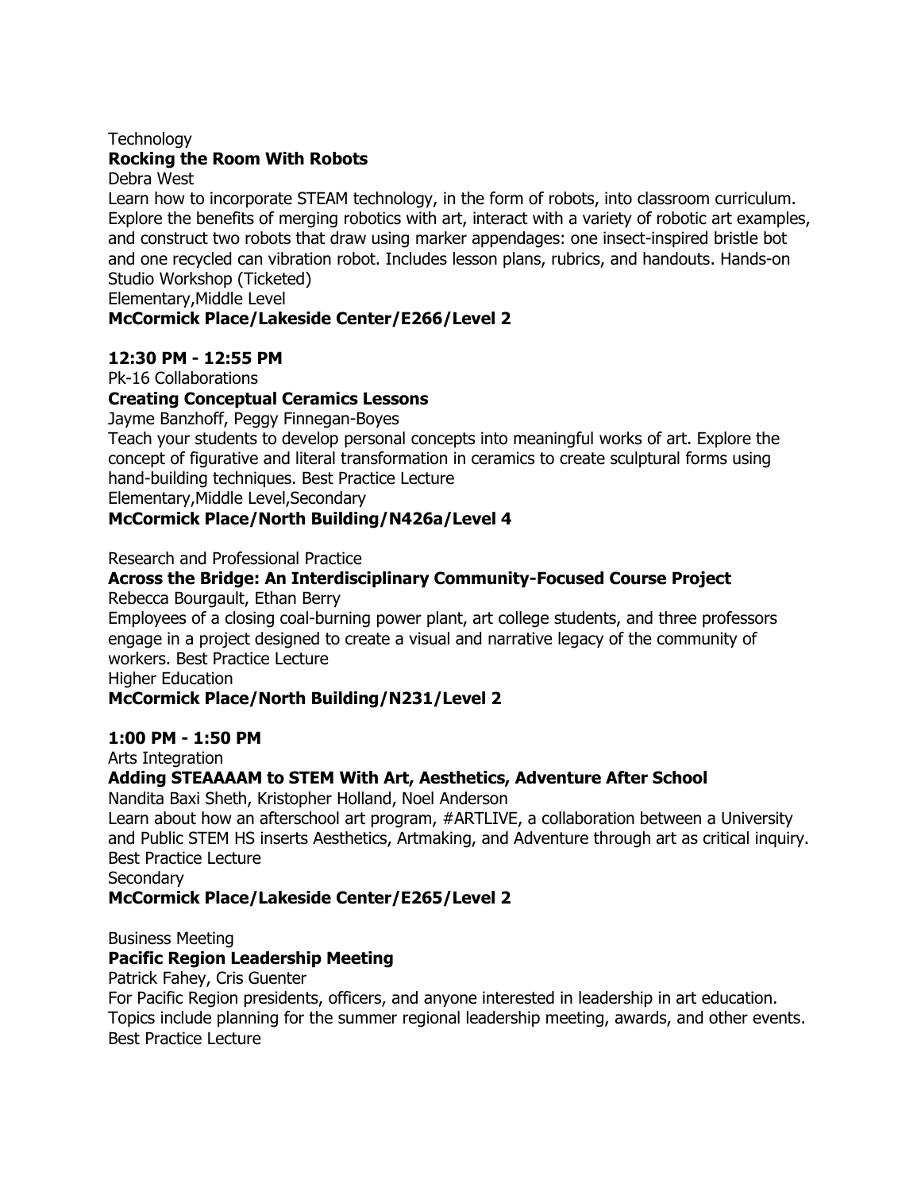Technology

**Rocking the Room With Robots**

Debra West

Learn how to incorporate STEAM technology, in the form of robots, into classroom curriculum. Explore the benefits of merging robotics with art, interact with a variety of robotic art examples, and construct two robots that draw using marker appendages: one insect-inspired bristle bot and one recycled can vibration robot. Includes lesson plans, rubrics, and handouts. Hands-on Studio Workshop (Ticketed)

Elementary,Middle Level

**McCormick Place/Lakeside Center/E266/Level 2**

**12:30 PM - 12:55 PM**

Pk-16 Collaborations

**Creating Conceptual Ceramics Lessons**

Jayme Banzhoff, Peggy Finnegan-Boyes

Teach your students to develop personal concepts into meaningful works of art. Explore the concept of figurative and literal transformation in ceramics to create sculptural forms using hand-building techniques. Best Practice Lecture

Elementary,Middle Level,Secondary

**McCormick Place/North Building/N426a/Level 4**

Research and Professional Practice

**Across the Bridge: An Interdisciplinary Community-Focused Course Project**

Rebecca Bourgault, Ethan Berry

Employees of a closing coal-burning power plant, art college students, and three professors engage in a project designed to create a visual and narrative legacy of the community of workers. Best Practice Lecture

Higher Education

**McCormick Place/North Building/N231/Level 2**

**1:00 PM - 1:50 PM**

Arts Integration

**Adding STEAAAAM to STEM With Art, Aesthetics, Adventure After School**

Nandita Baxi Sheth, Kristopher Holland, Noel Anderson

Learn about how an afterschool art program, #ARTLIVE, a collaboration between a University and Public STEM HS inserts Aesthetics, Artmaking, and Adventure through art as critical inquiry. Best Practice Lecture

Secondary

**McCormick Place/Lakeside Center/E265/Level 2**

Business Meeting

**Pacific Region Leadership Meeting**

Patrick Fahey, Cris Guenter

For Pacific Region presidents, officers, and anyone interested in leadership in art education. Topics include planning for the summer regional leadership meeting, awards, and other events. Best Practice Lecture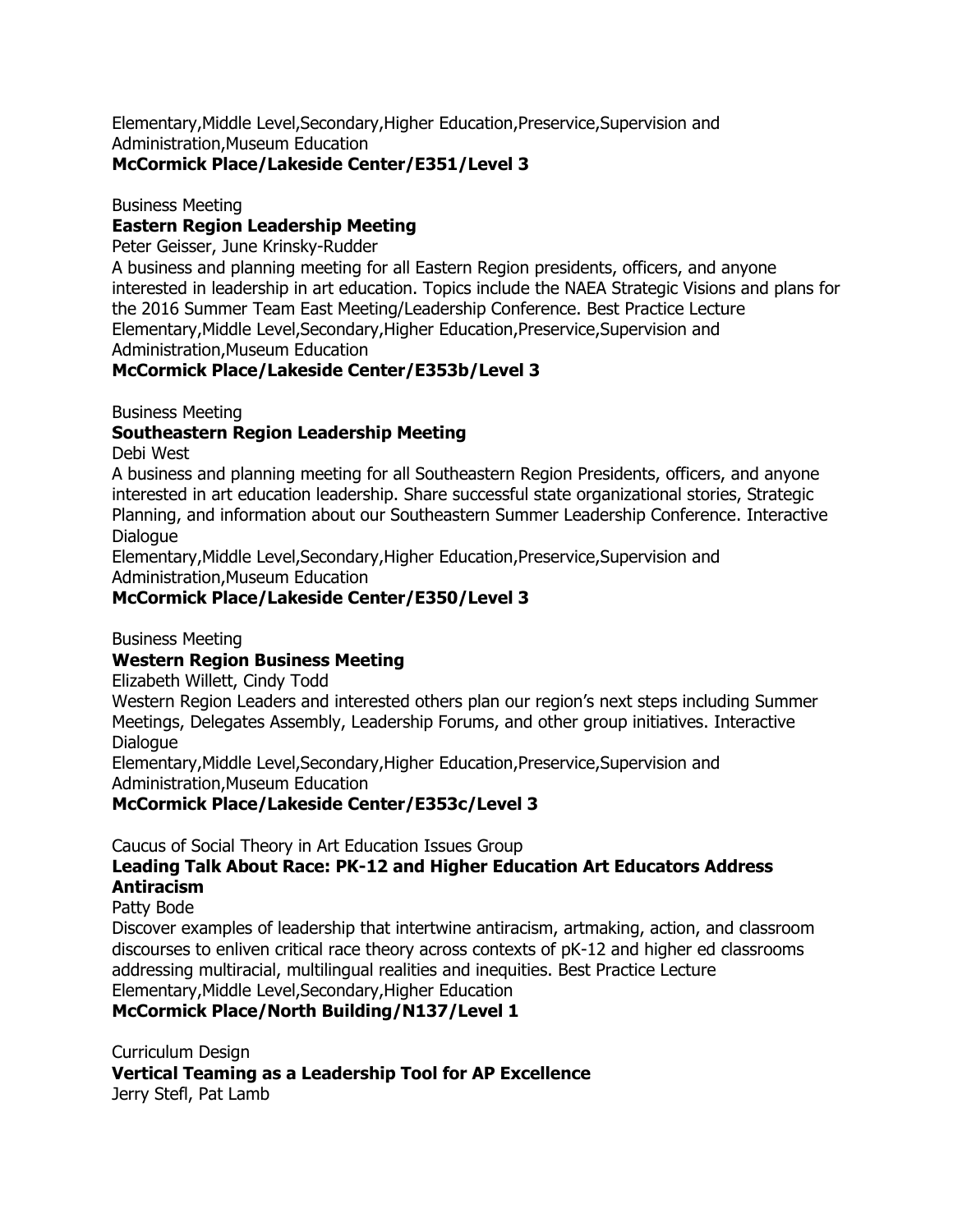Elementary,Middle Level,Secondary,Higher Education,Preservice,Supervision and Administration,Museum Education
**McCormick Place/Lakeside Center/E351/Level 3**

Business Meeting
**Eastern Region Leadership Meeting**
Peter Geisser, June Krinsky-Rudder
A business and planning meeting for all Eastern Region presidents, officers, and anyone interested in leadership in art education. Topics include the NAEA Strategic Visions and plans for the 2016 Summer Team East Meeting/Leadership Conference. Best Practice Lecture
Elementary,Middle Level,Secondary,Higher Education,Preservice,Supervision and Administration,Museum Education
**McCormick Place/Lakeside Center/E353b/Level 3**

Business Meeting
**Southeastern Region Leadership Meeting**
Debi West
A business and planning meeting for all Southeastern Region Presidents, officers, and anyone interested in art education leadership. Share successful state organizational stories, Strategic Planning, and information about our Southeastern Summer Leadership Conference. Interactive Dialogue
Elementary,Middle Level,Secondary,Higher Education,Preservice,Supervision and Administration,Museum Education
**McCormick Place/Lakeside Center/E350/Level 3**

Business Meeting
**Western Region Business Meeting**
Elizabeth Willett, Cindy Todd
Western Region Leaders and interested others plan our region's next steps including Summer Meetings, Delegates Assembly, Leadership Forums, and other group initiatives. Interactive Dialogue
Elementary,Middle Level,Secondary,Higher Education,Preservice,Supervision and Administration,Museum Education
**McCormick Place/Lakeside Center/E353c/Level 3**

Caucus of Social Theory in Art Education Issues Group
**Leading Talk About Race: PK-12 and Higher Education Art Educators Address Antiracism**
Patty Bode
Discover examples of leadership that intertwine antiracism, artmaking, action, and classroom discourses to enliven critical race theory across contexts of pK-12 and higher ed classrooms addressing multiracial, multilingual realities and inequities. Best Practice Lecture
Elementary,Middle Level,Secondary,Higher Education
**McCormick Place/North Building/N137/Level 1**

Curriculum Design
**Vertical Teaming as a Leadership Tool for AP Excellence**
Jerry Stefl, Pat Lamb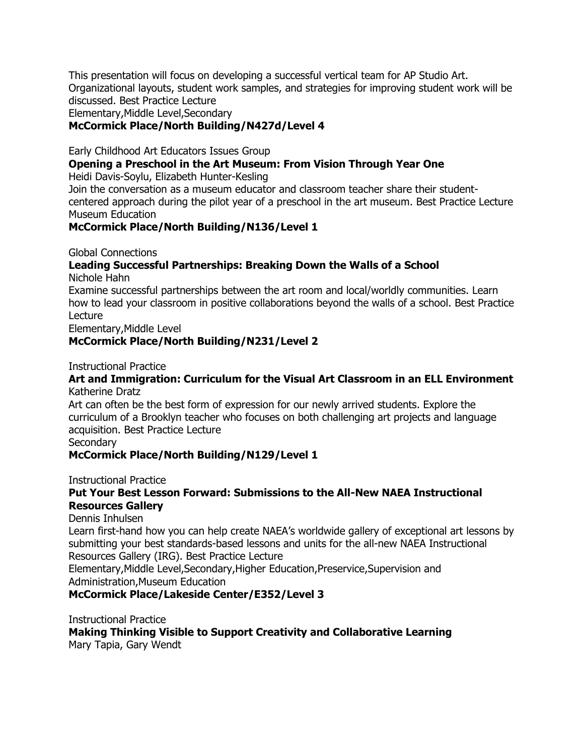This presentation will focus on developing a successful vertical team for AP Studio Art. Organizational layouts, student work samples, and strategies for improving student work will be discussed. Best Practice Lecture
Elementary,Middle Level,Secondary
**McCormick Place/North Building/N427d/Level 4**

Early Childhood Art Educators Issues Group
**Opening a Preschool in the Art Museum: From Vision Through Year One**
Heidi Davis-Soylu, Elizabeth Hunter-Kesling
Join the conversation as a museum educator and classroom teacher share their student-centered approach during the pilot year of a preschool in the art museum. Best Practice Lecture
Museum Education
**McCormick Place/North Building/N136/Level 1**

Global Connections
**Leading Successful Partnerships: Breaking Down the Walls of a School**
Nichole Hahn
Examine successful partnerships between the art room and local/worldly communities. Learn how to lead your classroom in positive collaborations beyond the walls of a school. Best Practice Lecture
Elementary,Middle Level
**McCormick Place/North Building/N231/Level 2**

Instructional Practice
**Art and Immigration: Curriculum for the Visual Art Classroom in an ELL Environment**
Katherine Dratz
Art can often be the best form of expression for our newly arrived students. Explore the curriculum of a Brooklyn teacher who focuses on both challenging art projects and language acquisition. Best Practice Lecture
Secondary
**McCormick Place/North Building/N129/Level 1**

Instructional Practice
**Put Your Best Lesson Forward: Submissions to the All-New NAEA Instructional Resources Gallery**
Dennis Inhulsen
Learn first-hand how you can help create NAEA's worldwide gallery of exceptional art lessons by submitting your best standards-based lessons and units for the all-new NAEA Instructional Resources Gallery (IRG). Best Practice Lecture
Elementary,Middle Level,Secondary,Higher Education,Preservice,Supervision and Administration,Museum Education
**McCormick Place/Lakeside Center/E352/Level 3**

Instructional Practice
**Making Thinking Visible to Support Creativity and Collaborative Learning**
Mary Tapia, Gary Wendt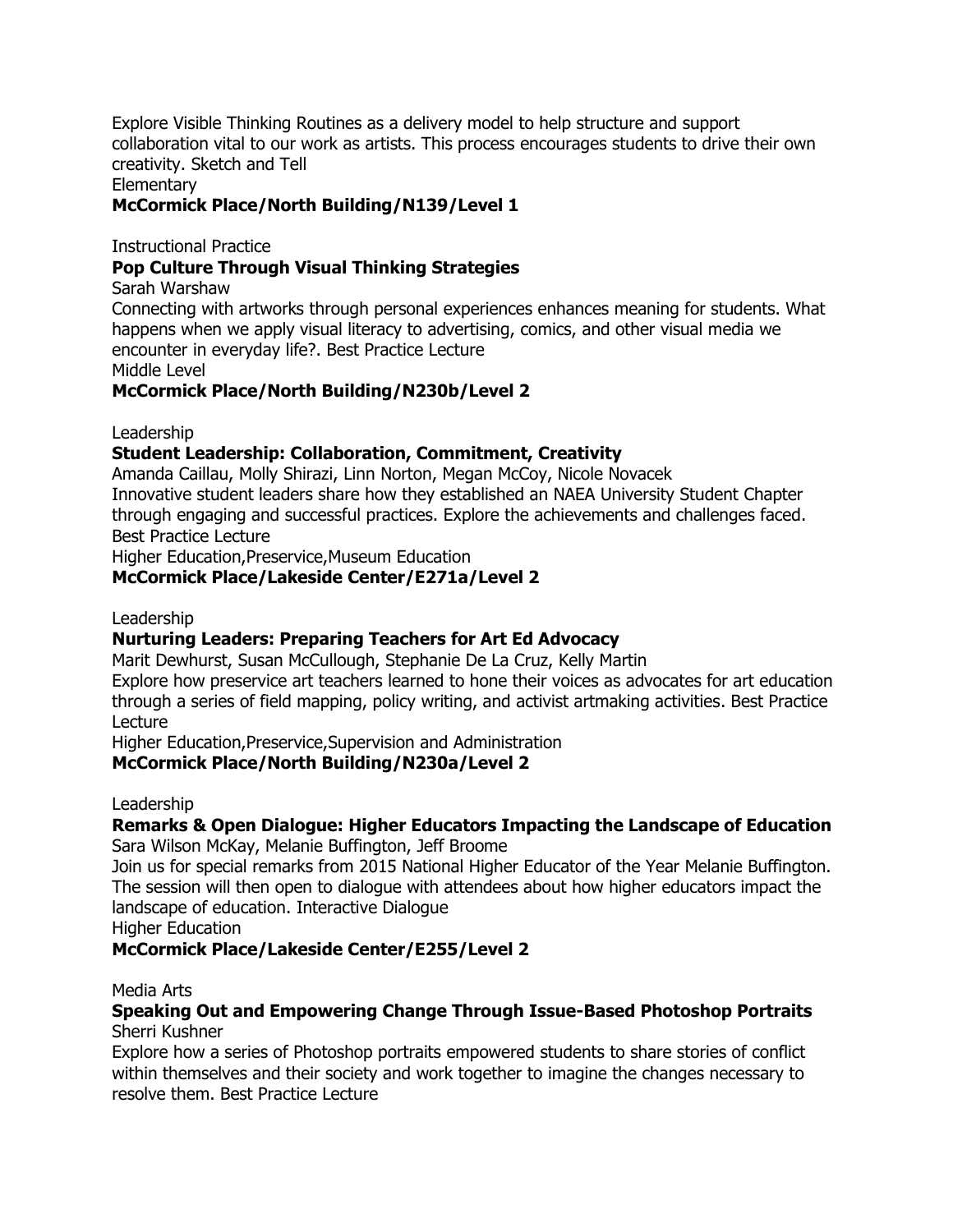Explore Visible Thinking Routines as a delivery model to help structure and support collaboration vital to our work as artists. This process encourages students to drive their own creativity. Sketch and Tell

Elementary

**McCormick Place/North Building/N139/Level 1**

Instructional Practice

**Pop Culture Through Visual Thinking Strategies**

Sarah Warshaw

Connecting with artworks through personal experiences enhances meaning for students. What happens when we apply visual literacy to advertising, comics, and other visual media we encounter in everyday life?. Best Practice Lecture

Middle Level

**McCormick Place/North Building/N230b/Level 2**

Leadership

**Student Leadership: Collaboration, Commitment, Creativity**

Amanda Caillau, Molly Shirazi, Linn Norton, Megan McCoy, Nicole Novacek

Innovative student leaders share how they established an NAEA University Student Chapter through engaging and successful practices. Explore the achievements and challenges faced. Best Practice Lecture

Higher Education,Preservice,Museum Education

**McCormick Place/Lakeside Center/E271a/Level 2**

Leadership

**Nurturing Leaders: Preparing Teachers for Art Ed Advocacy**

Marit Dewhurst, Susan McCullough, Stephanie De La Cruz, Kelly Martin

Explore how preservice art teachers learned to hone their voices as advocates for art education through a series of field mapping, policy writing, and activist artmaking activities. Best Practice Lecture

Higher Education,Preservice,Supervision and Administration

**McCormick Place/North Building/N230a/Level 2**

Leadership

**Remarks & Open Dialogue: Higher Educators Impacting the Landscape of Education**

Sara Wilson McKay, Melanie Buffington, Jeff Broome

Join us for special remarks from 2015 National Higher Educator of the Year Melanie Buffington. The session will then open to dialogue with attendees about how higher educators impact the landscape of education. Interactive Dialogue

Higher Education

**McCormick Place/Lakeside Center/E255/Level 2**

Media Arts

**Speaking Out and Empowering Change Through Issue-Based Photoshop Portraits**

Sherri Kushner

Explore how a series of Photoshop portraits empowered students to share stories of conflict within themselves and their society and work together to imagine the changes necessary to resolve them. Best Practice Lecture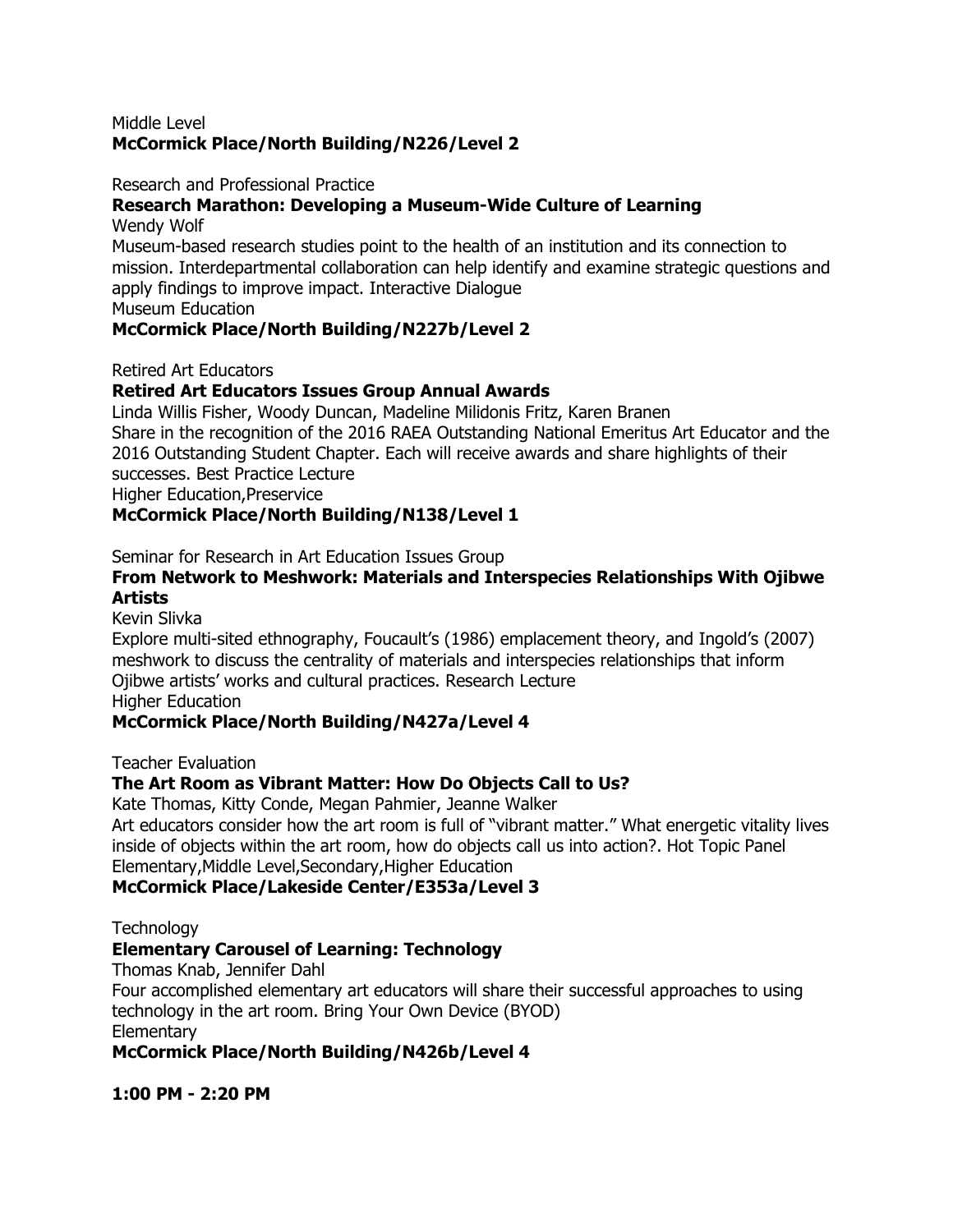Middle Level
**McCormick Place/North Building/N226/Level 2**

Research and Professional Practice
**Research Marathon: Developing a Museum-Wide Culture of Learning**
Wendy Wolf
Museum-based research studies point to the health of an institution and its connection to mission. Interdepartmental collaboration can help identify and examine strategic questions and apply findings to improve impact. Interactive Dialogue
Museum Education
**McCormick Place/North Building/N227b/Level 2**

Retired Art Educators
**Retired Art Educators Issues Group Annual Awards**
Linda Willis Fisher, Woody Duncan, Madeline Milidonis Fritz, Karen Branen
Share in the recognition of the 2016 RAEA Outstanding National Emeritus Art Educator and the 2016 Outstanding Student Chapter. Each will receive awards and share highlights of their successes. Best Practice Lecture
Higher Education,Preservice
**McCormick Place/North Building/N138/Level 1**

Seminar for Research in Art Education Issues Group
**From Network to Meshwork: Materials and Interspecies Relationships With Ojibwe Artists**
Kevin Slivka
Explore multi-sited ethnography, Foucault's (1986) emplacement theory, and Ingold's (2007) meshwork to discuss the centrality of materials and interspecies relationships that inform Ojibwe artists' works and cultural practices. Research Lecture
Higher Education
**McCormick Place/North Building/N427a/Level 4**

Teacher Evaluation
**The Art Room as Vibrant Matter: How Do Objects Call to Us?**
Kate Thomas, Kitty Conde, Megan Pahmier, Jeanne Walker
Art educators consider how the art room is full of "vibrant matter." What energetic vitality lives inside of objects within the art room, how do objects call us into action?. Hot Topic Panel
Elementary,Middle Level,Secondary,Higher Education
**McCormick Place/Lakeside Center/E353a/Level 3**

Technology
**Elementary Carousel of Learning: Technology**
Thomas Knab, Jennifer Dahl
Four accomplished elementary art educators will share their successful approaches to using technology in the art room. Bring Your Own Device (BYOD)
Elementary
**McCormick Place/North Building/N426b/Level 4**

**1:00 PM - 2:20 PM**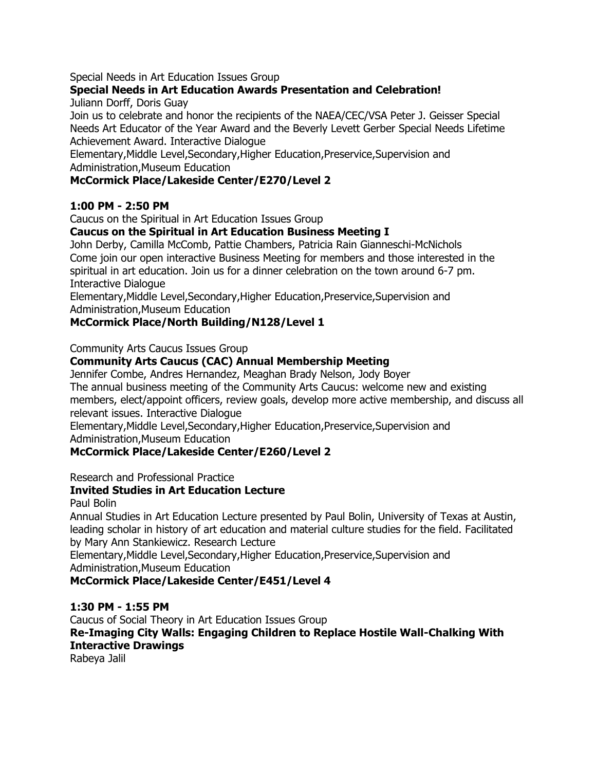Special Needs in Art Education Issues Group

**Special Needs in Art Education Awards Presentation and Celebration!**

Juliann Dorff, Doris Guay

Join us to celebrate and honor the recipients of the NAEA/CEC/VSA Peter J. Geisser Special Needs Art Educator of the Year Award and the Beverly Levett Gerber Special Needs Lifetime Achievement Award. Interactive Dialogue

Elementary,Middle Level,Secondary,Higher Education,Preservice,Supervision and Administration,Museum Education

**McCormick Place/Lakeside Center/E270/Level 2**

**1:00 PM - 2:50 PM**

Caucus on the Spiritual in Art Education Issues Group

**Caucus on the Spiritual in Art Education Business Meeting I**

John Derby, Camilla McComb, Pattie Chambers, Patricia Rain Gianneschi-McNichols

Come join our open interactive Business Meeting for members and those interested in the spiritual in art education. Join us for a dinner celebration on the town around 6-7 pm. Interactive Dialogue

Elementary,Middle Level,Secondary,Higher Education,Preservice,Supervision and Administration,Museum Education

**McCormick Place/North Building/N128/Level 1**

Community Arts Caucus Issues Group

**Community Arts Caucus (CAC) Annual Membership Meeting**

Jennifer Combe, Andres Hernandez, Meaghan Brady Nelson, Jody Boyer

The annual business meeting of the Community Arts Caucus: welcome new and existing members, elect/appoint officers, review goals, develop more active membership, and discuss all relevant issues. Interactive Dialogue

Elementary,Middle Level,Secondary,Higher Education,Preservice,Supervision and Administration,Museum Education

**McCormick Place/Lakeside Center/E260/Level 2**

Research and Professional Practice

**Invited Studies in Art Education Lecture**

Paul Bolin

Annual Studies in Art Education Lecture presented by Paul Bolin, University of Texas at Austin, leading scholar in history of art education and material culture studies for the field. Facilitated by Mary Ann Stankiewicz. Research Lecture

Elementary,Middle Level,Secondary,Higher Education,Preservice,Supervision and Administration,Museum Education

**McCormick Place/Lakeside Center/E451/Level 4**

**1:30 PM - 1:55 PM**

Caucus of Social Theory in Art Education Issues Group

**Re-Imaging City Walls: Engaging Children to Replace Hostile Wall-Chalking With Interactive Drawings**

Rabeya Jalil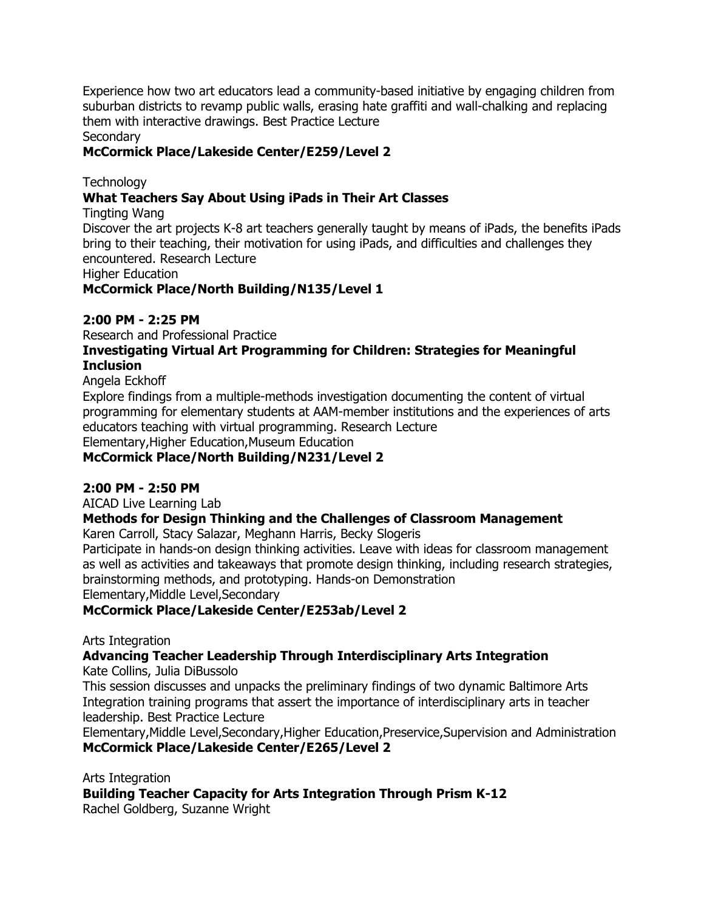Experience how two art educators lead a community-based initiative by engaging children from suburban districts to revamp public walls, erasing hate graffiti and wall-chalking and replacing them with interactive drawings. Best Practice Lecture
Secondary
**McCormick Place/Lakeside Center/E259/Level 2**

Technology
**What Teachers Say About Using iPads in Their Art Classes**
Tingting Wang
Discover the art projects K-8 art teachers generally taught by means of iPads, the benefits iPads bring to their teaching, their motivation for using iPads, and difficulties and challenges they encountered. Research Lecture
Higher Education
**McCormick Place/North Building/N135/Level 1**

**2:00 PM - 2:25 PM**
Research and Professional Practice
**Investigating Virtual Art Programming for Children: Strategies for Meaningful Inclusion**
Angela Eckhoff
Explore findings from a multiple-methods investigation documenting the content of virtual programming for elementary students at AAM-member institutions and the experiences of arts educators teaching with virtual programming. Research Lecture
Elementary,Higher Education,Museum Education
**McCormick Place/North Building/N231/Level 2**

**2:00 PM - 2:50 PM**
AICAD Live Learning Lab
**Methods for Design Thinking and the Challenges of Classroom Management**
Karen Carroll, Stacy Salazar, Meghann Harris, Becky Slogeris
Participate in hands-on design thinking activities. Leave with ideas for classroom management as well as activities and takeaways that promote design thinking, including research strategies, brainstorming methods, and prototyping. Hands-on Demonstration
Elementary,Middle Level,Secondary
**McCormick Place/Lakeside Center/E253ab/Level 2**

Arts Integration
**Advancing Teacher Leadership Through Interdisciplinary Arts Integration**
Kate Collins, Julia DiBussolo
This session discusses and unpacks the preliminary findings of two dynamic Baltimore Arts Integration training programs that assert the importance of interdisciplinary arts in teacher leadership. Best Practice Lecture
Elementary,Middle Level,Secondary,Higher Education,Preservice,Supervision and Administration
**McCormick Place/Lakeside Center/E265/Level 2**

Arts Integration
**Building Teacher Capacity for Arts Integration Through Prism K-12**
Rachel Goldberg, Suzanne Wright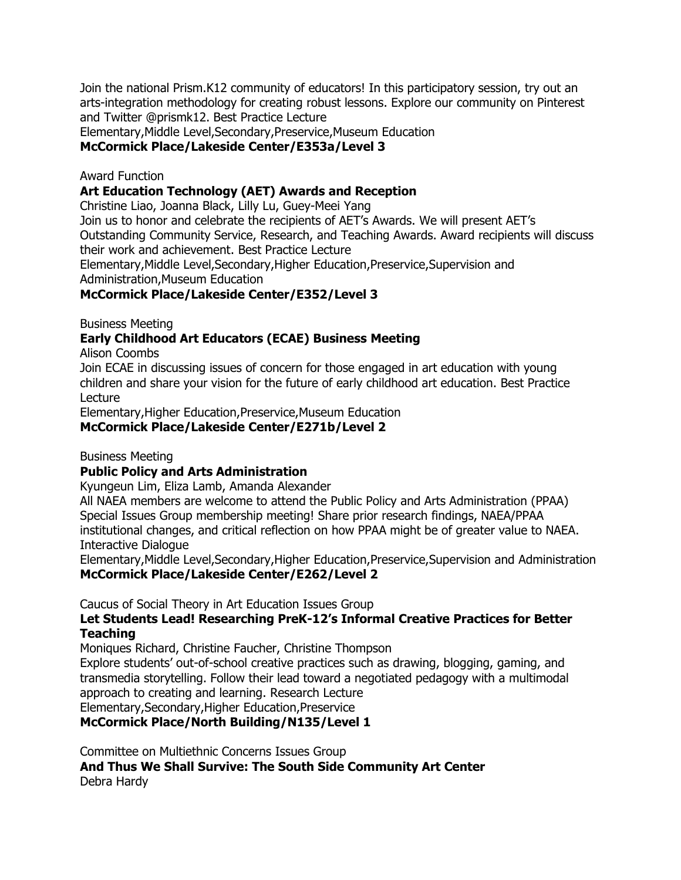Join the national Prism.K12 community of educators! In this participatory session, try out an arts-integration methodology for creating robust lessons. Explore our community on Pinterest and Twitter @prismk12. Best Practice Lecture
Elementary,Middle Level,Secondary,Preservice,Museum Education
**McCormick Place/Lakeside Center/E353a/Level 3**

Award Function
**Art Education Technology (AET) Awards and Reception**
Christine Liao, Joanna Black, Lilly Lu, Guey-Meei Yang
Join us to honor and celebrate the recipients of AET's Awards. We will present AET's Outstanding Community Service, Research, and Teaching Awards. Award recipients will discuss their work and achievement. Best Practice Lecture
Elementary,Middle Level,Secondary,Higher Education,Preservice,Supervision and Administration,Museum Education
**McCormick Place/Lakeside Center/E352/Level 3**

Business Meeting
**Early Childhood Art Educators (ECAE) Business Meeting**
Alison Coombs
Join ECAE in discussing issues of concern for those engaged in art education with young children and share your vision for the future of early childhood art education. Best Practice Lecture
Elementary,Higher Education,Preservice,Museum Education
**McCormick Place/Lakeside Center/E271b/Level 2**

Business Meeting
**Public Policy and Arts Administration**
Kyungeun Lim, Eliza Lamb, Amanda Alexander
All NAEA members are welcome to attend the Public Policy and Arts Administration (PPAA) Special Issues Group membership meeting! Share prior research findings, NAEA/PPAA institutional changes, and critical reflection on how PPAA might be of greater value to NAEA. Interactive Dialogue
Elementary,Middle Level,Secondary,Higher Education,Preservice,Supervision and Administration
**McCormick Place/Lakeside Center/E262/Level 2**

Caucus of Social Theory in Art Education Issues Group
**Let Students Lead! Researching PreK-12's Informal Creative Practices for Better Teaching**
Moniques Richard, Christine Faucher, Christine Thompson
Explore students' out-of-school creative practices such as drawing, blogging, gaming, and transmedia storytelling. Follow their lead toward a negotiated pedagogy with a multimodal approach to creating and learning. Research Lecture
Elementary,Secondary,Higher Education,Preservice
**McCormick Place/North Building/N135/Level 1**

Committee on Multiethnic Concerns Issues Group
**And Thus We Shall Survive: The South Side Community Art Center**
Debra Hardy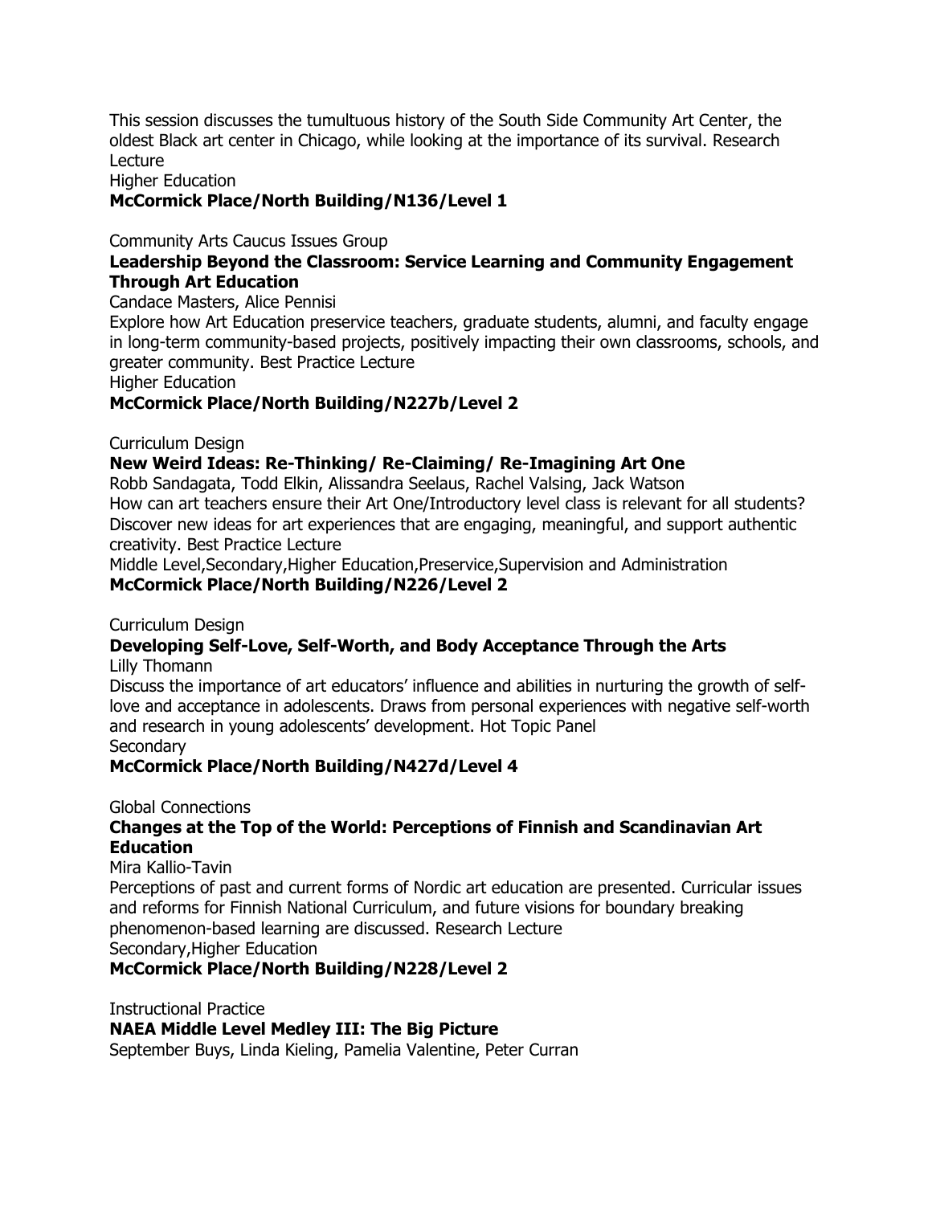This session discusses the tumultuous history of the South Side Community Art Center, the oldest Black art center in Chicago, while looking at the importance of its survival. Research Lecture

Higher Education

**McCormick Place/North Building/N136/Level 1**

Community Arts Caucus Issues Group

**Leadership Beyond the Classroom: Service Learning and Community Engagement Through Art Education**

Candace Masters, Alice Pennisi

Explore how Art Education preservice teachers, graduate students, alumni, and faculty engage in long-term community-based projects, positively impacting their own classrooms, schools, and greater community. Best Practice Lecture

Higher Education

**McCormick Place/North Building/N227b/Level 2**

Curriculum Design

**New Weird Ideas: Re-Thinking/ Re-Claiming/ Re-Imagining Art One**

Robb Sandagata, Todd Elkin, Alissandra Seelaus, Rachel Valsing, Jack Watson

How can art teachers ensure their Art One/Introductory level class is relevant for all students? Discover new ideas for art experiences that are engaging, meaningful, and support authentic creativity. Best Practice Lecture

Middle Level,Secondary,Higher Education,Preservice,Supervision and Administration

**McCormick Place/North Building/N226/Level 2**

Curriculum Design

**Developing Self-Love, Self-Worth, and Body Acceptance Through the Arts**

Lilly Thomann

Discuss the importance of art educators' influence and abilities in nurturing the growth of self-love and acceptance in adolescents. Draws from personal experiences with negative self-worth and research in young adolescents' development. Hot Topic Panel

Secondary

**McCormick Place/North Building/N427d/Level 4**

Global Connections

**Changes at the Top of the World: Perceptions of Finnish and Scandinavian Art Education**

Mira Kallio-Tavin

Perceptions of past and current forms of Nordic art education are presented. Curricular issues and reforms for Finnish National Curriculum, and future visions for boundary breaking phenomenon-based learning are discussed. Research Lecture

Secondary,Higher Education

**McCormick Place/North Building/N228/Level 2**

Instructional Practice

**NAEA Middle Level Medley III: The Big Picture**

September Buys, Linda Kieling, Pamelia Valentine, Peter Curran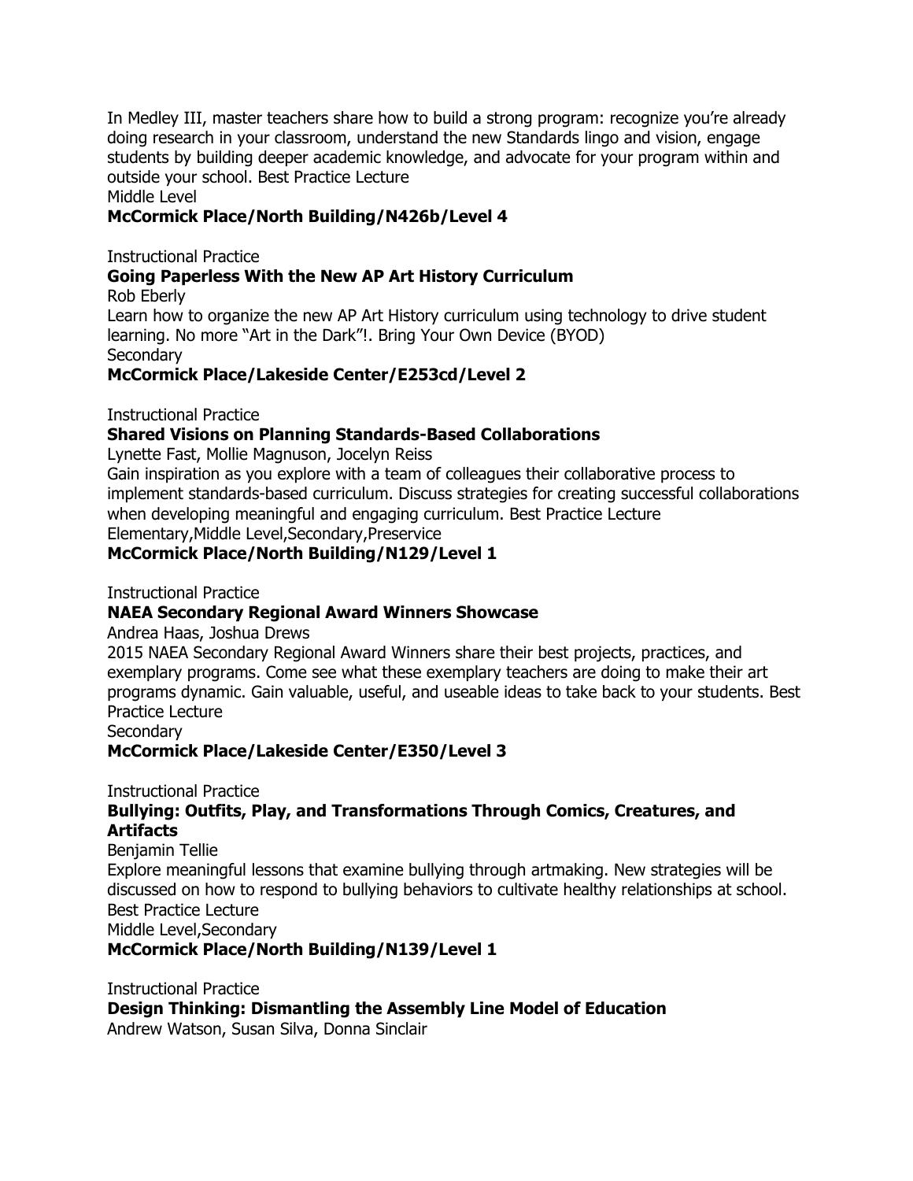In Medley III, master teachers share how to build a strong program: recognize you're already doing research in your classroom, understand the new Standards lingo and vision, engage students by building deeper academic knowledge, and advocate for your program within and outside your school. Best Practice Lecture
Middle Level
**McCormick Place/North Building/N426b/Level 4**

Instructional Practice
**Going Paperless With the New AP Art History Curriculum**
Rob Eberly
Learn how to organize the new AP Art History curriculum using technology to drive student learning. No more "Art in the Dark"!. Bring Your Own Device (BYOD)
Secondary
**McCormick Place/Lakeside Center/E253cd/Level 2**

Instructional Practice
**Shared Visions on Planning Standards-Based Collaborations**
Lynette Fast, Mollie Magnuson, Jocelyn Reiss
Gain inspiration as you explore with a team of colleagues their collaborative process to implement standards-based curriculum. Discuss strategies for creating successful collaborations when developing meaningful and engaging curriculum. Best Practice Lecture
Elementary,Middle Level,Secondary,Preservice
**McCormick Place/North Building/N129/Level 1**

Instructional Practice
**NAEA Secondary Regional Award Winners Showcase**
Andrea Haas, Joshua Drews
2015 NAEA Secondary Regional Award Winners share their best projects, practices, and exemplary programs. Come see what these exemplary teachers are doing to make their art programs dynamic. Gain valuable, useful, and useable ideas to take back to your students. Best Practice Lecture
Secondary
**McCormick Place/Lakeside Center/E350/Level 3**

Instructional Practice
**Bullying: Outfits, Play, and Transformations Through Comics, Creatures, and Artifacts**
Benjamin Tellie
Explore meaningful lessons that examine bullying through artmaking. New strategies will be discussed on how to respond to bullying behaviors to cultivate healthy relationships at school. Best Practice Lecture
Middle Level,Secondary
**McCormick Place/North Building/N139/Level 1**

Instructional Practice
**Design Thinking: Dismantling the Assembly Line Model of Education**
Andrew Watson, Susan Silva, Donna Sinclair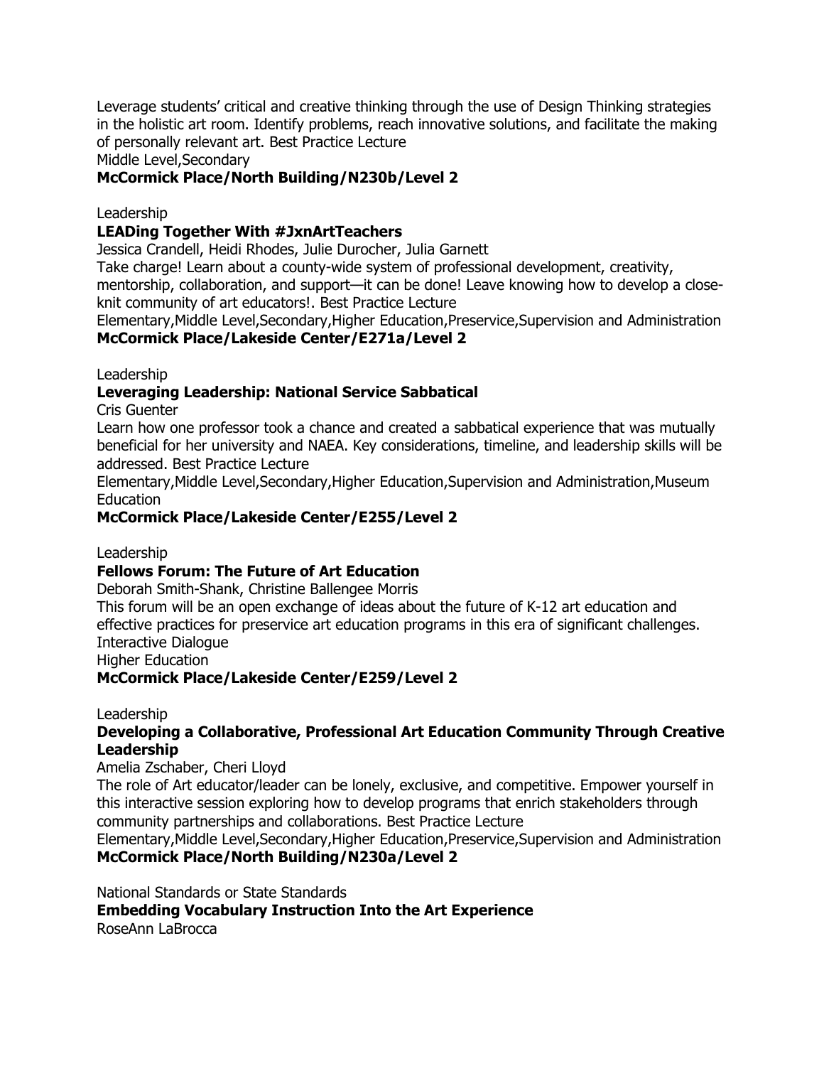Leverage students' critical and creative thinking through the use of Design Thinking strategies in the holistic art room. Identify problems, reach innovative solutions, and facilitate the making of personally relevant art. Best Practice Lecture

Middle Level,Secondary

**McCormick Place/North Building/N230b/Level 2**

Leadership

**LEADing Together With #JxnArtTeachers**

Jessica Crandell, Heidi Rhodes, Julie Durocher, Julia Garnett

Take charge! Learn about a county-wide system of professional development, creativity, mentorship, collaboration, and support—it can be done! Leave knowing how to develop a close-knit community of art educators!. Best Practice Lecture

Elementary,Middle Level,Secondary,Higher Education,Preservice,Supervision and Administration

**McCormick Place/Lakeside Center/E271a/Level 2**

Leadership

**Leveraging Leadership: National Service Sabbatical**

Cris Guenter

Learn how one professor took a chance and created a sabbatical experience that was mutually beneficial for her university and NAEA. Key considerations, timeline, and leadership skills will be addressed. Best Practice Lecture

Elementary,Middle Level,Secondary,Higher Education,Supervision and Administration,Museum Education

**McCormick Place/Lakeside Center/E255/Level 2**

Leadership

**Fellows Forum: The Future of Art Education**

Deborah Smith-Shank, Christine Ballengee Morris

This forum will be an open exchange of ideas about the future of K-12 art education and effective practices for preservice art education programs in this era of significant challenges. Interactive Dialogue

Higher Education

**McCormick Place/Lakeside Center/E259/Level 2**

Leadership

**Developing a Collaborative, Professional Art Education Community Through Creative Leadership**

Amelia Zschaber, Cheri Lloyd

The role of Art educator/leader can be lonely, exclusive, and competitive. Empower yourself in this interactive session exploring how to develop programs that enrich stakeholders through community partnerships and collaborations. Best Practice Lecture

Elementary,Middle Level,Secondary,Higher Education,Preservice,Supervision and Administration

**McCormick Place/North Building/N230a/Level 2**

National Standards or State Standards

**Embedding Vocabulary Instruction Into the Art Experience**

RoseAnn LaBrocca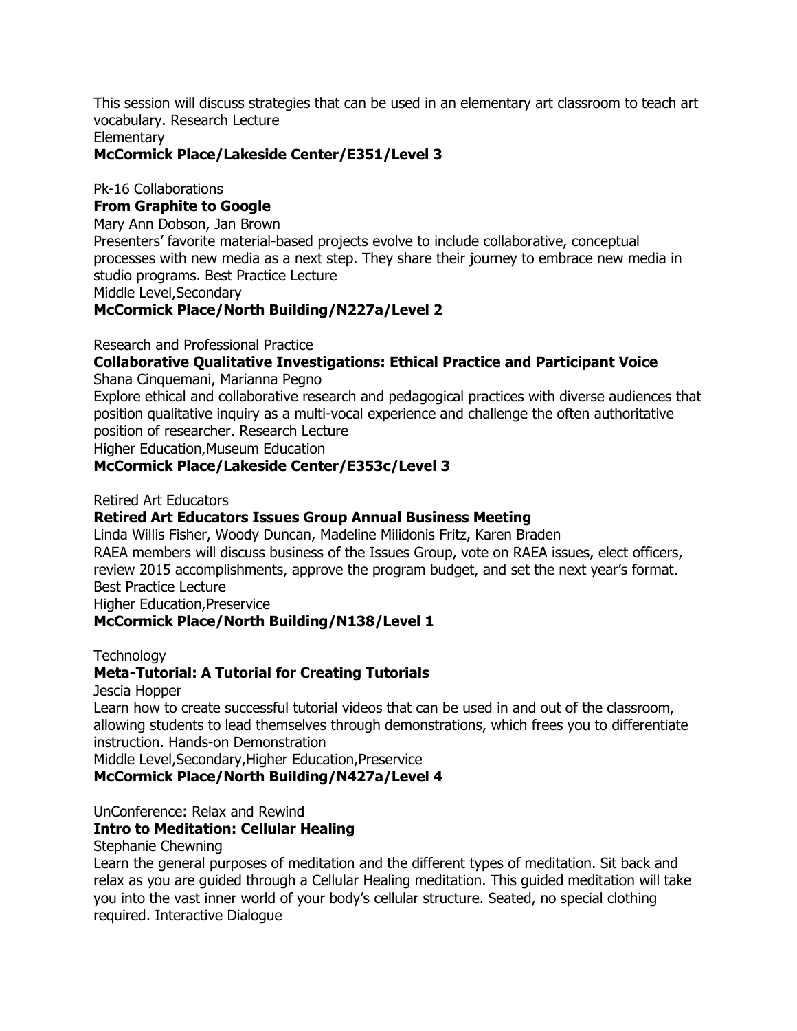This session will discuss strategies that can be used in an elementary art classroom to teach art vocabulary. Research Lecture
Elementary
**McCormick Place/Lakeside Center/E351/Level 3**

Pk-16 Collaborations
**From Graphite to Google**
Mary Ann Dobson, Jan Brown
Presenters' favorite material-based projects evolve to include collaborative, conceptual processes with new media as a next step. They share their journey to embrace new media in studio programs. Best Practice Lecture
Middle Level,Secondary
**McCormick Place/North Building/N227a/Level 2**

Research and Professional Practice
**Collaborative Qualitative Investigations: Ethical Practice and Participant Voice**
Shana Cinquemani, Marianna Pegno
Explore ethical and collaborative research and pedagogical practices with diverse audiences that position qualitative inquiry as a multi-vocal experience and challenge the often authoritative position of researcher. Research Lecture
Higher Education,Museum Education
**McCormick Place/Lakeside Center/E353c/Level 3**

Retired Art Educators
**Retired Art Educators Issues Group Annual Business Meeting**
Linda Willis Fisher, Woody Duncan, Madeline Milidonis Fritz, Karen Braden
RAEA members will discuss business of the Issues Group, vote on RAEA issues, elect officers, review 2015 accomplishments, approve the program budget, and set the next year's format. Best Practice Lecture
Higher Education,Preservice
**McCormick Place/North Building/N138/Level 1**

Technology
**Meta-Tutorial: A Tutorial for Creating Tutorials**
Jescia Hopper
Learn how to create successful tutorial videos that can be used in and out of the classroom, allowing students to lead themselves through demonstrations, which frees you to differentiate instruction. Hands-on Demonstration
Middle Level,Secondary,Higher Education,Preservice
**McCormick Place/North Building/N427a/Level 4**

UnConference: Relax and Rewind
**Intro to Meditation: Cellular Healing**
Stephanie Chewning
Learn the general purposes of meditation and the different types of meditation. Sit back and relax as you are guided through a Cellular Healing meditation. This guided meditation will take you into the vast inner world of your body's cellular structure. Seated, no special clothing required. Interactive Dialogue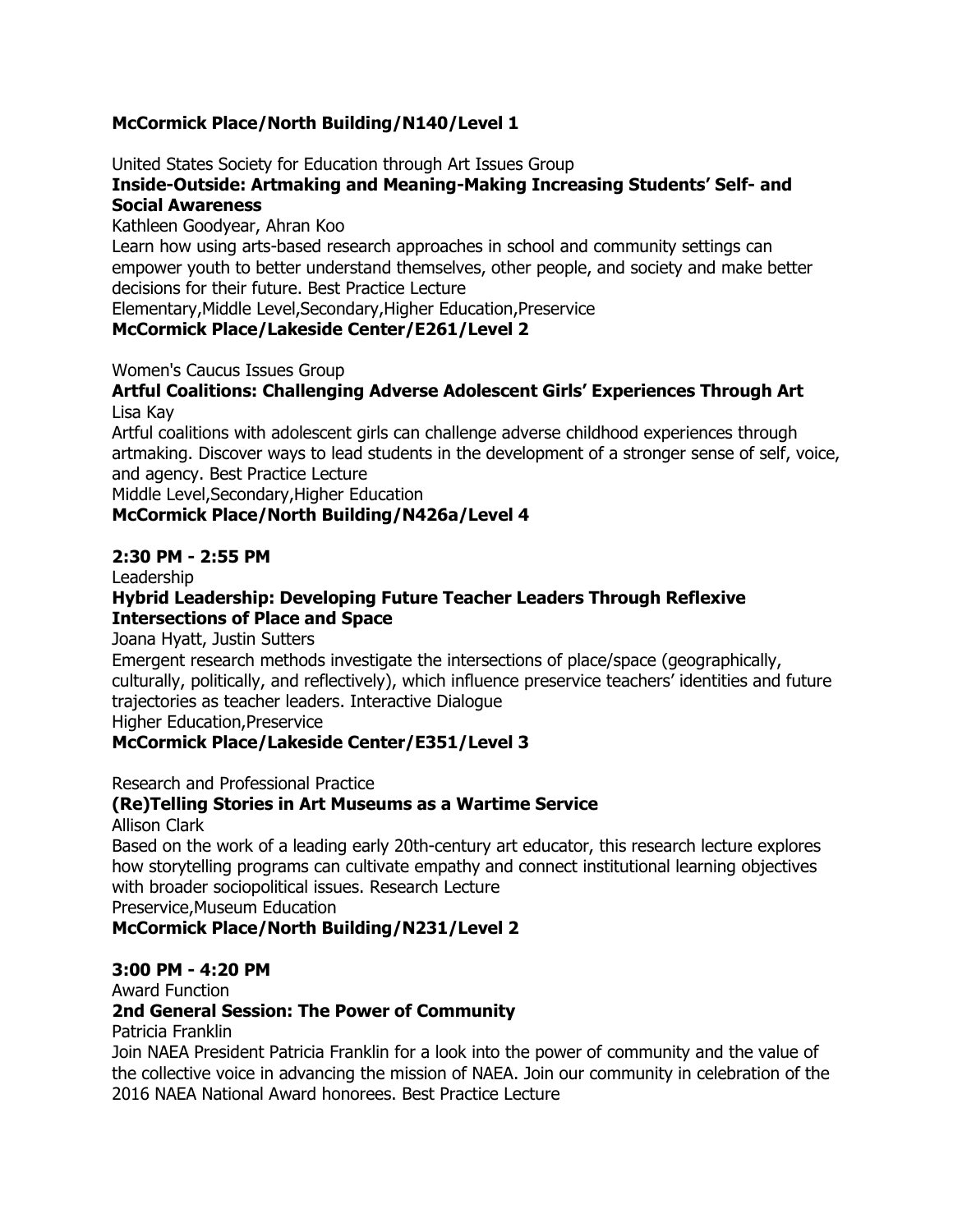**McCormick Place/North Building/N140/Level 1**

United States Society for Education through Art Issues Group

**Inside-Outside: Artmaking and Meaning-Making Increasing Students' Self- and Social Awareness**

Kathleen Goodyear, Ahran Koo

Learn how using arts-based research approaches in school and community settings can empower youth to better understand themselves, other people, and society and make better decisions for their future. Best Practice Lecture

Elementary,Middle Level,Secondary,Higher Education,Preservice

**McCormick Place/Lakeside Center/E261/Level 2**

Women's Caucus Issues Group

**Artful Coalitions: Challenging Adverse Adolescent Girls' Experiences Through Art**

Lisa Kay

Artful coalitions with adolescent girls can challenge adverse childhood experiences through artmaking. Discover ways to lead students in the development of a stronger sense of self, voice, and agency. Best Practice Lecture

Middle Level,Secondary,Higher Education

**McCormick Place/North Building/N426a/Level 4**

**2:30 PM - 2:55 PM**

Leadership

**Hybrid Leadership: Developing Future Teacher Leaders Through Reflexive Intersections of Place and Space**

Joana Hyatt, Justin Sutters

Emergent research methods investigate the intersections of place/space (geographically, culturally, politically, and reflectively), which influence preservice teachers' identities and future trajectories as teacher leaders. Interactive Dialogue

Higher Education,Preservice

**McCormick Place/Lakeside Center/E351/Level 3**

Research and Professional Practice

**(Re)Telling Stories in Art Museums as a Wartime Service**

Allison Clark

Based on the work of a leading early 20th-century art educator, this research lecture explores how storytelling programs can cultivate empathy and connect institutional learning objectives with broader sociopolitical issues. Research Lecture

Preservice,Museum Education

**McCormick Place/North Building/N231/Level 2**

**3:00 PM - 4:20 PM**

Award Function

**2nd General Session: The Power of Community**

Patricia Franklin

Join NAEA President Patricia Franklin for a look into the power of community and the value of the collective voice in advancing the mission of NAEA. Join our community in celebration of the 2016 NAEA National Award honorees. Best Practice Lecture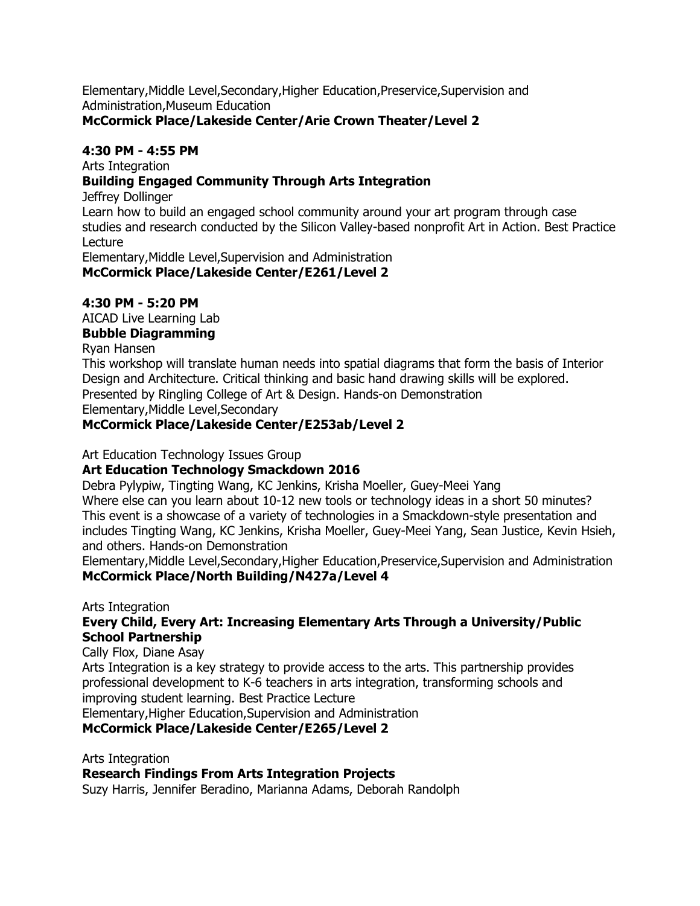Elementary,Middle Level,Secondary,Higher Education,Preservice,Supervision and Administration,Museum Education
**McCormick Place/Lakeside Center/Arie Crown Theater/Level 2**

**4:30 PM - 4:55 PM**

Arts Integration
**Building Engaged Community Through Arts Integration**
Jeffrey Dollinger
Learn how to build an engaged school community around your art program through case studies and research conducted by the Silicon Valley-based nonprofit Art in Action. Best Practice Lecture
Elementary,Middle Level,Supervision and Administration
**McCormick Place/Lakeside Center/E261/Level 2**

**4:30 PM - 5:20 PM**

AICAD Live Learning Lab
**Bubble Diagramming**
Ryan Hansen
This workshop will translate human needs into spatial diagrams that form the basis of Interior Design and Architecture. Critical thinking and basic hand drawing skills will be explored. Presented by Ringling College of Art & Design. Hands-on Demonstration
Elementary,Middle Level,Secondary
**McCormick Place/Lakeside Center/E253ab/Level 2**

Art Education Technology Issues Group
**Art Education Technology Smackdown 2016**
Debra Pylypiw, Tingting Wang, KC Jenkins, Krisha Moeller, Guey-Meei Yang
Where else can you learn about 10-12 new tools or technology ideas in a short 50 minutes? This event is a showcase of a variety of technologies in a Smackdown-style presentation and includes Tingting Wang, KC Jenkins, Krisha Moeller, Guey-Meei Yang, Sean Justice, Kevin Hsieh, and others. Hands-on Demonstration
Elementary,Middle Level,Secondary,Higher Education,Preservice,Supervision and Administration
**McCormick Place/North Building/N427a/Level 4**

Arts Integration
**Every Child, Every Art: Increasing Elementary Arts Through a University/Public School Partnership**
Cally Flox, Diane Asay
Arts Integration is a key strategy to provide access to the arts. This partnership provides professional development to K-6 teachers in arts integration, transforming schools and improving student learning. Best Practice Lecture
Elementary,Higher Education,Supervision and Administration
**McCormick Place/Lakeside Center/E265/Level 2**

Arts Integration
**Research Findings From Arts Integration Projects**
Suzy Harris, Jennifer Beradino, Marianna Adams, Deborah Randolph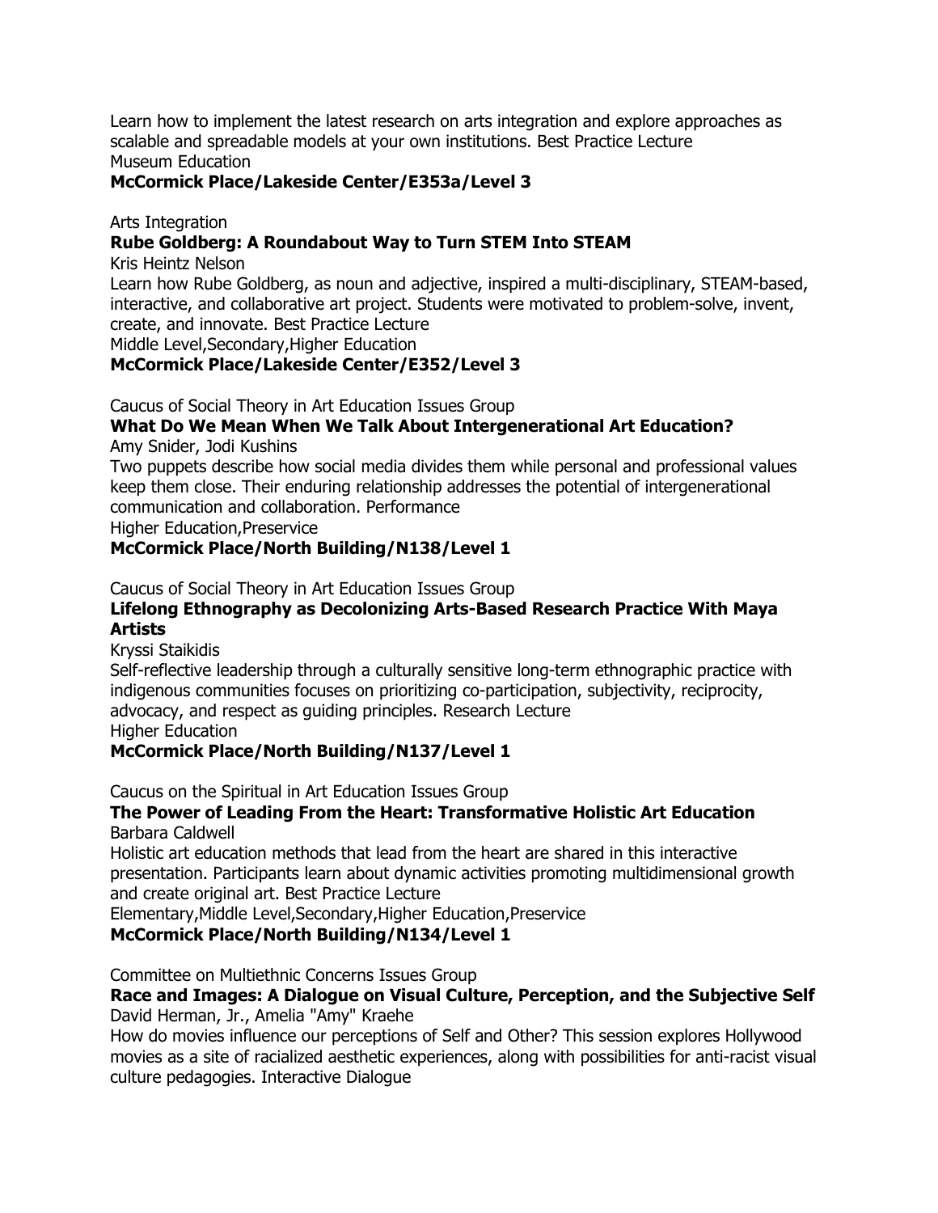Learn how to implement the latest research on arts integration and explore approaches as scalable and spreadable models at your own institutions. Best Practice Lecture
Museum Education
**McCormick Place/Lakeside Center/E353a/Level 3**

Arts Integration
**Rube Goldberg: A Roundabout Way to Turn STEM Into STEAM**
Kris Heintz Nelson
Learn how Rube Goldberg, as noun and adjective, inspired a multi-disciplinary, STEAM-based, interactive, and collaborative art project. Students were motivated to problem-solve, invent, create, and innovate. Best Practice Lecture
Middle Level,Secondary,Higher Education
**McCormick Place/Lakeside Center/E352/Level 3**

Caucus of Social Theory in Art Education Issues Group
**What Do We Mean When We Talk About Intergenerational Art Education?**
Amy Snider, Jodi Kushins
Two puppets describe how social media divides them while personal and professional values keep them close. Their enduring relationship addresses the potential of intergenerational communication and collaboration. Performance
Higher Education,Preservice
**McCormick Place/North Building/N138/Level 1**

Caucus of Social Theory in Art Education Issues Group
**Lifelong Ethnography as Decolonizing Arts-Based Research Practice With Maya Artists**
Kryssi Staikidis
Self-reflective leadership through a culturally sensitive long-term ethnographic practice with indigenous communities focuses on prioritizing co-participation, subjectivity, reciprocity, advocacy, and respect as guiding principles. Research Lecture
Higher Education
**McCormick Place/North Building/N137/Level 1**

Caucus on the Spiritual in Art Education Issues Group
**The Power of Leading From the Heart: Transformative Holistic Art Education**
Barbara Caldwell
Holistic art education methods that lead from the heart are shared in this interactive presentation. Participants learn about dynamic activities promoting multidimensional growth and create original art. Best Practice Lecture
Elementary,Middle Level,Secondary,Higher Education,Preservice
**McCormick Place/North Building/N134/Level 1**

Committee on Multiethnic Concerns Issues Group
**Race and Images: A Dialogue on Visual Culture, Perception, and the Subjective Self**
David Herman, Jr., Amelia "Amy" Kraehe
How do movies influence our perceptions of Self and Other? This session explores Hollywood movies as a site of racialized aesthetic experiences, along with possibilities for anti-racist visual culture pedagogies. Interactive Dialogue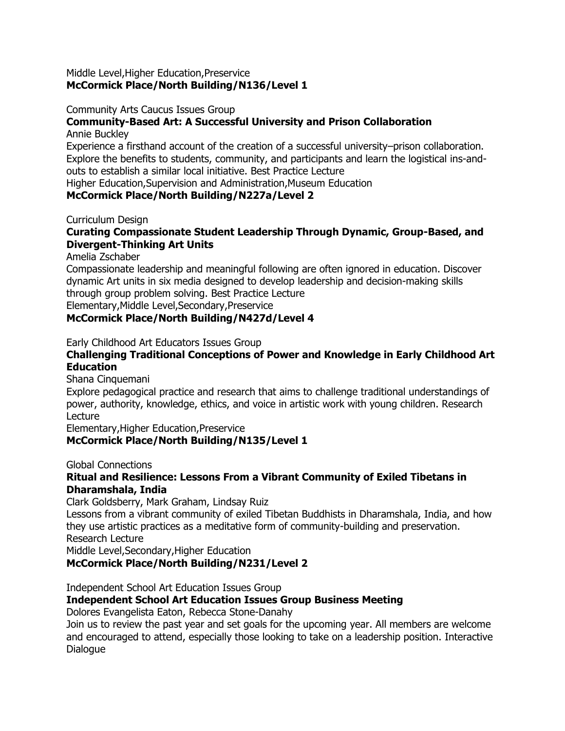Middle Level,Higher Education,Preservice
**McCormick Place/North Building/N136/Level 1**

Community Arts Caucus Issues Group
**Community-Based Art: A Successful University and Prison Collaboration**
Annie Buckley
Experience a firsthand account of the creation of a successful university–prison collaboration. Explore the benefits to students, community, and participants and learn the logistical ins-and-outs to establish a similar local initiative. Best Practice Lecture
Higher Education,Supervision and Administration,Museum Education
**McCormick Place/North Building/N227a/Level 2**

Curriculum Design
**Curating Compassionate Student Leadership Through Dynamic, Group-Based, and Divergent-Thinking Art Units**
Amelia Zschaber
Compassionate leadership and meaningful following are often ignored in education. Discover dynamic Art units in six media designed to develop leadership and decision-making skills through group problem solving. Best Practice Lecture
Elementary,Middle Level,Secondary,Preservice
**McCormick Place/North Building/N427d/Level 4**

Early Childhood Art Educators Issues Group
**Challenging Traditional Conceptions of Power and Knowledge in Early Childhood Art Education**
Shana Cinquemani
Explore pedagogical practice and research that aims to challenge traditional understandings of power, authority, knowledge, ethics, and voice in artistic work with young children. Research Lecture
Elementary,Higher Education,Preservice
**McCormick Place/North Building/N135/Level 1**

Global Connections
**Ritual and Resilience: Lessons From a Vibrant Community of Exiled Tibetans in Dharamshala, India**
Clark Goldsberry, Mark Graham, Lindsay Ruiz
Lessons from a vibrant community of exiled Tibetan Buddhists in Dharamshala, India, and how they use artistic practices as a meditative form of community-building and preservation. Research Lecture
Middle Level,Secondary,Higher Education
**McCormick Place/North Building/N231/Level 2**

Independent School Art Education Issues Group
**Independent School Art Education Issues Group Business Meeting**
Dolores Evangelista Eaton, Rebecca Stone-Danahy
Join us to review the past year and set goals for the upcoming year. All members are welcome and encouraged to attend, especially those looking to take on a leadership position. Interactive Dialogue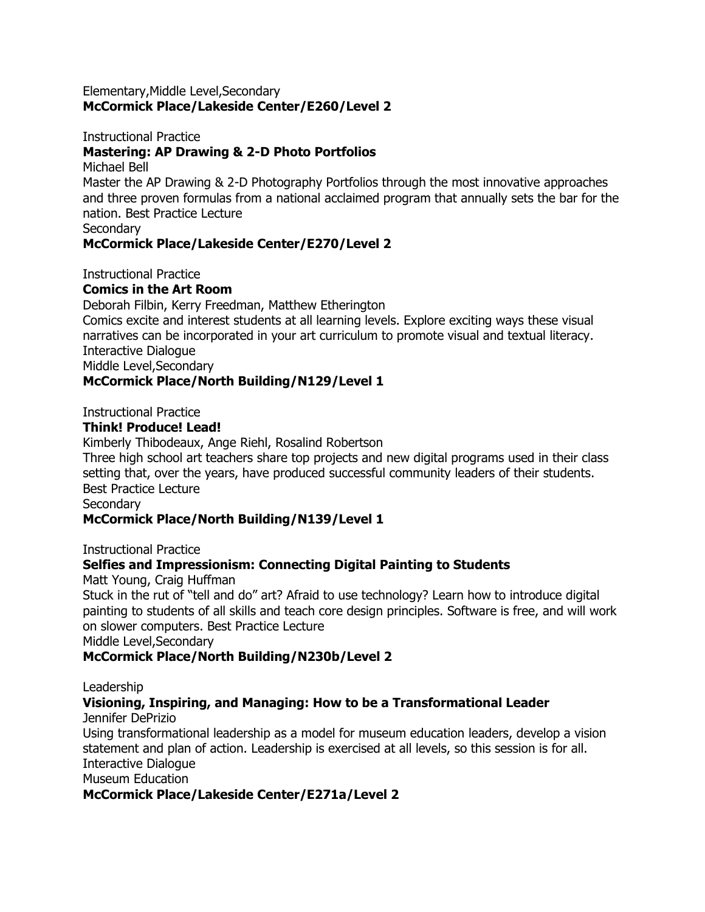Elementary,Middle Level,Secondary
**McCormick Place/Lakeside Center/E260/Level 2**

Instructional Practice
**Mastering: AP Drawing & 2-D Photo Portfolios**
Michael Bell
Master the AP Drawing & 2-D Photography Portfolios through the most innovative approaches and three proven formulas from a national acclaimed program that annually sets the bar for the nation. Best Practice Lecture
Secondary
**McCormick Place/Lakeside Center/E270/Level 2**

Instructional Practice
**Comics in the Art Room**
Deborah Filbin, Kerry Freedman, Matthew Etherington
Comics excite and interest students at all learning levels. Explore exciting ways these visual narratives can be incorporated in your art curriculum to promote visual and textual literacy.
Interactive Dialogue
Middle Level,Secondary
**McCormick Place/North Building/N129/Level 1**

Instructional Practice
**Think! Produce! Lead!**
Kimberly Thibodeaux, Ange Riehl, Rosalind Robertson
Three high school art teachers share top projects and new digital programs used in their class setting that, over the years, have produced successful community leaders of their students.
Best Practice Lecture
Secondary
**McCormick Place/North Building/N139/Level 1**

Instructional Practice
**Selfies and Impressionism: Connecting Digital Painting to Students**
Matt Young, Craig Huffman
Stuck in the rut of "tell and do" art? Afraid to use technology? Learn how to introduce digital painting to students of all skills and teach core design principles. Software is free, and will work on slower computers. Best Practice Lecture
Middle Level,Secondary
**McCormick Place/North Building/N230b/Level 2**

Leadership
**Visioning, Inspiring, and Managing: How to be a Transformational Leader**
Jennifer DePrizio
Using transformational leadership as a model for museum education leaders, develop a vision statement and plan of action. Leadership is exercised at all levels, so this session is for all.
Interactive Dialogue
Museum Education
**McCormick Place/Lakeside Center/E271a/Level 2**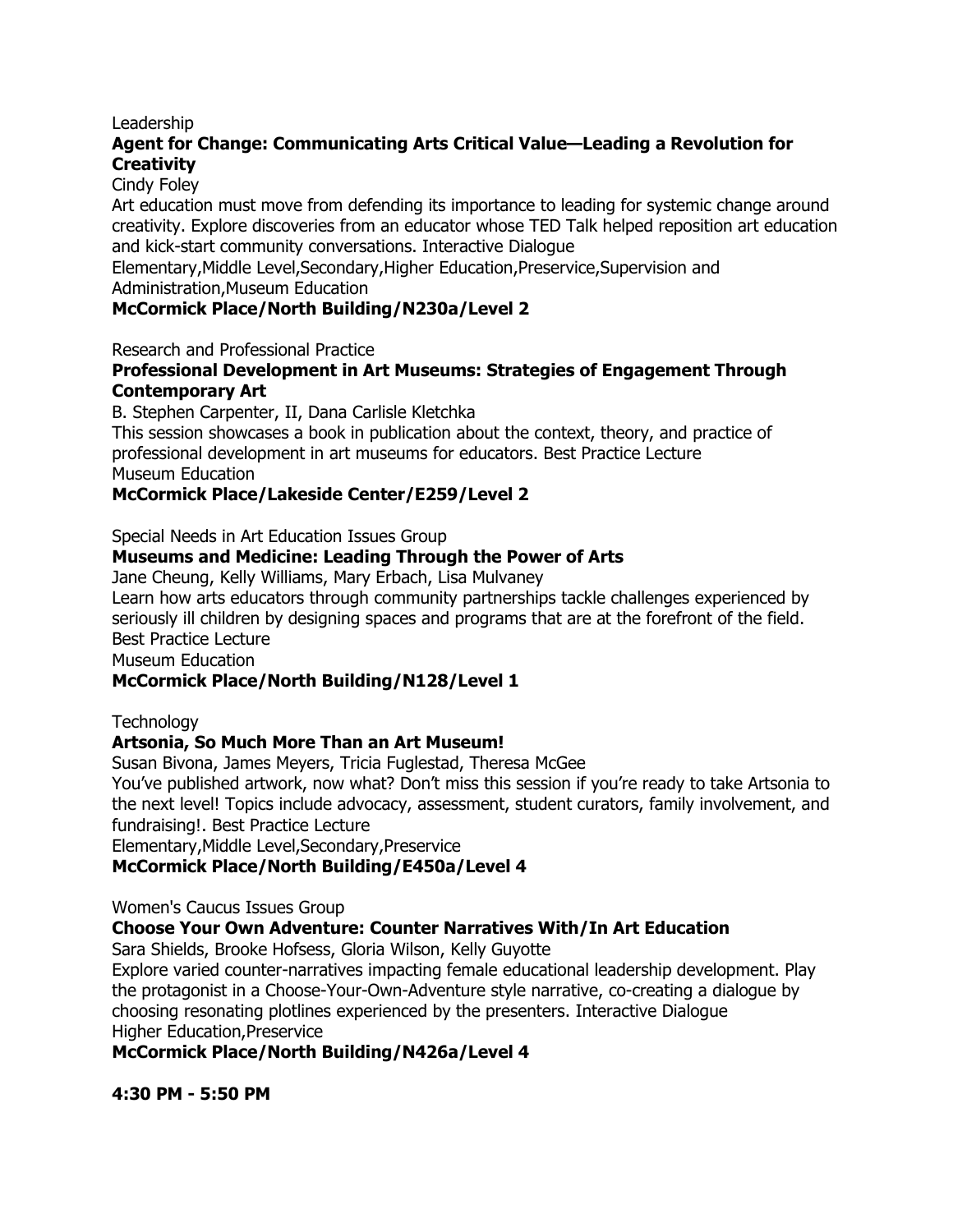Leadership

**Agent for Change: Communicating Arts Critical Value—Leading a Revolution for Creativity**

Cindy Foley

Art education must move from defending its importance to leading for systemic change around creativity. Explore discoveries from an educator whose TED Talk helped reposition art education and kick-start community conversations. Interactive Dialogue

Elementary,Middle Level,Secondary,Higher Education,Preservice,Supervision and Administration,Museum Education

**McCormick Place/North Building/N230a/Level 2**

Research and Professional Practice

**Professional Development in Art Museums: Strategies of Engagement Through Contemporary Art**

B. Stephen Carpenter, II, Dana Carlisle Kletchka

This session showcases a book in publication about the context, theory, and practice of professional development in art museums for educators. Best Practice Lecture

Museum Education

**McCormick Place/Lakeside Center/E259/Level 2**

Special Needs in Art Education Issues Group

**Museums and Medicine: Leading Through the Power of Arts**

Jane Cheung, Kelly Williams, Mary Erbach, Lisa Mulvaney

Learn how arts educators through community partnerships tackle challenges experienced by seriously ill children by designing spaces and programs that are at the forefront of the field. Best Practice Lecture

Museum Education

**McCormick Place/North Building/N128/Level 1**

Technology

**Artsonia, So Much More Than an Art Museum!**

Susan Bivona, James Meyers, Tricia Fuglestad, Theresa McGee

You've published artwork, now what? Don't miss this session if you're ready to take Artsonia to the next level! Topics include advocacy, assessment, student curators, family involvement, and fundraising!. Best Practice Lecture

Elementary,Middle Level,Secondary,Preservice

**McCormick Place/North Building/E450a/Level 4**

Women's Caucus Issues Group

**Choose Your Own Adventure: Counter Narratives With/In Art Education**

Sara Shields, Brooke Hofsess, Gloria Wilson, Kelly Guyotte

Explore varied counter-narratives impacting female educational leadership development. Play the protagonist in a Choose-Your-Own-Adventure style narrative, co-creating a dialogue by choosing resonating plotlines experienced by the presenters. Interactive Dialogue

Higher Education,Preservice

**McCormick Place/North Building/N426a/Level 4**

**4:30 PM - 5:50 PM**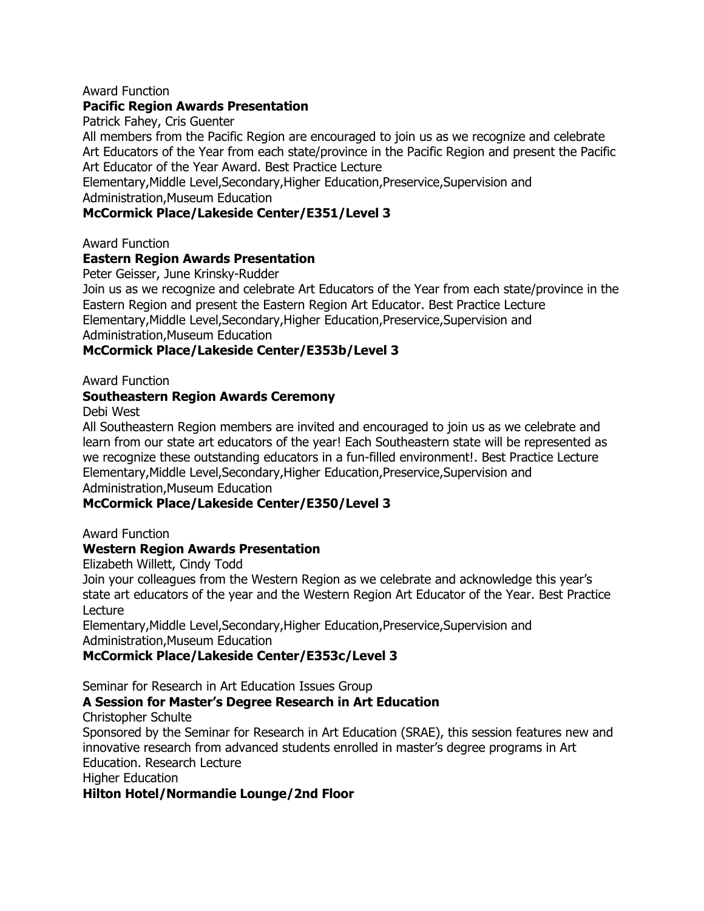Award Function

**Pacific Region Awards Presentation**

Patrick Fahey, Cris Guenter

All members from the Pacific Region are encouraged to join us as we recognize and celebrate Art Educators of the Year from each state/province in the Pacific Region and present the Pacific Art Educator of the Year Award. Best Practice Lecture

Elementary,Middle Level,Secondary,Higher Education,Preservice,Supervision and Administration,Museum Education

**McCormick Place/Lakeside Center/E351/Level 3**

Award Function

**Eastern Region Awards Presentation**

Peter Geisser, June Krinsky-Rudder

Join us as we recognize and celebrate Art Educators of the Year from each state/province in the Eastern Region and present the Eastern Region Art Educator. Best Practice Lecture

Elementary,Middle Level,Secondary,Higher Education,Preservice,Supervision and Administration,Museum Education

**McCormick Place/Lakeside Center/E353b/Level 3**

Award Function

**Southeastern Region Awards Ceremony**

Debi West

All Southeastern Region members are invited and encouraged to join us as we celebrate and learn from our state art educators of the year! Each Southeastern state will be represented as we recognize these outstanding educators in a fun-filled environment!. Best Practice Lecture

Elementary,Middle Level,Secondary,Higher Education,Preservice,Supervision and Administration,Museum Education

**McCormick Place/Lakeside Center/E350/Level 3**

Award Function

**Western Region Awards Presentation**

Elizabeth Willett, Cindy Todd

Join your colleagues from the Western Region as we celebrate and acknowledge this year's state art educators of the year and the Western Region Art Educator of the Year. Best Practice Lecture

Elementary,Middle Level,Secondary,Higher Education,Preservice,Supervision and Administration,Museum Education

**McCormick Place/Lakeside Center/E353c/Level 3**

Seminar for Research in Art Education Issues Group

**A Session for Master's Degree Research in Art Education**

Christopher Schulte

Sponsored by the Seminar for Research in Art Education (SRAE), this session features new and innovative research from advanced students enrolled in master's degree programs in Art Education. Research Lecture

Higher Education

**Hilton Hotel/Normandie Lounge/2nd Floor**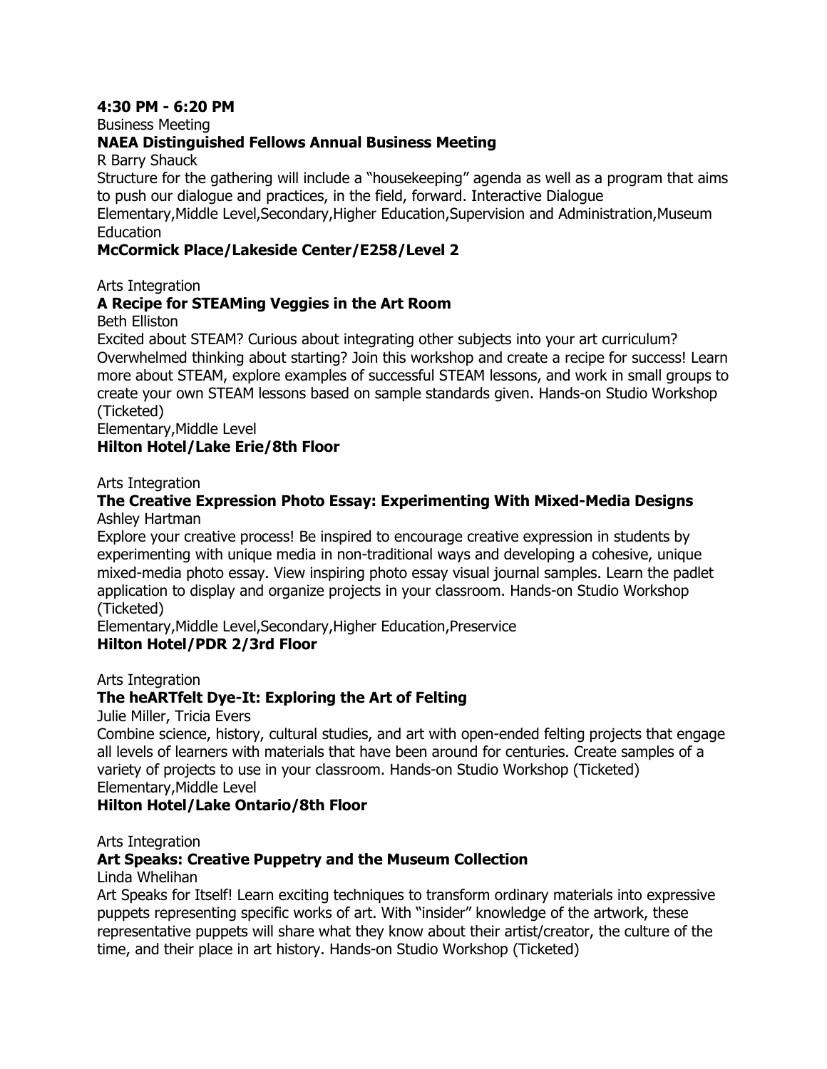**4:30 PM - 6:20 PM**

Business Meeting

**NAEA Distinguished Fellows Annual Business Meeting**

R Barry Shauck

Structure for the gathering will include a "housekeeping" agenda as well as a program that aims to push our dialogue and practices, in the field, forward. Interactive Dialogue

Elementary,Middle Level,Secondary,Higher Education,Supervision and Administration,Museum Education

**McCormick Place/Lakeside Center/E258/Level 2**

Arts Integration

**A Recipe for STEAMing Veggies in the Art Room**

Beth Elliston

Excited about STEAM? Curious about integrating other subjects into your art curriculum? Overwhelmed thinking about starting? Join this workshop and create a recipe for success! Learn more about STEAM, explore examples of successful STEAM lessons, and work in small groups to create your own STEAM lessons based on sample standards given. Hands-on Studio Workshop (Ticketed)

Elementary,Middle Level

**Hilton Hotel/Lake Erie/8th Floor**

Arts Integration

**The Creative Expression Photo Essay: Experimenting With Mixed-Media Designs**

Ashley Hartman

Explore your creative process! Be inspired to encourage creative expression in students by experimenting with unique media in non-traditional ways and developing a cohesive, unique mixed-media photo essay. View inspiring photo essay visual journal samples. Learn the padlet application to display and organize projects in your classroom. Hands-on Studio Workshop (Ticketed)

Elementary,Middle Level,Secondary,Higher Education,Preservice

**Hilton Hotel/PDR 2/3rd Floor**

Arts Integration

**The heARTfelt Dye-It: Exploring the Art of Felting**

Julie Miller, Tricia Evers

Combine science, history, cultural studies, and art with open-ended felting projects that engage all levels of learners with materials that have been around for centuries. Create samples of a variety of projects to use in your classroom. Hands-on Studio Workshop (Ticketed)

Elementary,Middle Level

**Hilton Hotel/Lake Ontario/8th Floor**

Arts Integration

**Art Speaks: Creative Puppetry and the Museum Collection**

Linda Whelihan

Art Speaks for Itself! Learn exciting techniques to transform ordinary materials into expressive puppets representing specific works of art. With "insider" knowledge of the artwork, these representative puppets will share what they know about their artist/creator, the culture of the time, and their place in art history. Hands-on Studio Workshop (Ticketed)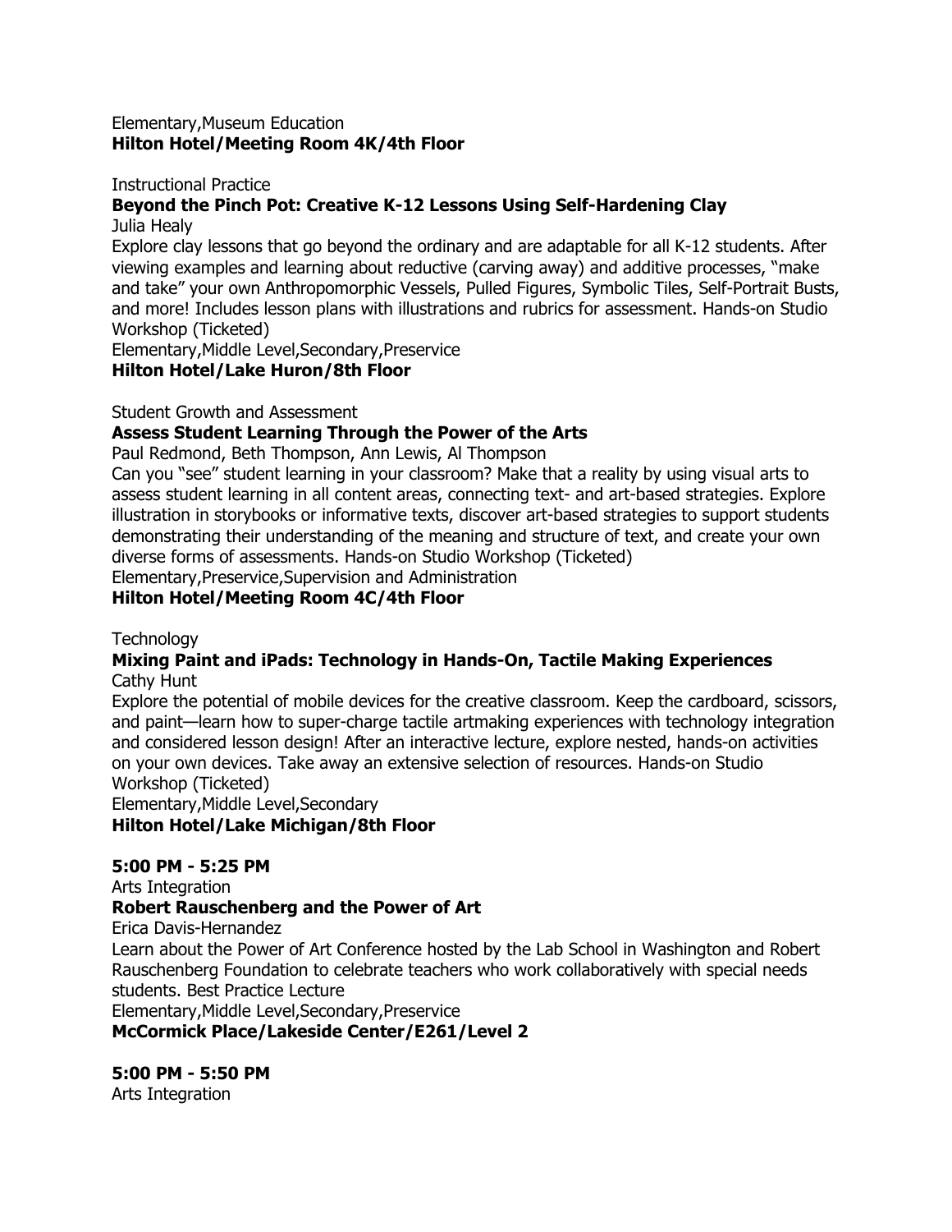Elementary,Museum Education
**Hilton Hotel/Meeting Room 4K/4th Floor**

Instructional Practice
**Beyond the Pinch Pot: Creative K-12 Lessons Using Self-Hardening Clay**
Julia Healy
Explore clay lessons that go beyond the ordinary and are adaptable for all K-12 students. After viewing examples and learning about reductive (carving away) and additive processes, "make and take" your own Anthropomorphic Vessels, Pulled Figures, Symbolic Tiles, Self-Portrait Busts, and more! Includes lesson plans with illustrations and rubrics for assessment. Hands-on Studio Workshop (Ticketed)
Elementary,Middle Level,Secondary,Preservice
**Hilton Hotel/Lake Huron/8th Floor**

Student Growth and Assessment
**Assess Student Learning Through the Power of the Arts**
Paul Redmond, Beth Thompson, Ann Lewis, Al Thompson
Can you "see" student learning in your classroom? Make that a reality by using visual arts to assess student learning in all content areas, connecting text- and art-based strategies. Explore illustration in storybooks or informative texts, discover art-based strategies to support students demonstrating their understanding of the meaning and structure of text, and create your own diverse forms of assessments. Hands-on Studio Workshop (Ticketed)
Elementary,Preservice,Supervision and Administration
**Hilton Hotel/Meeting Room 4C/4th Floor**

Technology
**Mixing Paint and iPads: Technology in Hands-On, Tactile Making Experiences**
Cathy Hunt
Explore the potential of mobile devices for the creative classroom. Keep the cardboard, scissors, and paint—learn how to super-charge tactile artmaking experiences with technology integration and considered lesson design! After an interactive lecture, explore nested, hands-on activities on your own devices. Take away an extensive selection of resources. Hands-on Studio Workshop (Ticketed)
Elementary,Middle Level,Secondary
**Hilton Hotel/Lake Michigan/8th Floor**

**5:00 PM - 5:25 PM**
Arts Integration
**Robert Rauschenberg and the Power of Art**
Erica Davis-Hernandez
Learn about the Power of Art Conference hosted by the Lab School in Washington and Robert Rauschenberg Foundation to celebrate teachers who work collaboratively with special needs students. Best Practice Lecture
Elementary,Middle Level,Secondary,Preservice
**McCormick Place/Lakeside Center/E261/Level 2**

**5:00 PM - 5:50 PM**
Arts Integration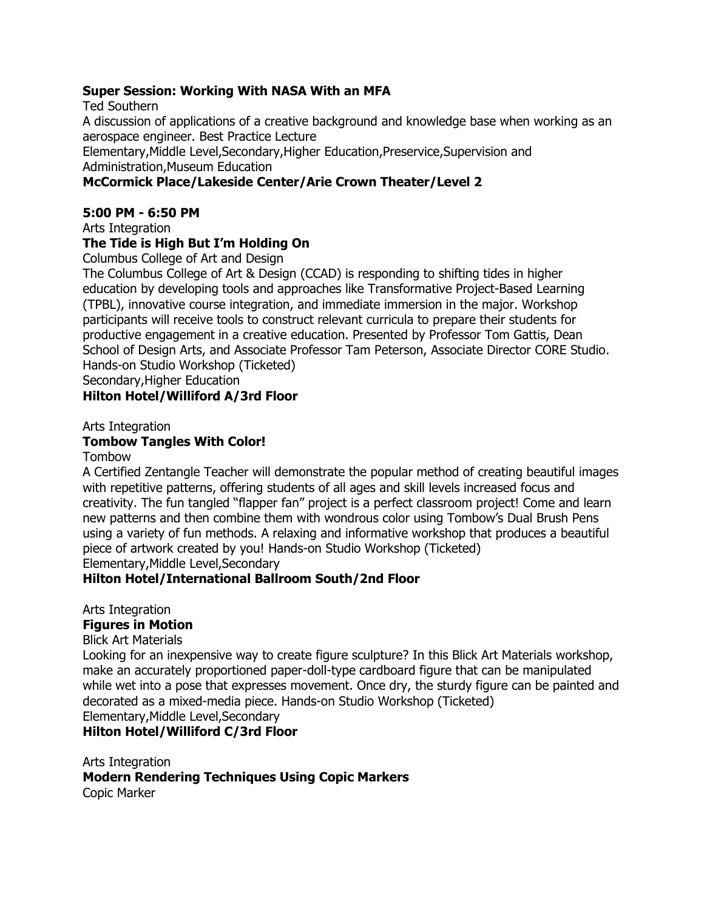**Super Session: Working With NASA With an MFA**

Ted Southern

A discussion of applications of a creative background and knowledge base when working as an aerospace engineer. Best Practice Lecture

Elementary,Middle Level,Secondary,Higher Education,Preservice,Supervision and Administration,Museum Education

**McCormick Place/Lakeside Center/Arie Crown Theater/Level 2**

**5:00 PM - 6:50 PM**

Arts Integration

**The Tide is High But I'm Holding On**

Columbus College of Art and Design

The Columbus College of Art & Design (CCAD) is responding to shifting tides in higher education by developing tools and approaches like Transformative Project-Based Learning (TPBL), innovative course integration, and immediate immersion in the major. Workshop participants will receive tools to construct relevant curricula to prepare their students for productive engagement in a creative education. Presented by Professor Tom Gattis, Dean School of Design Arts, and Associate Professor Tam Peterson, Associate Director CORE Studio. Hands-on Studio Workshop (Ticketed)

Secondary,Higher Education

**Hilton Hotel/Williford A/3rd Floor**

Arts Integration

**Tombow Tangles With Color!**

Tombow

A Certified Zentangle Teacher will demonstrate the popular method of creating beautiful images with repetitive patterns, offering students of all ages and skill levels increased focus and creativity. The fun tangled "flapper fan" project is a perfect classroom project! Come and learn new patterns and then combine them with wondrous color using Tombow's Dual Brush Pens using a variety of fun methods. A relaxing and informative workshop that produces a beautiful piece of artwork created by you! Hands-on Studio Workshop (Ticketed)

Elementary,Middle Level,Secondary

**Hilton Hotel/International Ballroom South/2nd Floor**

Arts Integration

**Figures in Motion**

Blick Art Materials

Looking for an inexpensive way to create figure sculpture? In this Blick Art Materials workshop, make an accurately proportioned paper-doll-type cardboard figure that can be manipulated while wet into a pose that expresses movement. Once dry, the sturdy figure can be painted and decorated as a mixed-media piece. Hands-on Studio Workshop (Ticketed)

Elementary,Middle Level,Secondary

**Hilton Hotel/Williford C/3rd Floor**

Arts Integration

**Modern Rendering Techniques Using Copic Markers**

Copic Marker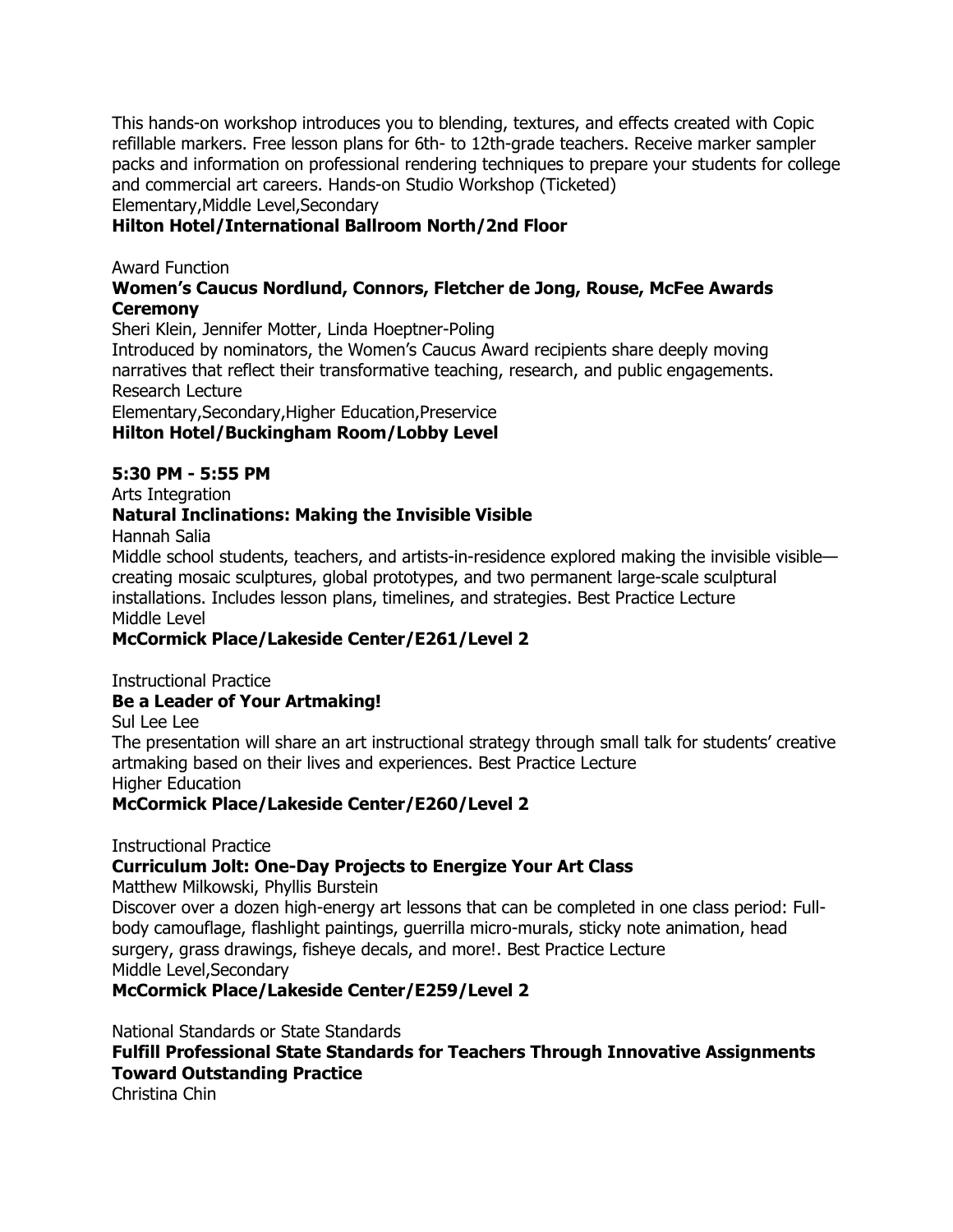This hands-on workshop introduces you to blending, textures, and effects created with Copic refillable markers. Free lesson plans for 6th- to 12th-grade teachers. Receive marker sampler packs and information on professional rendering techniques to prepare your students for college and commercial art careers. Hands-on Studio Workshop (Ticketed)
Elementary,Middle Level,Secondary
**Hilton Hotel/International Ballroom North/2nd Floor**

Award Function
**Women's Caucus Nordlund, Connors, Fletcher de Jong, Rouse, McFee Awards Ceremony**
Sheri Klein, Jennifer Motter, Linda Hoeptner-Poling
Introduced by nominators, the Women's Caucus Award recipients share deeply moving narratives that reflect their transformative teaching, research, and public engagements.
Research Lecture
Elementary,Secondary,Higher Education,Preservice
**Hilton Hotel/Buckingham Room/Lobby Level**

**5:30 PM - 5:55 PM**
Arts Integration
**Natural Inclinations: Making the Invisible Visible**
Hannah Salia
Middle school students, teachers, and artists-in-residence explored making the invisible visible—creating mosaic sculptures, global prototypes, and two permanent large-scale sculptural installations. Includes lesson plans, timelines, and strategies. Best Practice Lecture
Middle Level
**McCormick Place/Lakeside Center/E261/Level 2**

Instructional Practice
**Be a Leader of Your Artmaking!**
Sul Lee Lee
The presentation will share an art instructional strategy through small talk for students' creative artmaking based on their lives and experiences. Best Practice Lecture
Higher Education
**McCormick Place/Lakeside Center/E260/Level 2**

Instructional Practice
**Curriculum Jolt: One-Day Projects to Energize Your Art Class**
Matthew Milkowski, Phyllis Burstein
Discover over a dozen high-energy art lessons that can be completed in one class period: Full-body camouflage, flashlight paintings, guerrilla micro-murals, sticky note animation, head surgery, grass drawings, fisheye decals, and more!. Best Practice Lecture
Middle Level,Secondary
**McCormick Place/Lakeside Center/E259/Level 2**

National Standards or State Standards
**Fulfill Professional State Standards for Teachers Through Innovative Assignments Toward Outstanding Practice**
Christina Chin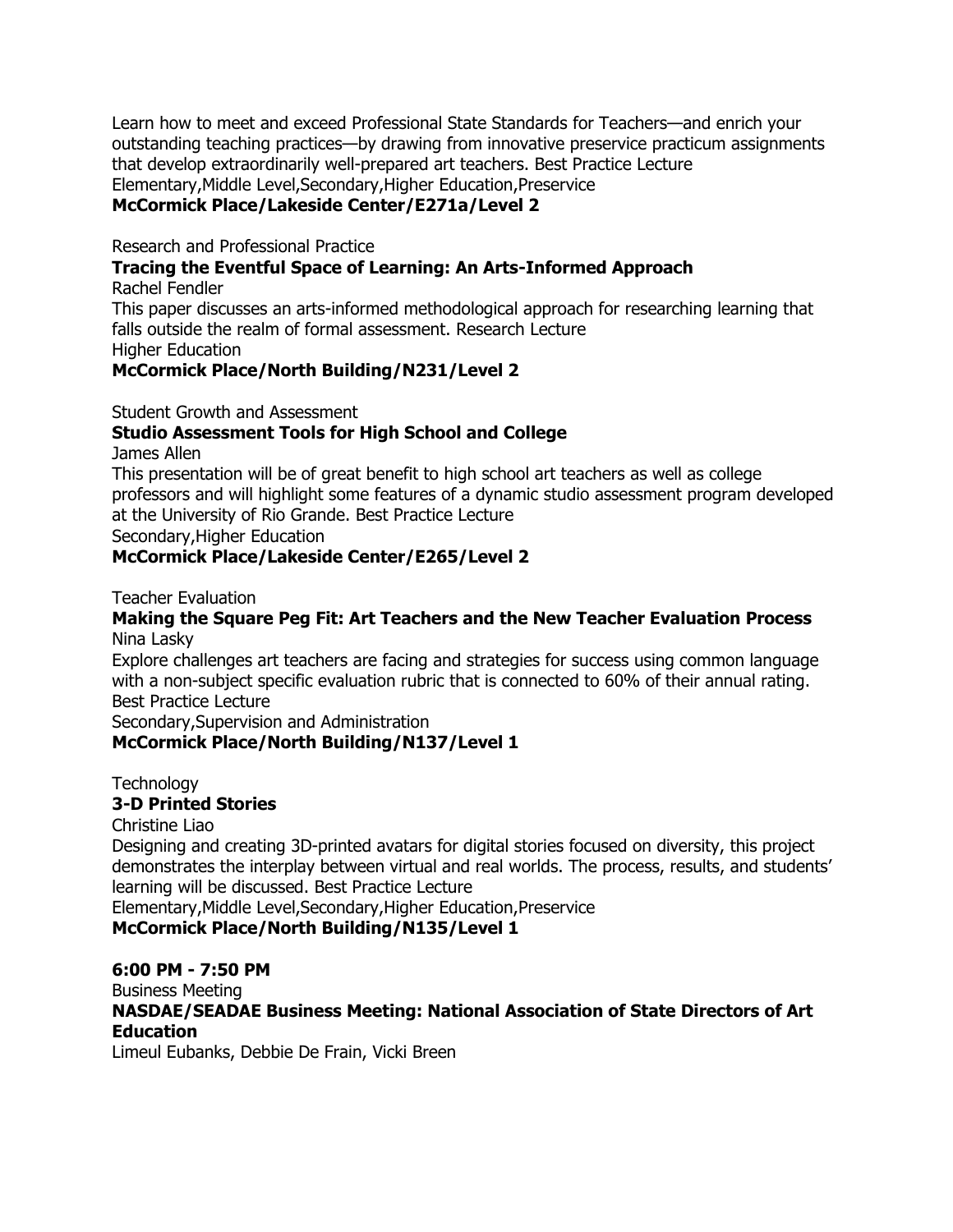Learn how to meet and exceed Professional State Standards for Teachers—and enrich your outstanding teaching practices—by drawing from innovative preservice practicum assignments that develop extraordinarily well-prepared art teachers. Best Practice Lecture
Elementary,Middle Level,Secondary,Higher Education,Preservice
**McCormick Place/Lakeside Center/E271a/Level 2**

Research and Professional Practice
**Tracing the Eventful Space of Learning: An Arts-Informed Approach**
Rachel Fendler
This paper discusses an arts-informed methodological approach for researching learning that falls outside the realm of formal assessment. Research Lecture
Higher Education
**McCormick Place/North Building/N231/Level 2**

Student Growth and Assessment
**Studio Assessment Tools for High School and College**
James Allen
This presentation will be of great benefit to high school art teachers as well as college professors and will highlight some features of a dynamic studio assessment program developed at the University of Rio Grande. Best Practice Lecture
Secondary,Higher Education
**McCormick Place/Lakeside Center/E265/Level 2**

Teacher Evaluation
**Making the Square Peg Fit: Art Teachers and the New Teacher Evaluation Process**
Nina Lasky
Explore challenges art teachers are facing and strategies for success using common language with a non-subject specific evaluation rubric that is connected to 60% of their annual rating. Best Practice Lecture
Secondary,Supervision and Administration
**McCormick Place/North Building/N137/Level 1**

Technology
**3-D Printed Stories**
Christine Liao
Designing and creating 3D-printed avatars for digital stories focused on diversity, this project demonstrates the interplay between virtual and real worlds. The process, results, and students' learning will be discussed. Best Practice Lecture
Elementary,Middle Level,Secondary,Higher Education,Preservice
**McCormick Place/North Building/N135/Level 1**

**6:00 PM - 7:50 PM**
Business Meeting
**NASDAE/SEADAE Business Meeting: National Association of State Directors of Art Education**
Limeul Eubanks, Debbie De Frain, Vicki Breen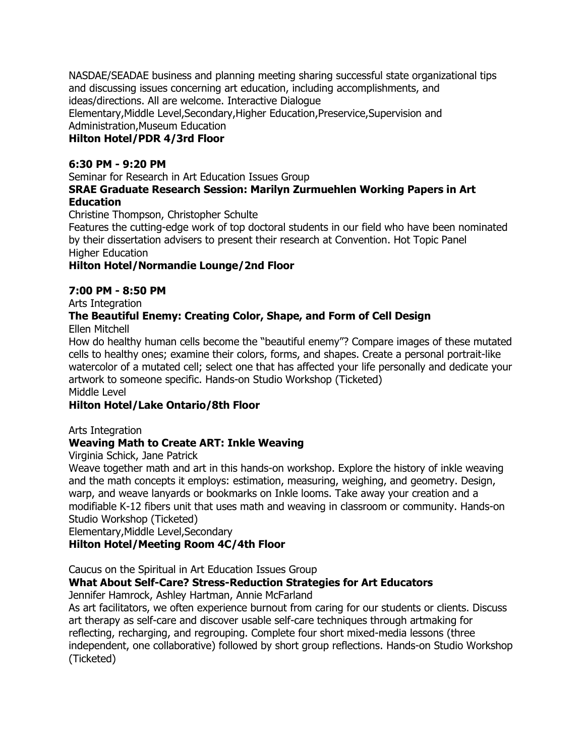NASDAE/SEADAE business and planning meeting sharing successful state organizational tips and discussing issues concerning art education, including accomplishments, and ideas/directions. All are welcome. Interactive Dialogue
Elementary,Middle Level,Secondary,Higher Education,Preservice,Supervision and Administration,Museum Education
**Hilton Hotel/PDR 4/3rd Floor**

**6:30 PM - 9:20 PM**

Seminar for Research in Art Education Issues Group
**SRAE Graduate Research Session: Marilyn Zurmuehlen Working Papers in Art Education**
Christine Thompson, Christopher Schulte
Features the cutting-edge work of top doctoral students in our field who have been nominated by their dissertation advisers to present their research at Convention. Hot Topic Panel
Higher Education
**Hilton Hotel/Normandie Lounge/2nd Floor**

**7:00 PM - 8:50 PM**

Arts Integration
**The Beautiful Enemy: Creating Color, Shape, and Form of Cell Design**
Ellen Mitchell
How do healthy human cells become the "beautiful enemy"? Compare images of these mutated cells to healthy ones; examine their colors, forms, and shapes. Create a personal portrait-like watercolor of a mutated cell; select one that has affected your life personally and dedicate your artwork to someone specific. Hands-on Studio Workshop (Ticketed)
Middle Level
**Hilton Hotel/Lake Ontario/8th Floor**

Arts Integration
**Weaving Math to Create ART: Inkle Weaving**
Virginia Schick, Jane Patrick
Weave together math and art in this hands-on workshop. Explore the history of inkle weaving and the math concepts it employs: estimation, measuring, weighing, and geometry. Design, warp, and weave lanyards or bookmarks on Inkle looms. Take away your creation and a modifiable K-12 fibers unit that uses math and weaving in classroom or community. Hands-on Studio Workshop (Ticketed)
Elementary,Middle Level,Secondary
**Hilton Hotel/Meeting Room 4C/4th Floor**

Caucus on the Spiritual in Art Education Issues Group
**What About Self-Care? Stress-Reduction Strategies for Art Educators**
Jennifer Hamrock, Ashley Hartman, Annie McFarland
As art facilitators, we often experience burnout from caring for our students or clients. Discuss art therapy as self-care and discover usable self-care techniques through artmaking for reflecting, recharging, and regrouping. Complete four short mixed-media lessons (three independent, one collaborative) followed by short group reflections. Hands-on Studio Workshop (Ticketed)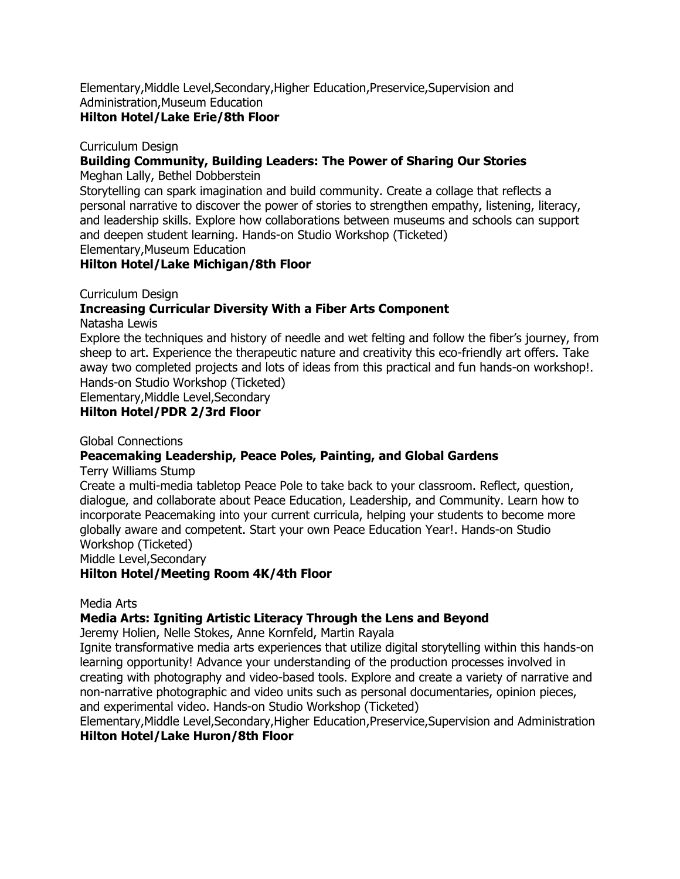Elementary,Middle Level,Secondary,Higher Education,Preservice,Supervision and Administration,Museum Education
**Hilton Hotel/Lake Erie/8th Floor**

Curriculum Design
**Building Community, Building Leaders: The Power of Sharing Our Stories**
Meghan Lally, Bethel Dobberstein
Storytelling can spark imagination and build community. Create a collage that reflects a personal narrative to discover the power of stories to strengthen empathy, listening, literacy, and leadership skills. Explore how collaborations between museums and schools can support and deepen student learning. Hands-on Studio Workshop (Ticketed)
Elementary,Museum Education
**Hilton Hotel/Lake Michigan/8th Floor**

Curriculum Design
**Increasing Curricular Diversity With a Fiber Arts Component**
Natasha Lewis
Explore the techniques and history of needle and wet felting and follow the fiber's journey, from sheep to art. Experience the therapeutic nature and creativity this eco-friendly art offers. Take away two completed projects and lots of ideas from this practical and fun hands-on workshop!. Hands-on Studio Workshop (Ticketed)
Elementary,Middle Level,Secondary
**Hilton Hotel/PDR 2/3rd Floor**

Global Connections
**Peacemaking Leadership, Peace Poles, Painting, and Global Gardens**
Terry Williams Stump
Create a multi-media tabletop Peace Pole to take back to your classroom. Reflect, question, dialogue, and collaborate about Peace Education, Leadership, and Community. Learn how to incorporate Peacemaking into your current curricula, helping your students to become more globally aware and competent. Start your own Peace Education Year!. Hands-on Studio Workshop (Ticketed)
Middle Level,Secondary
**Hilton Hotel/Meeting Room 4K/4th Floor**

Media Arts
**Media Arts: Igniting Artistic Literacy Through the Lens and Beyond**
Jeremy Holien, Nelle Stokes, Anne Kornfeld, Martin Rayala
Ignite transformative media arts experiences that utilize digital storytelling within this hands-on learning opportunity! Advance your understanding of the production processes involved in creating with photography and video-based tools. Explore and create a variety of narrative and non-narrative photographic and video units such as personal documentaries, opinion pieces, and experimental video. Hands-on Studio Workshop (Ticketed)
Elementary,Middle Level,Secondary,Higher Education,Preservice,Supervision and Administration
**Hilton Hotel/Lake Huron/8th Floor**